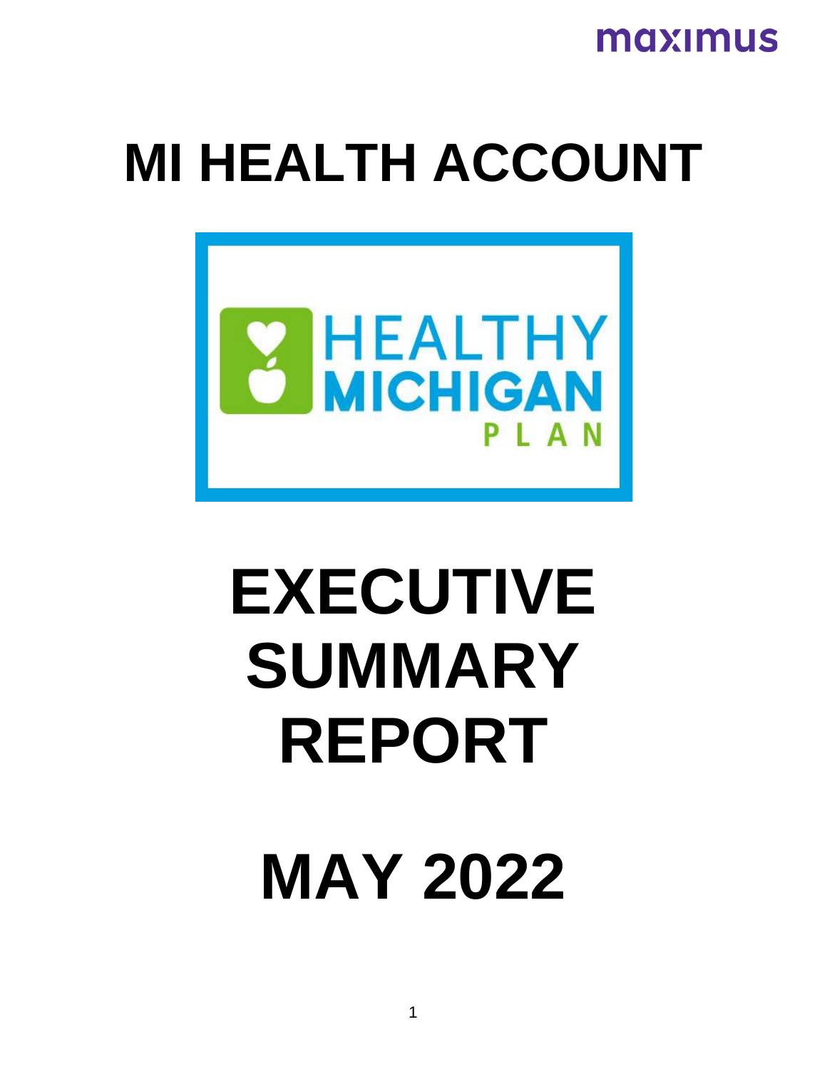maximus

# MI HEALTH ACCOUNT

HEALTHY MICHIGAN PLAN

# EXECUTIVE SUMMARY REPORT

# MAY 2022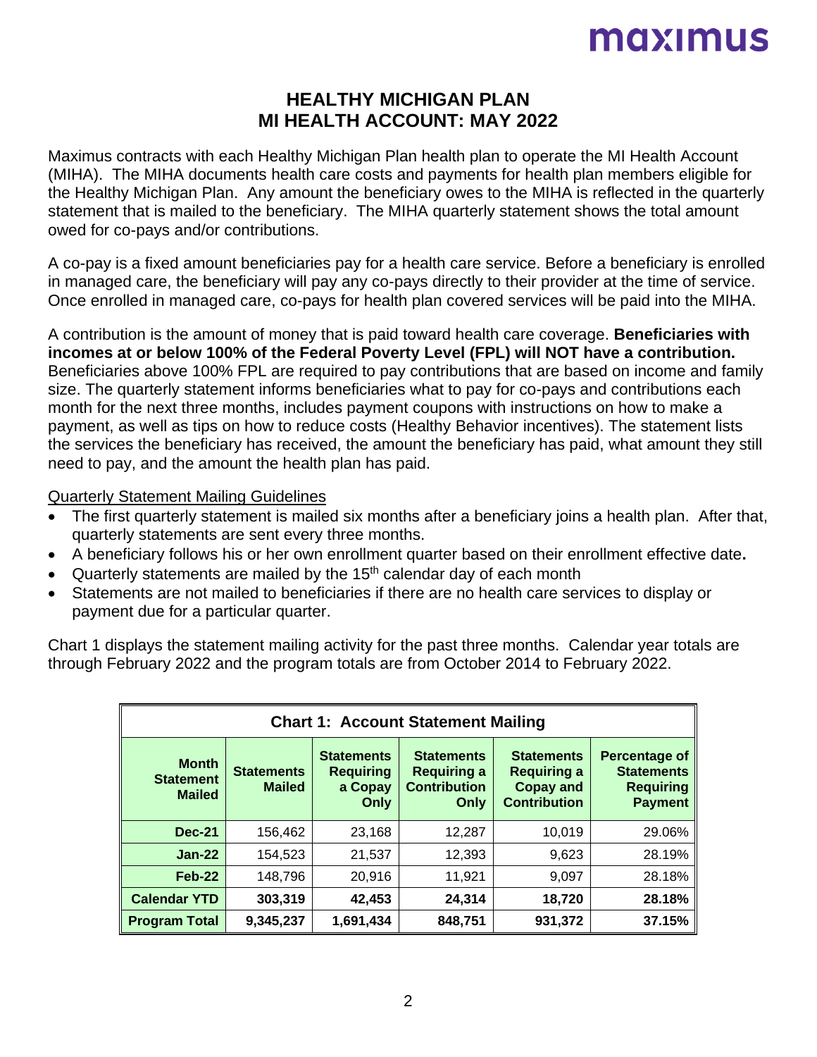# HEALTHY MICHIGAN PLAN
# MI HEALTH ACCOUNT: MAY 2022

Maximus contracts with each Healthy Michigan Plan health plan to operate the MI Health Account (MIHA). The MIHA documents health care costs and payments for health plan members eligible for the Healthy Michigan Plan. Any amount the beneficiary owes to the MIHA is reflected in the quarterly statement that is mailed to the beneficiary. The MIHA quarterly statement shows the total amount owed for co-pays and/or contributions.

A co-pay is a fixed amount beneficiaries pay for a health care service. Before a beneficiary is enrolled in managed care, the beneficiary will pay any co-pays directly to their provider at the time of service. Once enrolled in managed care, co-pays for health plan covered services will be paid into the MIHA.

A contribution is the amount of money that is paid toward health care coverage. **Beneficiaries with incomes at or below 100% of the Federal Poverty Level (FPL) will NOT have a contribution.** Beneficiaries above 100% FPL are required to pay contributions that are based on income and family size. The quarterly statement informs beneficiaries what to pay for co-pays and contributions each month for the next three months, includes payment coupons with instructions on how to make a payment, as well as tips on how to reduce costs (Healthy Behavior incentives). The statement lists the services the beneficiary has received, the amount the beneficiary has paid, what amount they still need to pay, and the amount the health plan has paid.

Quarterly Statement Mailing Guidelines

- The first quarterly statement is mailed six months after a beneficiary joins a health plan. After that, quarterly statements are sent every three months.
- A beneficiary follows his or her own enrollment quarter based on their enrollment effective date**.**
- Quarterly statements are mailed by the 15th calendar day of each month
- Statements are not mailed to beneficiaries if there are no health care services to display or payment due for a particular quarter.

Chart 1 displays the statement mailing activity for the past three months. Calendar year totals are through February 2022 and the program totals are from October 2014 to February 2022.

**Chart 1: Account Statement Mailing**

| Month Statement Mailed | Statements Mailed | Statements Requiring a Copay Only | Statements Requiring a Contribution Only | Statements Requiring a Copay and Contribution | Percentage of Statements Requiring Payment |
|---|---|---|---|---|---|
| **Dec-21** | 156,462 | 23,168 | 12,287 | 10,019 | 29.06% |
| **Jan-22** | 154,523 | 21,537 | 12,393 | 9,623 | 28.19% |
| **Feb-22** | 148,796 | 20,916 | 11,921 | 9,097 | 28.18% |
| **Calendar YTD** | **303,319** | **42,453** | **24,314** | **18,720** | **28.18%** |
| **Program Total** | **9,345,237** | **1,691,434** | **848,751** | **931,372** | **37.15%** |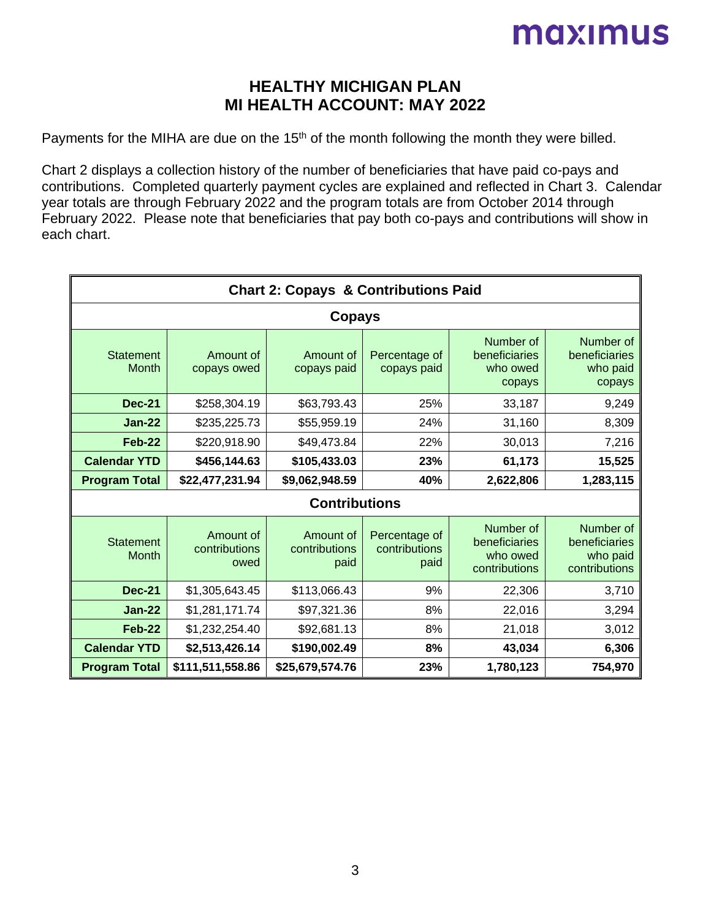# HEALTHY MICHIGAN PLAN
# MI HEALTH ACCOUNT: MAY 2022

Payments for the MIHA are due on the 15th of the month following the month they were billed.

Chart 2 displays a collection history of the number of beneficiaries that have paid co-pays and contributions. Completed quarterly payment cycles are explained and reflected in Chart 3. Calendar year totals are through February 2022 and the program totals are from October 2014 through February 2022. Please note that beneficiaries that pay both co-pays and contributions will show in each chart.

**Chart 2: Copays & Contributions Paid**

**Copays**

| Statement Month | Amount of copays owed | Amount of copays paid | Percentage of copays paid | Number of beneficiaries who owed copays | Number of beneficiaries who paid copays |
|---|---|---|---|---|---|
| **Dec-21** | $258,304.19 | $63,793.43 | 25% | 33,187 | 9,249 |
| **Jan-22** | $235,225.73 | $55,959.19 | 24% | 31,160 | 8,309 |
| **Feb-22** | $220,918.90 | $49,473.84 | 22% | 30,013 | 7,216 |
| **Calendar YTD** | **$456,144.63** | **$105,433.03** | **23%** | **61,173** | **15,525** |
| **Program Total** | **$22,477,231.94** | **$9,062,948.59** | **40%** | **2,622,806** | **1,283,115** |

**Contributions**

| Statement Month | Amount of contributions owed | Amount of contributions paid | Percentage of contributions paid | Number of beneficiaries who owed contributions | Number of beneficiaries who paid contributions |
|---|---|---|---|---|---|
| **Dec-21** | $1,305,643.45 | $113,066.43 | 9% | 22,306 | 3,710 |
| **Jan-22** | $1,281,171.74 | $97,321.36 | 8% | 22,016 | 3,294 |
| **Feb-22** | $1,232,254.40 | $92,681.13 | 8% | 21,018 | 3,012 |
| **Calendar YTD** | **$2,513,426.14** | **$190,002.49** | **8%** | **43,034** | **6,306** |
| **Program Total** | **$111,511,558.86** | **$25,679,574.76** | **23%** | **1,780,123** | **754,970** |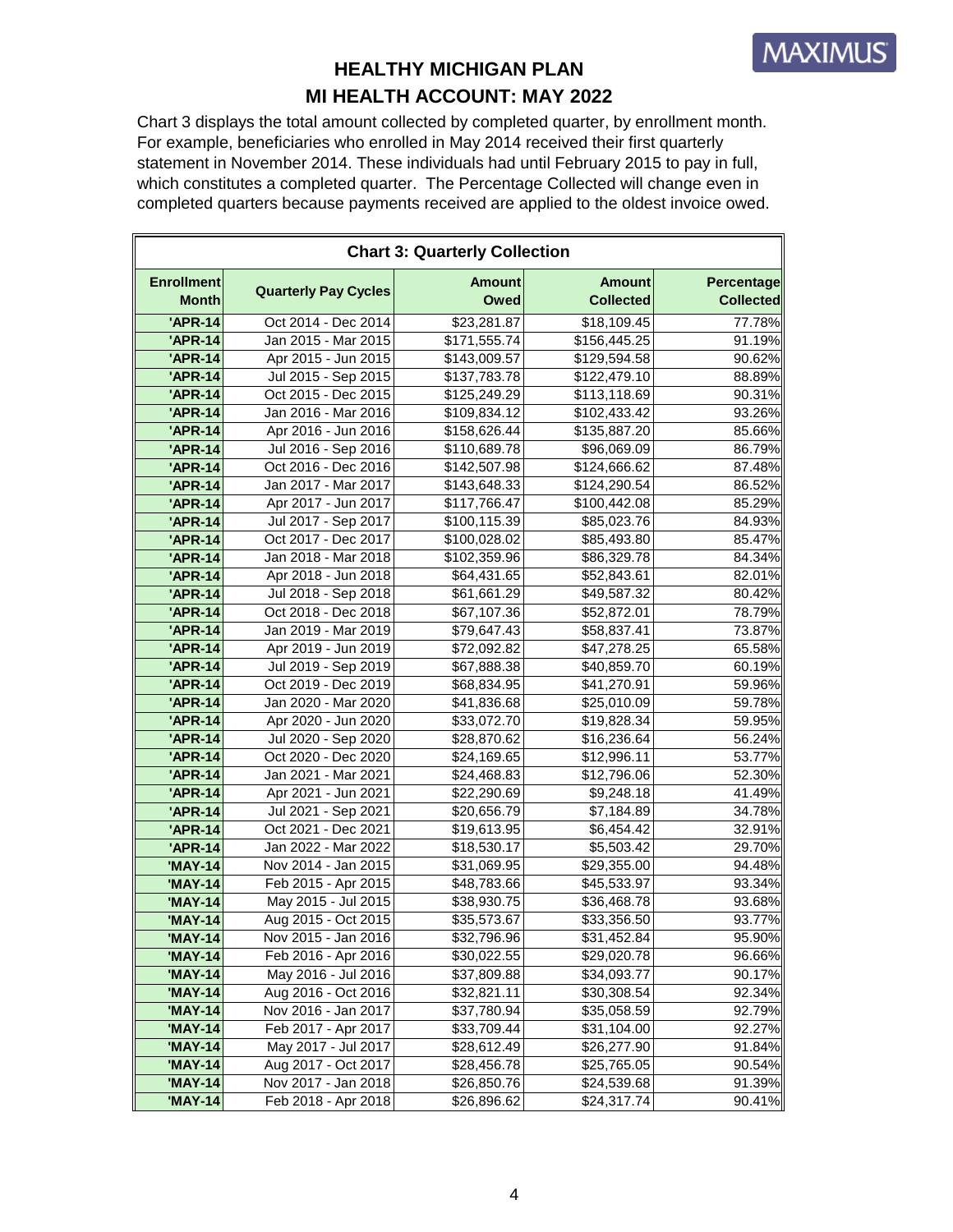# HEALTHY MICHIGAN PLAN
## MI HEALTH ACCOUNT: MAY 2022

Chart 3 displays the total amount collected by completed quarter, by enrollment month. For example, beneficiaries who enrolled in May 2014 received their first quarterly statement in November 2014. These individuals had until February 2015 to pay in full, which constitutes a completed quarter. The Percentage Collected will change even in completed quarters because payments received are applied to the oldest invoice owed.

**Chart 3: Quarterly Collection**

| Enrollment Month | Quarterly Pay Cycles | Amount Owed | Amount Collected | Percentage Collected |
|---|---|---|---|---|
| 'APR-14 | Oct 2014 - Dec 2014 | $23,281.87 | $18,109.45 | 77.78% |
| 'APR-14 | Jan 2015 - Mar 2015 | $171,555.74 | $156,445.25 | 91.19% |
| 'APR-14 | Apr 2015 - Jun 2015 | $143,009.57 | $129,594.58 | 90.62% |
| 'APR-14 | Jul 2015 - Sep 2015 | $137,783.78 | $122,479.10 | 88.89% |
| 'APR-14 | Oct 2015 - Dec 2015 | $125,249.29 | $113,118.69 | 90.31% |
| 'APR-14 | Jan 2016 - Mar 2016 | $109,834.12 | $102,433.42 | 93.26% |
| 'APR-14 | Apr 2016 - Jun 2016 | $158,626.44 | $135,887.20 | 85.66% |
| 'APR-14 | Jul 2016 - Sep 2016 | $110,689.78 | $96,069.09 | 86.79% |
| 'APR-14 | Oct 2016 - Dec 2016 | $142,507.98 | $124,666.62 | 87.48% |
| 'APR-14 | Jan 2017 - Mar 2017 | $143,648.33 | $124,290.54 | 86.52% |
| 'APR-14 | Apr 2017 - Jun 2017 | $117,766.47 | $100,442.08 | 85.29% |
| 'APR-14 | Jul 2017 - Sep 2017 | $100,115.39 | $85,023.76 | 84.93% |
| 'APR-14 | Oct 2017 - Dec 2017 | $100,028.02 | $85,493.80 | 85.47% |
| 'APR-14 | Jan 2018 - Mar 2018 | $102,359.96 | $86,329.78 | 84.34% |
| 'APR-14 | Apr 2018 - Jun 2018 | $64,431.65 | $52,843.61 | 82.01% |
| 'APR-14 | Jul 2018 - Sep 2018 | $61,661.29 | $49,587.32 | 80.42% |
| 'APR-14 | Oct 2018 - Dec 2018 | $67,107.36 | $52,872.01 | 78.79% |
| 'APR-14 | Jan 2019 - Mar 2019 | $79,647.43 | $58,837.41 | 73.87% |
| 'APR-14 | Apr 2019 - Jun 2019 | $72,092.82 | $47,278.25 | 65.58% |
| 'APR-14 | Jul 2019 - Sep 2019 | $67,888.38 | $40,859.70 | 60.19% |
| 'APR-14 | Oct 2019 - Dec 2019 | $68,834.95 | $41,270.91 | 59.96% |
| 'APR-14 | Jan 2020 - Mar 2020 | $41,836.68 | $25,010.09 | 59.78% |
| 'APR-14 | Apr 2020 - Jun 2020 | $33,072.70 | $19,828.34 | 59.95% |
| 'APR-14 | Jul 2020 - Sep 2020 | $28,870.62 | $16,236.64 | 56.24% |
| 'APR-14 | Oct 2020 - Dec 2020 | $24,169.65 | $12,996.11 | 53.77% |
| 'APR-14 | Jan 2021 - Mar 2021 | $24,468.83 | $12,796.06 | 52.30% |
| 'APR-14 | Apr 2021 - Jun 2021 | $22,290.69 | $9,248.18 | 41.49% |
| 'APR-14 | Jul 2021 - Sep 2021 | $20,656.79 | $7,184.89 | 34.78% |
| 'APR-14 | Oct 2021 - Dec 2021 | $19,613.95 | $6,454.42 | 32.91% |
| 'APR-14 | Jan 2022 - Mar 2022 | $18,530.17 | $5,503.42 | 29.70% |
| 'MAY-14 | Nov 2014 - Jan 2015 | $31,069.95 | $29,355.00 | 94.48% |
| 'MAY-14 | Feb 2015 - Apr 2015 | $48,783.66 | $45,533.97 | 93.34% |
| 'MAY-14 | May 2015 - Jul 2015 | $38,930.75 | $36,468.78 | 93.68% |
| 'MAY-14 | Aug 2015 - Oct 2015 | $35,573.67 | $33,356.50 | 93.77% |
| 'MAY-14 | Nov 2015 - Jan 2016 | $32,796.96 | $31,452.84 | 95.90% |
| 'MAY-14 | Feb 2016 - Apr 2016 | $30,022.55 | $29,020.78 | 96.66% |
| 'MAY-14 | May 2016 - Jul 2016 | $37,809.88 | $34,093.77 | 90.17% |
| 'MAY-14 | Aug 2016 - Oct 2016 | $32,821.11 | $30,308.54 | 92.34% |
| 'MAY-14 | Nov 2016 - Jan 2017 | $37,780.94 | $35,058.59 | 92.79% |
| 'MAY-14 | Feb 2017 - Apr 2017 | $33,709.44 | $31,104.00 | 92.27% |
| 'MAY-14 | May 2017 - Jul 2017 | $28,612.49 | $26,277.90 | 91.84% |
| 'MAY-14 | Aug 2017 - Oct 2017 | $28,456.78 | $25,765.05 | 90.54% |
| 'MAY-14 | Nov 2017 - Jan 2018 | $26,850.76 | $24,539.68 | 91.39% |
| 'MAY-14 | Feb 2018 - Apr 2018 | $26,896.62 | $24,317.74 | 90.41% |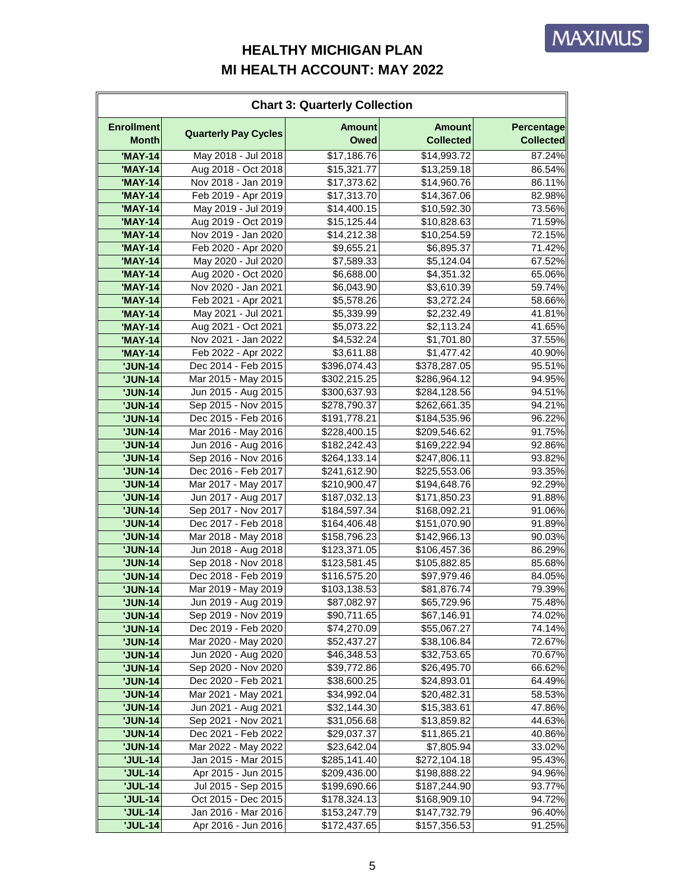# HEALTHY MICHIGAN PLAN
# MI HEALTH ACCOUNT: MAY 2022

| Chart 3: Quarterly Collection | | | | |
|---|---|---|---|---|
| **Enrollment Month** | **Quarterly Pay Cycles** | **Amount Owed** | **Amount Collected** | **Percentage Collected** |
| 'MAY-14 | May 2018 - Jul 2018 | $17,186.76 | $14,993.72 | 87.24% |
| 'MAY-14 | Aug 2018 - Oct 2018 | $15,321.77 | $13,259.18 | 86.54% |
| 'MAY-14 | Nov 2018 - Jan 2019 | $17,373.62 | $14,960.76 | 86.11% |
| 'MAY-14 | Feb 2019 - Apr 2019 | $17,313.70 | $14,367.06 | 82.98% |
| 'MAY-14 | May 2019 - Jul 2019 | $14,400.15 | $10,592.30 | 73.56% |
| 'MAY-14 | Aug 2019 - Oct 2019 | $15,125.44 | $10,828.63 | 71.59% |
| 'MAY-14 | Nov 2019 - Jan 2020 | $14,212.38 | $10,254.59 | 72.15% |
| 'MAY-14 | Feb 2020 - Apr 2020 | $9,655.21 | $6,895.37 | 71.42% |
| 'MAY-14 | May 2020 - Jul 2020 | $7,589.33 | $5,124.04 | 67.52% |
| 'MAY-14 | Aug 2020 - Oct 2020 | $6,688.00 | $4,351.32 | 65.06% |
| 'MAY-14 | Nov 2020 - Jan 2021 | $6,043.90 | $3,610.39 | 59.74% |
| 'MAY-14 | Feb 2021 - Apr 2021 | $5,578.26 | $3,272.24 | 58.66% |
| 'MAY-14 | May 2021 - Jul 2021 | $5,339.99 | $2,232.49 | 41.81% |
| 'MAY-14 | Aug 2021 - Oct 2021 | $5,073.22 | $2,113.24 | 41.65% |
| 'MAY-14 | Nov 2021 - Jan 2022 | $4,532.24 | $1,701.80 | 37.55% |
| 'MAY-14 | Feb 2022 - Apr 2022 | $3,611.88 | $1,477.42 | 40.90% |
| 'JUN-14 | Dec 2014 - Feb 2015 | $396,074.43 | $378,287.05 | 95.51% |
| 'JUN-14 | Mar 2015 - May 2015 | $302,215.25 | $286,964.12 | 94.95% |
| 'JUN-14 | Jun 2015 - Aug 2015 | $300,637.93 | $284,128.56 | 94.51% |
| 'JUN-14 | Sep 2015 - Nov 2015 | $278,790.37 | $262,661.35 | 94.21% |
| 'JUN-14 | Dec 2015 - Feb 2016 | $191,778.21 | $184,535.96 | 96.22% |
| 'JUN-14 | Mar 2016 - May 2016 | $228,400.15 | $209,546.62 | 91.75% |
| 'JUN-14 | Jun 2016 - Aug 2016 | $182,242.43 | $169,222.94 | 92.86% |
| 'JUN-14 | Sep 2016 - Nov 2016 | $264,133.14 | $247,806.11 | 93.82% |
| 'JUN-14 | Dec 2016 - Feb 2017 | $241,612.90 | $225,553.06 | 93.35% |
| 'JUN-14 | Mar 2017 - May 2017 | $210,900.47 | $194,648.76 | 92.29% |
| 'JUN-14 | Jun 2017 - Aug 2017 | $187,032.13 | $171,850.23 | 91.88% |
| 'JUN-14 | Sep 2017 - Nov 2017 | $184,597.34 | $168,092.21 | 91.06% |
| 'JUN-14 | Dec 2017 - Feb 2018 | $164,406.48 | $151,070.90 | 91.89% |
| 'JUN-14 | Mar 2018 - May 2018 | $158,796.23 | $142,966.13 | 90.03% |
| 'JUN-14 | Jun 2018 - Aug 2018 | $123,371.05 | $106,457.36 | 86.29% |
| 'JUN-14 | Sep 2018 - Nov 2018 | $123,581.45 | $105,882.85 | 85.68% |
| 'JUN-14 | Dec 2018 - Feb 2019 | $116,575.20 | $97,979.46 | 84.05% |
| 'JUN-14 | Mar 2019 - May 2019 | $103,138.53 | $81,876.74 | 79.39% |
| 'JUN-14 | Jun 2019 - Aug 2019 | $87,082.97 | $65,729.96 | 75.48% |
| 'JUN-14 | Sep 2019 - Nov 2019 | $90,711.65 | $67,146.91 | 74.02% |
| 'JUN-14 | Dec 2019 - Feb 2020 | $74,270.09 | $55,067.27 | 74.14% |
| 'JUN-14 | Mar 2020 - May 2020 | $52,437.27 | $38,106.84 | 72.67% |
| 'JUN-14 | Jun 2020 - Aug 2020 | $46,348.53 | $32,753.65 | 70.67% |
| 'JUN-14 | Sep 2020 - Nov 2020 | $39,772.86 | $26,495.70 | 66.62% |
| 'JUN-14 | Dec 2020 - Feb 2021 | $38,600.25 | $24,893.01 | 64.49% |
| 'JUN-14 | Mar 2021 - May 2021 | $34,992.04 | $20,482.31 | 58.53% |
| 'JUN-14 | Jun 2021 - Aug 2021 | $32,144.30 | $15,383.61 | 47.86% |
| 'JUN-14 | Sep 2021 - Nov 2021 | $31,056.68 | $13,859.82 | 44.63% |
| 'JUN-14 | Dec 2021 - Feb 2022 | $29,037.37 | $11,865.21 | 40.86% |
| 'JUN-14 | Mar 2022 - May 2022 | $23,642.04 | $7,805.94 | 33.02% |
| 'JUL-14 | Jan 2015 - Mar 2015 | $285,141.40 | $272,104.18 | 95.43% |
| 'JUL-14 | Apr 2015 - Jun 2015 | $209,436.00 | $198,888.22 | 94.96% |
| 'JUL-14 | Jul 2015 - Sep 2015 | $199,690.66 | $187,244.90 | 93.77% |
| 'JUL-14 | Oct 2015 - Dec 2015 | $178,324.13 | $168,909.10 | 94.72% |
| 'JUL-14 | Jan 2016 - Mar 2016 | $153,247.79 | $147,732.79 | 96.40% |
| 'JUL-14 | Apr 2016 - Jun 2016 | $172,437.65 | $157,356.53 | 91.25% |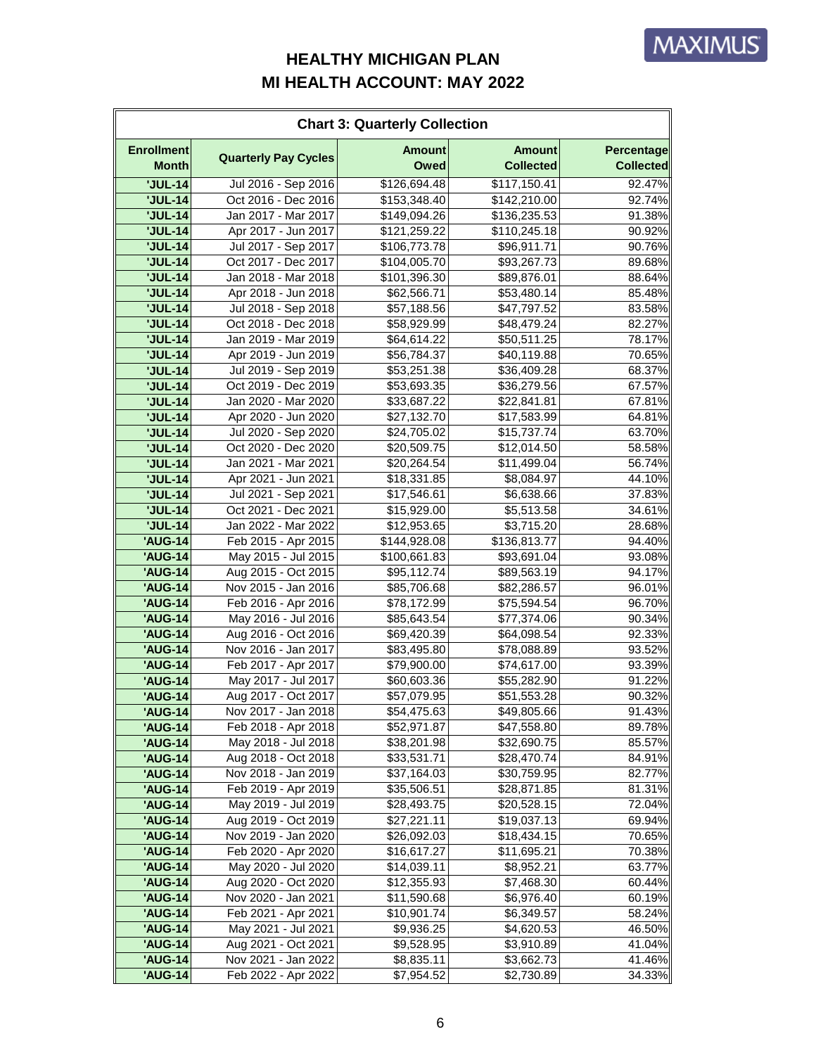# HEALTHY MICHIGAN PLAN
# MI HEALTH ACCOUNT: MAY 2022

| Chart 3: Quarterly Collection | | | | |
|---|---|---|---|---|
| **Enrollment Month** | **Quarterly Pay Cycles** | **Amount Owed** | **Amount Collected** | **Percentage Collected** |
| 'JUL-14 | Jul 2016 - Sep 2016 | $126,694.48 | $117,150.41 | 92.47% |
| 'JUL-14 | Oct 2016 - Dec 2016 | $153,348.40 | $142,210.00 | 92.74% |
| 'JUL-14 | Jan 2017 - Mar 2017 | $149,094.26 | $136,235.53 | 91.38% |
| 'JUL-14 | Apr 2017 - Jun 2017 | $121,259.22 | $110,245.18 | 90.92% |
| 'JUL-14 | Jul 2017 - Sep 2017 | $106,773.78 | $96,911.71 | 90.76% |
| 'JUL-14 | Oct 2017 - Dec 2017 | $104,005.70 | $93,267.73 | 89.68% |
| 'JUL-14 | Jan 2018 - Mar 2018 | $101,396.30 | $89,876.01 | 88.64% |
| 'JUL-14 | Apr 2018 - Jun 2018 | $62,566.71 | $53,480.14 | 85.48% |
| 'JUL-14 | Jul 2018 - Sep 2018 | $57,188.56 | $47,797.52 | 83.58% |
| 'JUL-14 | Oct 2018 - Dec 2018 | $58,929.99 | $48,479.24 | 82.27% |
| 'JUL-14 | Jan 2019 - Mar 2019 | $64,614.22 | $50,511.25 | 78.17% |
| 'JUL-14 | Apr 2019 - Jun 2019 | $56,784.37 | $40,119.88 | 70.65% |
| 'JUL-14 | Jul 2019 - Sep 2019 | $53,251.38 | $36,409.28 | 68.37% |
| 'JUL-14 | Oct 2019 - Dec 2019 | $53,693.35 | $36,279.56 | 67.57% |
| 'JUL-14 | Jan 2020 - Mar 2020 | $33,687.22 | $22,841.81 | 67.81% |
| 'JUL-14 | Apr 2020 - Jun 2020 | $27,132.70 | $17,583.99 | 64.81% |
| 'JUL-14 | Jul 2020 - Sep 2020 | $24,705.02 | $15,737.74 | 63.70% |
| 'JUL-14 | Oct 2020 - Dec 2020 | $20,509.75 | $12,014.50 | 58.58% |
| 'JUL-14 | Jan 2021 - Mar 2021 | $20,264.54 | $11,499.04 | 56.74% |
| 'JUL-14 | Apr 2021 - Jun 2021 | $18,331.85 | $8,084.97 | 44.10% |
| 'JUL-14 | Jul 2021 - Sep 2021 | $17,546.61 | $6,638.66 | 37.83% |
| 'JUL-14 | Oct 2021 - Dec 2021 | $15,929.00 | $5,513.58 | 34.61% |
| 'JUL-14 | Jan 2022 - Mar 2022 | $12,953.65 | $3,715.20 | 28.68% |
| 'AUG-14 | Feb 2015 - Apr 2015 | $144,928.08 | $136,813.77 | 94.40% |
| 'AUG-14 | May 2015 - Jul 2015 | $100,661.83 | $93,691.04 | 93.08% |
| 'AUG-14 | Aug 2015 - Oct 2015 | $95,112.74 | $89,563.19 | 94.17% |
| 'AUG-14 | Nov 2015 - Jan 2016 | $85,706.68 | $82,286.57 | 96.01% |
| 'AUG-14 | Feb 2016 - Apr 2016 | $78,172.99 | $75,594.54 | 96.70% |
| 'AUG-14 | May 2016 - Jul 2016 | $85,643.54 | $77,374.06 | 90.34% |
| 'AUG-14 | Aug 2016 - Oct 2016 | $69,420.39 | $64,098.54 | 92.33% |
| 'AUG-14 | Nov 2016 - Jan 2017 | $83,495.80 | $78,088.89 | 93.52% |
| 'AUG-14 | Feb 2017 - Apr 2017 | $79,900.00 | $74,617.00 | 93.39% |
| 'AUG-14 | May 2017 - Jul 2017 | $60,603.36 | $55,282.90 | 91.22% |
| 'AUG-14 | Aug 2017 - Oct 2017 | $57,079.95 | $51,553.28 | 90.32% |
| 'AUG-14 | Nov 2017 - Jan 2018 | $54,475.63 | $49,805.66 | 91.43% |
| 'AUG-14 | Feb 2018 - Apr 2018 | $52,971.87 | $47,558.80 | 89.78% |
| 'AUG-14 | May 2018 - Jul 2018 | $38,201.98 | $32,690.75 | 85.57% |
| 'AUG-14 | Aug 2018 - Oct 2018 | $33,531.71 | $28,470.74 | 84.91% |
| 'AUG-14 | Nov 2018 - Jan 2019 | $37,164.03 | $30,759.95 | 82.77% |
| 'AUG-14 | Feb 2019 - Apr 2019 | $35,506.51 | $28,871.85 | 81.31% |
| 'AUG-14 | May 2019 - Jul 2019 | $28,493.75 | $20,528.15 | 72.04% |
| 'AUG-14 | Aug 2019 - Oct 2019 | $27,221.11 | $19,037.13 | 69.94% |
| 'AUG-14 | Nov 2019 - Jan 2020 | $26,092.03 | $18,434.15 | 70.65% |
| 'AUG-14 | Feb 2020 - Apr 2020 | $16,617.27 | $11,695.21 | 70.38% |
| 'AUG-14 | May 2020 - Jul 2020 | $14,039.11 | $8,952.21 | 63.77% |
| 'AUG-14 | Aug 2020 - Oct 2020 | $12,355.93 | $7,468.30 | 60.44% |
| 'AUG-14 | Nov 2020 - Jan 2021 | $11,590.68 | $6,976.40 | 60.19% |
| 'AUG-14 | Feb 2021 - Apr 2021 | $10,901.74 | $6,349.57 | 58.24% |
| 'AUG-14 | May 2021 - Jul 2021 | $9,936.25 | $4,620.53 | 46.50% |
| 'AUG-14 | Aug 2021 - Oct 2021 | $9,528.95 | $3,910.89 | 41.04% |
| 'AUG-14 | Nov 2021 - Jan 2022 | $8,835.11 | $3,662.73 | 41.46% |
| 'AUG-14 | Feb 2022 - Apr 2022 | $7,954.52 | $2,730.89 | 34.33% |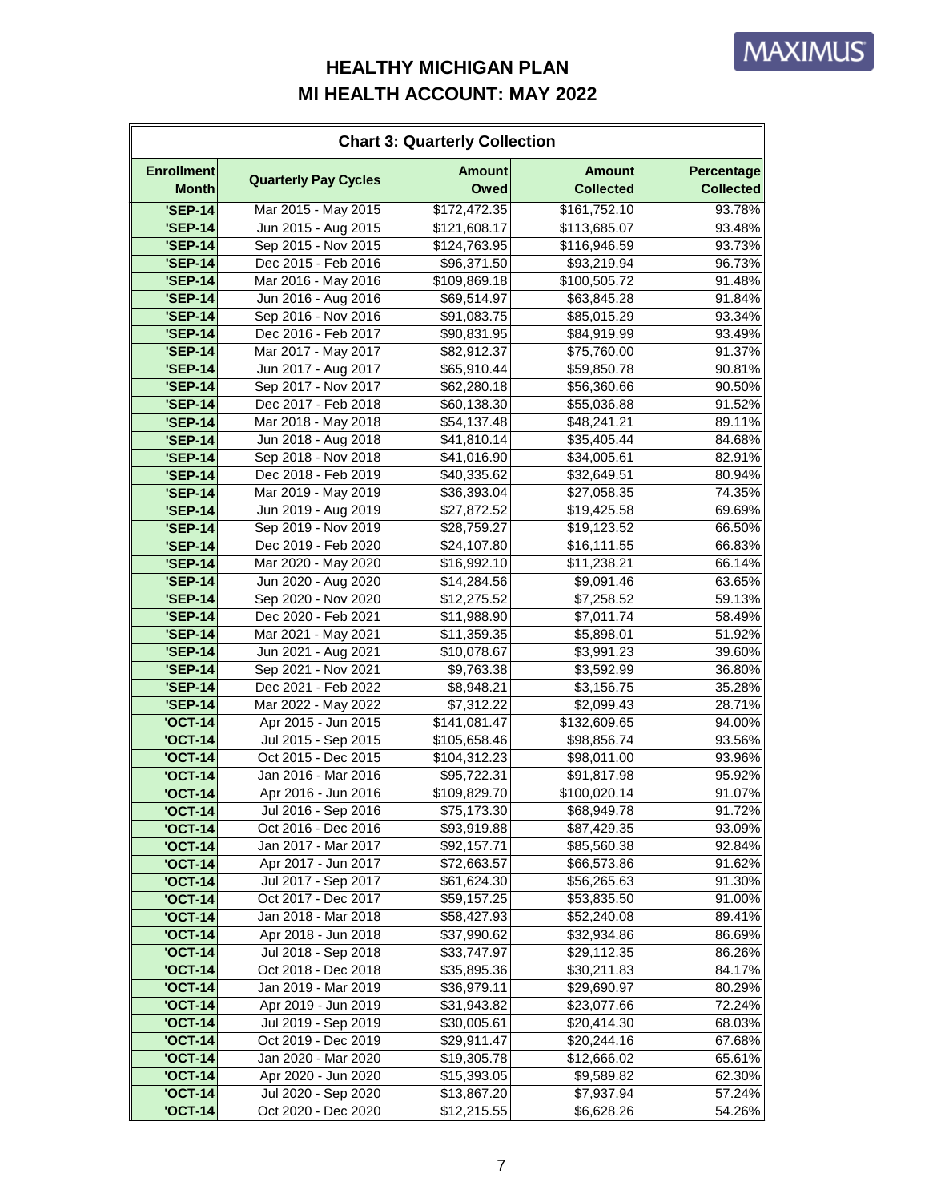# HEALTHY MICHIGAN PLAN
# MI HEALTH ACCOUNT: MAY 2022

**Chart 3: Quarterly Collection**

| Enrollment Month | Quarterly Pay Cycles | Amount Owed | Amount Collected | Percentage Collected |
|---|---|---|---|---|
| 'SEP-14 | Mar 2015 - May 2015 | $172,472.35 | $161,752.10 | 93.78% |
| 'SEP-14 | Jun 2015 - Aug 2015 | $121,608.17 | $113,685.07 | 93.48% |
| 'SEP-14 | Sep 2015 - Nov 2015 | $124,763.95 | $116,946.59 | 93.73% |
| 'SEP-14 | Dec 2015 - Feb 2016 | $96,371.50 | $93,219.94 | 96.73% |
| 'SEP-14 | Mar 2016 - May 2016 | $109,869.18 | $100,505.72 | 91.48% |
| 'SEP-14 | Jun 2016 - Aug 2016 | $69,514.97 | $63,845.28 | 91.84% |
| 'SEP-14 | Sep 2016 - Nov 2016 | $91,083.75 | $85,015.29 | 93.34% |
| 'SEP-14 | Dec 2016 - Feb 2017 | $90,831.95 | $84,919.99 | 93.49% |
| 'SEP-14 | Mar 2017 - May 2017 | $82,912.37 | $75,760.00 | 91.37% |
| 'SEP-14 | Jun 2017 - Aug 2017 | $65,910.44 | $59,850.78 | 90.81% |
| 'SEP-14 | Sep 2017 - Nov 2017 | $62,280.18 | $56,360.66 | 90.50% |
| 'SEP-14 | Dec 2017 - Feb 2018 | $60,138.30 | $55,036.88 | 91.52% |
| 'SEP-14 | Mar 2018 - May 2018 | $54,137.48 | $48,241.21 | 89.11% |
| 'SEP-14 | Jun 2018 - Aug 2018 | $41,810.14 | $35,405.44 | 84.68% |
| 'SEP-14 | Sep 2018 - Nov 2018 | $41,016.90 | $34,005.61 | 82.91% |
| 'SEP-14 | Dec 2018 - Feb 2019 | $40,335.62 | $32,649.51 | 80.94% |
| 'SEP-14 | Mar 2019 - May 2019 | $36,393.04 | $27,058.35 | 74.35% |
| 'SEP-14 | Jun 2019 - Aug 2019 | $27,872.52 | $19,425.58 | 69.69% |
| 'SEP-14 | Sep 2019 - Nov 2019 | $28,759.27 | $19,123.52 | 66.50% |
| 'SEP-14 | Dec 2019 - Feb 2020 | $24,107.80 | $16,111.55 | 66.83% |
| 'SEP-14 | Mar 2020 - May 2020 | $16,992.10 | $11,238.21 | 66.14% |
| 'SEP-14 | Jun 2020 - Aug 2020 | $14,284.56 | $9,091.46 | 63.65% |
| 'SEP-14 | Sep 2020 - Nov 2020 | $12,275.52 | $7,258.52 | 59.13% |
| 'SEP-14 | Dec 2020 - Feb 2021 | $11,988.90 | $7,011.74 | 58.49% |
| 'SEP-14 | Mar 2021 - May 2021 | $11,359.35 | $5,898.01 | 51.92% |
| 'SEP-14 | Jun 2021 - Aug 2021 | $10,078.67 | $3,991.23 | 39.60% |
| 'SEP-14 | Sep 2021 - Nov 2021 | $9,763.38 | $3,592.99 | 36.80% |
| 'SEP-14 | Dec 2021 - Feb 2022 | $8,948.21 | $3,156.75 | 35.28% |
| 'SEP-14 | Mar 2022 - May 2022 | $7,312.22 | $2,099.43 | 28.71% |
| 'OCT-14 | Apr 2015 - Jun 2015 | $141,081.47 | $132,609.65 | 94.00% |
| 'OCT-14 | Jul 2015 - Sep 2015 | $105,658.46 | $98,856.74 | 93.56% |
| 'OCT-14 | Oct 2015 - Dec 2015 | $104,312.23 | $98,011.00 | 93.96% |
| 'OCT-14 | Jan 2016 - Mar 2016 | $95,722.31 | $91,817.98 | 95.92% |
| 'OCT-14 | Apr 2016 - Jun 2016 | $109,829.70 | $100,020.14 | 91.07% |
| 'OCT-14 | Jul 2016 - Sep 2016 | $75,173.30 | $68,949.78 | 91.72% |
| 'OCT-14 | Oct 2016 - Dec 2016 | $93,919.88 | $87,429.35 | 93.09% |
| 'OCT-14 | Jan 2017 - Mar 2017 | $92,157.71 | $85,560.38 | 92.84% |
| 'OCT-14 | Apr 2017 - Jun 2017 | $72,663.57 | $66,573.86 | 91.62% |
| 'OCT-14 | Jul 2017 - Sep 2017 | $61,624.30 | $56,265.63 | 91.30% |
| 'OCT-14 | Oct 2017 - Dec 2017 | $59,157.25 | $53,835.50 | 91.00% |
| 'OCT-14 | Jan 2018 - Mar 2018 | $58,427.93 | $52,240.08 | 89.41% |
| 'OCT-14 | Apr 2018 - Jun 2018 | $37,990.62 | $32,934.86 | 86.69% |
| 'OCT-14 | Jul 2018 - Sep 2018 | $33,747.97 | $29,112.35 | 86.26% |
| 'OCT-14 | Oct 2018 - Dec 2018 | $35,895.36 | $30,211.83 | 84.17% |
| 'OCT-14 | Jan 2019 - Mar 2019 | $36,979.11 | $29,690.97 | 80.29% |
| 'OCT-14 | Apr 2019 - Jun 2019 | $31,943.82 | $23,077.66 | 72.24% |
| 'OCT-14 | Jul 2019 - Sep 2019 | $30,005.61 | $20,414.30 | 68.03% |
| 'OCT-14 | Oct 2019 - Dec 2019 | $29,911.47 | $20,244.16 | 67.68% |
| 'OCT-14 | Jan 2020 - Mar 2020 | $19,305.78 | $12,666.02 | 65.61% |
| 'OCT-14 | Apr 2020 - Jun 2020 | $15,393.05 | $9,589.82 | 62.30% |
| 'OCT-14 | Jul 2020 - Sep 2020 | $13,867.20 | $7,937.94 | 57.24% |
| 'OCT-14 | Oct 2020 - Dec 2020 | $12,215.55 | $6,628.26 | 54.26% |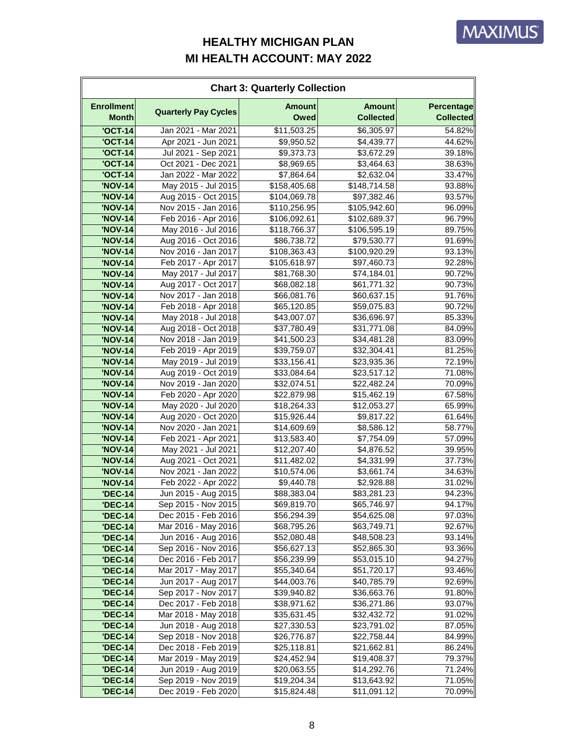# HEALTHY MICHIGAN PLAN
# MI HEALTH ACCOUNT: MAY 2022

**Chart 3: Quarterly Collection**

| Enrollment Month | Quarterly Pay Cycles | Amount Owed | Amount Collected | Percentage Collected |
|---|---|---|---|---|
| 'OCT-14 | Jan 2021 - Mar 2021 | $11,503.25 | $6,305.97 | 54.82% |
| 'OCT-14 | Apr 2021 - Jun 2021 | $9,950.52 | $4,439.77 | 44.62% |
| 'OCT-14 | Jul 2021 - Sep 2021 | $9,373.73 | $3,672.29 | 39.18% |
| 'OCT-14 | Oct 2021 - Dec 2021 | $8,969.65 | $3,464.63 | 38.63% |
| 'OCT-14 | Jan 2022 - Mar 2022 | $7,864.64 | $2,632.04 | 33.47% |
| 'NOV-14 | May 2015 - Jul 2015 | $158,405.68 | $148,714.58 | 93.88% |
| 'NOV-14 | Aug 2015 - Oct 2015 | $104,069.78 | $97,382.46 | 93.57% |
| 'NOV-14 | Nov 2015 - Jan 2016 | $110,256.95 | $105,942.60 | 96.09% |
| 'NOV-14 | Feb 2016 - Apr 2016 | $106,092.61 | $102,689.37 | 96.79% |
| 'NOV-14 | May 2016 - Jul 2016 | $118,766.37 | $106,595.19 | 89.75% |
| 'NOV-14 | Aug 2016 - Oct 2016 | $86,738.72 | $79,530.77 | 91.69% |
| 'NOV-14 | Nov 2016 - Jan 2017 | $108,363.43 | $100,920.29 | 93.13% |
| 'NOV-14 | Feb 2017 - Apr 2017 | $105,618.97 | $97,460.73 | 92.28% |
| 'NOV-14 | May 2017 - Jul 2017 | $81,768.30 | $74,184.01 | 90.72% |
| 'NOV-14 | Aug 2017 - Oct 2017 | $68,082.18 | $61,771.32 | 90.73% |
| 'NOV-14 | Nov 2017 - Jan 2018 | $66,081.76 | $60,637.15 | 91.76% |
| 'NOV-14 | Feb 2018 - Apr 2018 | $65,120.85 | $59,075.83 | 90.72% |
| 'NOV-14 | May 2018 - Jul 2018 | $43,007.07 | $36,696.97 | 85.33% |
| 'NOV-14 | Aug 2018 - Oct 2018 | $37,780.49 | $31,771.08 | 84.09% |
| 'NOV-14 | Nov 2018 - Jan 2019 | $41,500.23 | $34,481.28 | 83.09% |
| 'NOV-14 | Feb 2019 - Apr 2019 | $39,759.07 | $32,304.41 | 81.25% |
| 'NOV-14 | May 2019 - Jul 2019 | $33,156.41 | $23,935.36 | 72.19% |
| 'NOV-14 | Aug 2019 - Oct 2019 | $33,084.64 | $23,517.12 | 71.08% |
| 'NOV-14 | Nov 2019 - Jan 2020 | $32,074.51 | $22,482.24 | 70.09% |
| 'NOV-14 | Feb 2020 - Apr 2020 | $22,879.98 | $15,462.19 | 67.58% |
| 'NOV-14 | May 2020 - Jul 2020 | $18,264.33 | $12,053.27 | 65.99% |
| 'NOV-14 | Aug 2020 - Oct 2020 | $15,926.44 | $9,817.22 | 61.64% |
| 'NOV-14 | Nov 2020 - Jan 2021 | $14,609.69 | $8,586.12 | 58.77% |
| 'NOV-14 | Feb 2021 - Apr 2021 | $13,583.40 | $7,754.09 | 57.09% |
| 'NOV-14 | May 2021 - Jul 2021 | $12,207.40 | $4,876.52 | 39.95% |
| 'NOV-14 | Aug 2021 - Oct 2021 | $11,482.02 | $4,331.99 | 37.73% |
| 'NOV-14 | Nov 2021 - Jan 2022 | $10,574.06 | $3,661.74 | 34.63% |
| 'NOV-14 | Feb 2022 - Apr 2022 | $9,440.78 | $2,928.88 | 31.02% |
| 'DEC-14 | Jun 2015 - Aug 2015 | $88,383.04 | $83,281.23 | 94.23% |
| 'DEC-14 | Sep 2015 - Nov 2015 | $69,819.70 | $65,746.97 | 94.17% |
| 'DEC-14 | Dec 2015 - Feb 2016 | $56,294.39 | $54,625.08 | 97.03% |
| 'DEC-14 | Mar 2016 - May 2016 | $68,795.26 | $63,749.71 | 92.67% |
| 'DEC-14 | Jun 2016 - Aug 2016 | $52,080.48 | $48,508.23 | 93.14% |
| 'DEC-14 | Sep 2016 - Nov 2016 | $56,627.13 | $52,865.30 | 93.36% |
| 'DEC-14 | Dec 2016 - Feb 2017 | $56,239.99 | $53,015.10 | 94.27% |
| 'DEC-14 | Mar 2017 - May 2017 | $55,340.64 | $51,720.17 | 93.46% |
| 'DEC-14 | Jun 2017 - Aug 2017 | $44,003.76 | $40,785.79 | 92.69% |
| 'DEC-14 | Sep 2017 - Nov 2017 | $39,940.82 | $36,663.76 | 91.80% |
| 'DEC-14 | Dec 2017 - Feb 2018 | $38,971.62 | $36,271.86 | 93.07% |
| 'DEC-14 | Mar 2018 - May 2018 | $35,631.45 | $32,432.72 | 91.02% |
| 'DEC-14 | Jun 2018 - Aug 2018 | $27,330.53 | $23,791.02 | 87.05% |
| 'DEC-14 | Sep 2018 - Nov 2018 | $26,776.87 | $22,758.44 | 84.99% |
| 'DEC-14 | Dec 2018 - Feb 2019 | $25,118.81 | $21,662.81 | 86.24% |
| 'DEC-14 | Mar 2019 - May 2019 | $24,452.94 | $19,408.37 | 79.37% |
| 'DEC-14 | Jun 2019 - Aug 2019 | $20,063.55 | $14,292.76 | 71.24% |
| 'DEC-14 | Sep 2019 - Nov 2019 | $19,204.34 | $13,643.92 | 71.05% |
| 'DEC-14 | Dec 2019 - Feb 2020 | $15,824.48 | $11,091.12 | 70.09% |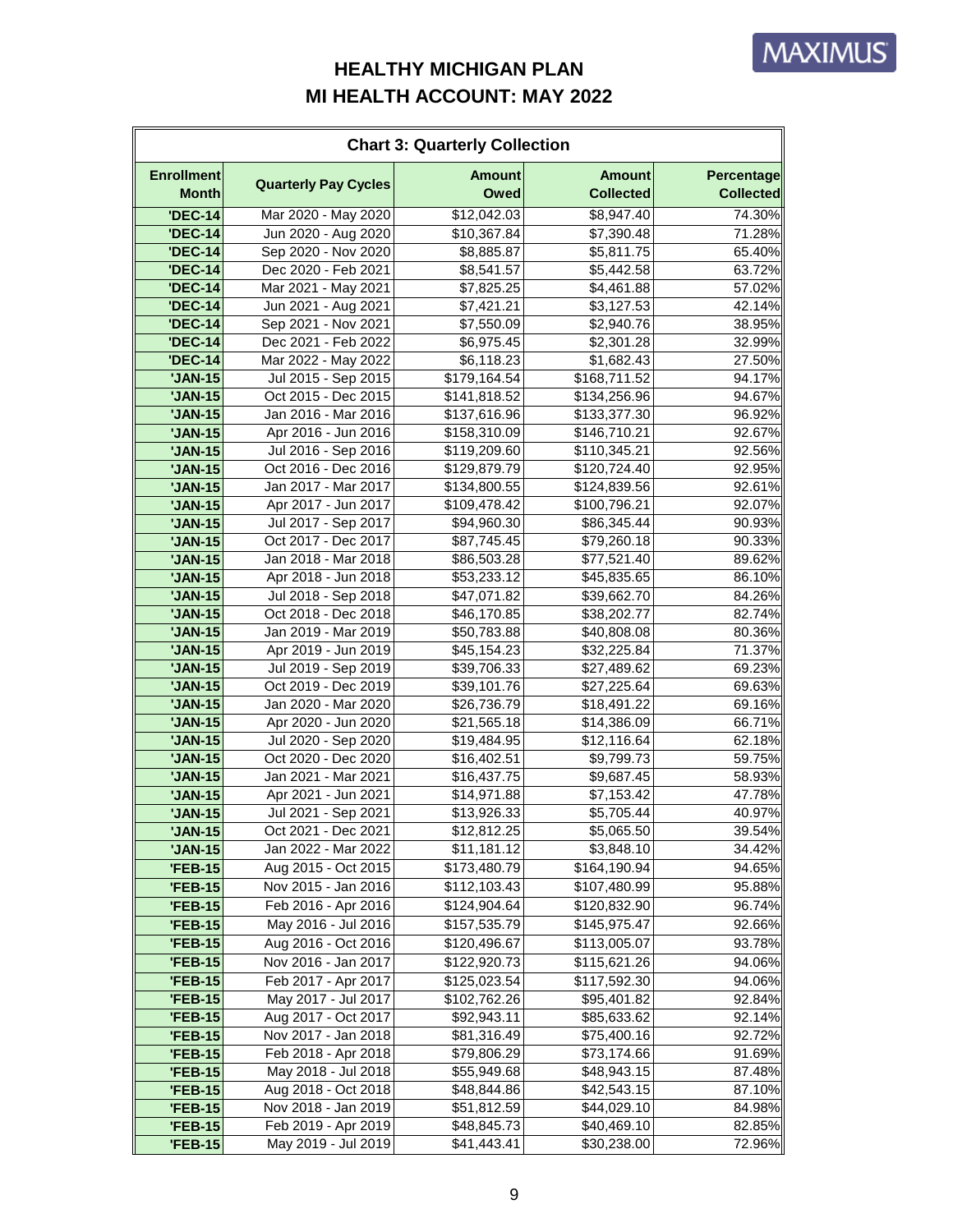# HEALTHY MICHIGAN PLAN
# MI HEALTH ACCOUNT: MAY 2022

**Chart 3: Quarterly Collection**

| Enrollment Month | Quarterly Pay Cycles | Amount Owed | Amount Collected | Percentage Collected |
|---|---|---|---|---|
| 'DEC-14 | Mar 2020 - May 2020 | $12,042.03 | $8,947.40 | 74.30% |
| 'DEC-14 | Jun 2020 - Aug 2020 | $10,367.84 | $7,390.48 | 71.28% |
| 'DEC-14 | Sep 2020 - Nov 2020 | $8,885.87 | $5,811.75 | 65.40% |
| 'DEC-14 | Dec 2020 - Feb 2021 | $8,541.57 | $5,442.58 | 63.72% |
| 'DEC-14 | Mar 2021 - May 2021 | $7,825.25 | $4,461.88 | 57.02% |
| 'DEC-14 | Jun 2021 - Aug 2021 | $7,421.21 | $3,127.53 | 42.14% |
| 'DEC-14 | Sep 2021 - Nov 2021 | $7,550.09 | $2,940.76 | 38.95% |
| 'DEC-14 | Dec 2021 - Feb 2022 | $6,975.45 | $2,301.28 | 32.99% |
| 'DEC-14 | Mar 2022 - May 2022 | $6,118.23 | $1,682.43 | 27.50% |
| 'JAN-15 | Jul 2015 - Sep 2015 | $179,164.54 | $168,711.52 | 94.17% |
| 'JAN-15 | Oct 2015 - Dec 2015 | $141,818.52 | $134,256.96 | 94.67% |
| 'JAN-15 | Jan 2016 - Mar 2016 | $137,616.96 | $133,377.30 | 96.92% |
| 'JAN-15 | Apr 2016 - Jun 2016 | $158,310.09 | $146,710.21 | 92.67% |
| 'JAN-15 | Jul 2016 - Sep 2016 | $119,209.60 | $110,345.21 | 92.56% |
| 'JAN-15 | Oct 2016 - Dec 2016 | $129,879.79 | $120,724.40 | 92.95% |
| 'JAN-15 | Jan 2017 - Mar 2017 | $134,800.55 | $124,839.56 | 92.61% |
| 'JAN-15 | Apr 2017 - Jun 2017 | $109,478.42 | $100,796.21 | 92.07% |
| 'JAN-15 | Jul 2017 - Sep 2017 | $94,960.30 | $86,345.44 | 90.93% |
| 'JAN-15 | Oct 2017 - Dec 2017 | $87,745.45 | $79,260.18 | 90.33% |
| 'JAN-15 | Jan 2018 - Mar 2018 | $86,503.28 | $77,521.40 | 89.62% |
| 'JAN-15 | Apr 2018 - Jun 2018 | $53,233.12 | $45,835.65 | 86.10% |
| 'JAN-15 | Jul 2018 - Sep 2018 | $47,071.82 | $39,662.70 | 84.26% |
| 'JAN-15 | Oct 2018 - Dec 2018 | $46,170.85 | $38,202.77 | 82.74% |
| 'JAN-15 | Jan 2019 - Mar 2019 | $50,783.88 | $40,808.08 | 80.36% |
| 'JAN-15 | Apr 2019 - Jun 2019 | $45,154.23 | $32,225.84 | 71.37% |
| 'JAN-15 | Jul 2019 - Sep 2019 | $39,706.33 | $27,489.62 | 69.23% |
| 'JAN-15 | Oct 2019 - Dec 2019 | $39,101.76 | $27,225.64 | 69.63% |
| 'JAN-15 | Jan 2020 - Mar 2020 | $26,736.79 | $18,491.22 | 69.16% |
| 'JAN-15 | Apr 2020 - Jun 2020 | $21,565.18 | $14,386.09 | 66.71% |
| 'JAN-15 | Jul 2020 - Sep 2020 | $19,484.95 | $12,116.64 | 62.18% |
| 'JAN-15 | Oct 2020 - Dec 2020 | $16,402.51 | $9,799.73 | 59.75% |
| 'JAN-15 | Jan 2021 - Mar 2021 | $16,437.75 | $9,687.45 | 58.93% |
| 'JAN-15 | Apr 2021 - Jun 2021 | $14,971.88 | $7,153.42 | 47.78% |
| 'JAN-15 | Jul 2021 - Sep 2021 | $13,926.33 | $5,705.44 | 40.97% |
| 'JAN-15 | Oct 2021 - Dec 2021 | $12,812.25 | $5,065.50 | 39.54% |
| 'JAN-15 | Jan 2022 - Mar 2022 | $11,181.12 | $3,848.10 | 34.42% |
| 'FEB-15 | Aug 2015 - Oct 2015 | $173,480.79 | $164,190.94 | 94.65% |
| 'FEB-15 | Nov 2015 - Jan 2016 | $112,103.43 | $107,480.99 | 95.88% |
| 'FEB-15 | Feb 2016 - Apr 2016 | $124,904.64 | $120,832.90 | 96.74% |
| 'FEB-15 | May 2016 - Jul 2016 | $157,535.79 | $145,975.47 | 92.66% |
| 'FEB-15 | Aug 2016 - Oct 2016 | $120,496.67 | $113,005.07 | 93.78% |
| 'FEB-15 | Nov 2016 - Jan 2017 | $122,920.73 | $115,621.26 | 94.06% |
| 'FEB-15 | Feb 2017 - Apr 2017 | $125,023.54 | $117,592.30 | 94.06% |
| 'FEB-15 | May 2017 - Jul 2017 | $102,762.26 | $95,401.82 | 92.84% |
| 'FEB-15 | Aug 2017 - Oct 2017 | $92,943.11 | $85,633.62 | 92.14% |
| 'FEB-15 | Nov 2017 - Jan 2018 | $81,316.49 | $75,400.16 | 92.72% |
| 'FEB-15 | Feb 2018 - Apr 2018 | $79,806.29 | $73,174.66 | 91.69% |
| 'FEB-15 | May 2018 - Jul 2018 | $55,949.68 | $48,943.15 | 87.48% |
| 'FEB-15 | Aug 2018 - Oct 2018 | $48,844.86 | $42,543.15 | 87.10% |
| 'FEB-15 | Nov 2018 - Jan 2019 | $51,812.59 | $44,029.10 | 84.98% |
| 'FEB-15 | Feb 2019 - Apr 2019 | $48,845.73 | $40,469.10 | 82.85% |
| 'FEB-15 | May 2019 - Jul 2019 | $41,443.41 | $30,238.00 | 72.96% |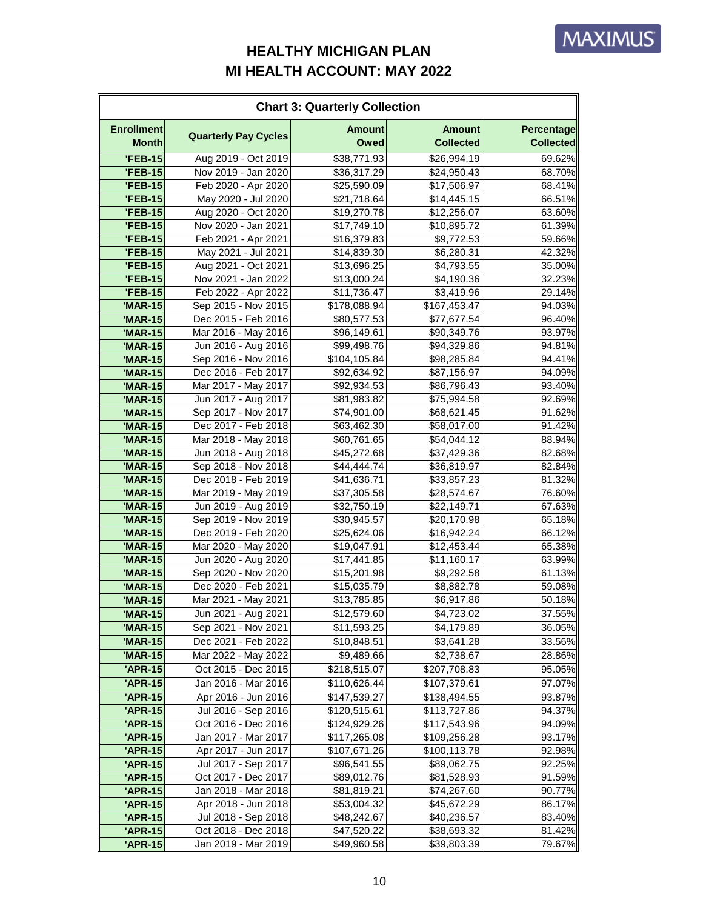# HEALTHY MICHIGAN PLAN
# MI HEALTH ACCOUNT: MAY 2022

**Chart 3: Quarterly Collection**

| Enrollment Month | Quarterly Pay Cycles | Amount Owed | Amount Collected | Percentage Collected |
|---|---|---|---|---|
| 'FEB-15 | Aug 2019 - Oct 2019 | $38,771.93 | $26,994.19 | 69.62% |
| 'FEB-15 | Nov 2019 - Jan 2020 | $36,317.29 | $24,950.43 | 68.70% |
| 'FEB-15 | Feb 2020 - Apr 2020 | $25,590.09 | $17,506.97 | 68.41% |
| 'FEB-15 | May 2020 - Jul 2020 | $21,718.64 | $14,445.15 | 66.51% |
| 'FEB-15 | Aug 2020 - Oct 2020 | $19,270.78 | $12,256.07 | 63.60% |
| 'FEB-15 | Nov 2020 - Jan 2021 | $17,749.10 | $10,895.72 | 61.39% |
| 'FEB-15 | Feb 2021 - Apr 2021 | $16,379.83 | $9,772.53 | 59.66% |
| 'FEB-15 | May 2021 - Jul 2021 | $14,839.30 | $6,280.31 | 42.32% |
| 'FEB-15 | Aug 2021 - Oct 2021 | $13,696.25 | $4,793.55 | 35.00% |
| 'FEB-15 | Nov 2021 - Jan 2022 | $13,000.24 | $4,190.36 | 32.23% |
| 'FEB-15 | Feb 2022 - Apr 2022 | $11,736.47 | $3,419.96 | 29.14% |
| 'MAR-15 | Sep 2015 - Nov 2015 | $178,088.94 | $167,453.47 | 94.03% |
| 'MAR-15 | Dec 2015 - Feb 2016 | $80,577.53 | $77,677.54 | 96.40% |
| 'MAR-15 | Mar 2016 - May 2016 | $96,149.61 | $90,349.76 | 93.97% |
| 'MAR-15 | Jun 2016 - Aug 2016 | $99,498.76 | $94,329.86 | 94.81% |
| 'MAR-15 | Sep 2016 - Nov 2016 | $104,105.84 | $98,285.84 | 94.41% |
| 'MAR-15 | Dec 2016 - Feb 2017 | $92,634.92 | $87,156.97 | 94.09% |
| 'MAR-15 | Mar 2017 - May 2017 | $92,934.53 | $86,796.43 | 93.40% |
| 'MAR-15 | Jun 2017 - Aug 2017 | $81,983.82 | $75,994.58 | 92.69% |
| 'MAR-15 | Sep 2017 - Nov 2017 | $74,901.00 | $68,621.45 | 91.62% |
| 'MAR-15 | Dec 2017 - Feb 2018 | $63,462.30 | $58,017.00 | 91.42% |
| 'MAR-15 | Mar 2018 - May 2018 | $60,761.65 | $54,044.12 | 88.94% |
| 'MAR-15 | Jun 2018 - Aug 2018 | $45,272.68 | $37,429.36 | 82.68% |
| 'MAR-15 | Sep 2018 - Nov 2018 | $44,444.74 | $36,819.97 | 82.84% |
| 'MAR-15 | Dec 2018 - Feb 2019 | $41,636.71 | $33,857.23 | 81.32% |
| 'MAR-15 | Mar 2019 - May 2019 | $37,305.58 | $28,574.67 | 76.60% |
| 'MAR-15 | Jun 2019 - Aug 2019 | $32,750.19 | $22,149.71 | 67.63% |
| 'MAR-15 | Sep 2019 - Nov 2019 | $30,945.57 | $20,170.98 | 65.18% |
| 'MAR-15 | Dec 2019 - Feb 2020 | $25,624.06 | $16,942.24 | 66.12% |
| 'MAR-15 | Mar 2020 - May 2020 | $19,047.91 | $12,453.44 | 65.38% |
| 'MAR-15 | Jun 2020 - Aug 2020 | $17,441.85 | $11,160.17 | 63.99% |
| 'MAR-15 | Sep 2020 - Nov 2020 | $15,201.98 | $9,292.58 | 61.13% |
| 'MAR-15 | Dec 2020 - Feb 2021 | $15,035.79 | $8,882.78 | 59.08% |
| 'MAR-15 | Mar 2021 - May 2021 | $13,785.85 | $6,917.86 | 50.18% |
| 'MAR-15 | Jun 2021 - Aug 2021 | $12,579.60 | $4,723.02 | 37.55% |
| 'MAR-15 | Sep 2021 - Nov 2021 | $11,593.25 | $4,179.89 | 36.05% |
| 'MAR-15 | Dec 2021 - Feb 2022 | $10,848.51 | $3,641.28 | 33.56% |
| 'MAR-15 | Mar 2022 - May 2022 | $9,489.66 | $2,738.67 | 28.86% |
| 'APR-15 | Oct 2015 - Dec 2015 | $218,515.07 | $207,708.83 | 95.05% |
| 'APR-15 | Jan 2016 - Mar 2016 | $110,626.44 | $107,379.61 | 97.07% |
| 'APR-15 | Apr 2016 - Jun 2016 | $147,539.27 | $138,494.55 | 93.87% |
| 'APR-15 | Jul 2016 - Sep 2016 | $120,515.61 | $113,727.86 | 94.37% |
| 'APR-15 | Oct 2016 - Dec 2016 | $124,929.26 | $117,543.96 | 94.09% |
| 'APR-15 | Jan 2017 - Mar 2017 | $117,265.08 | $109,256.28 | 93.17% |
| 'APR-15 | Apr 2017 - Jun 2017 | $107,671.26 | $100,113.78 | 92.98% |
| 'APR-15 | Jul 2017 - Sep 2017 | $96,541.55 | $89,062.75 | 92.25% |
| 'APR-15 | Oct 2017 - Dec 2017 | $89,012.76 | $81,528.93 | 91.59% |
| 'APR-15 | Jan 2018 - Mar 2018 | $81,819.21 | $74,267.60 | 90.77% |
| 'APR-15 | Apr 2018 - Jun 2018 | $53,004.32 | $45,672.29 | 86.17% |
| 'APR-15 | Jul 2018 - Sep 2018 | $48,242.67 | $40,236.57 | 83.40% |
| 'APR-15 | Oct 2018 - Dec 2018 | $47,520.22 | $38,693.32 | 81.42% |
| 'APR-15 | Jan 2019 - Mar 2019 | $49,960.58 | $39,803.39 | 79.67% |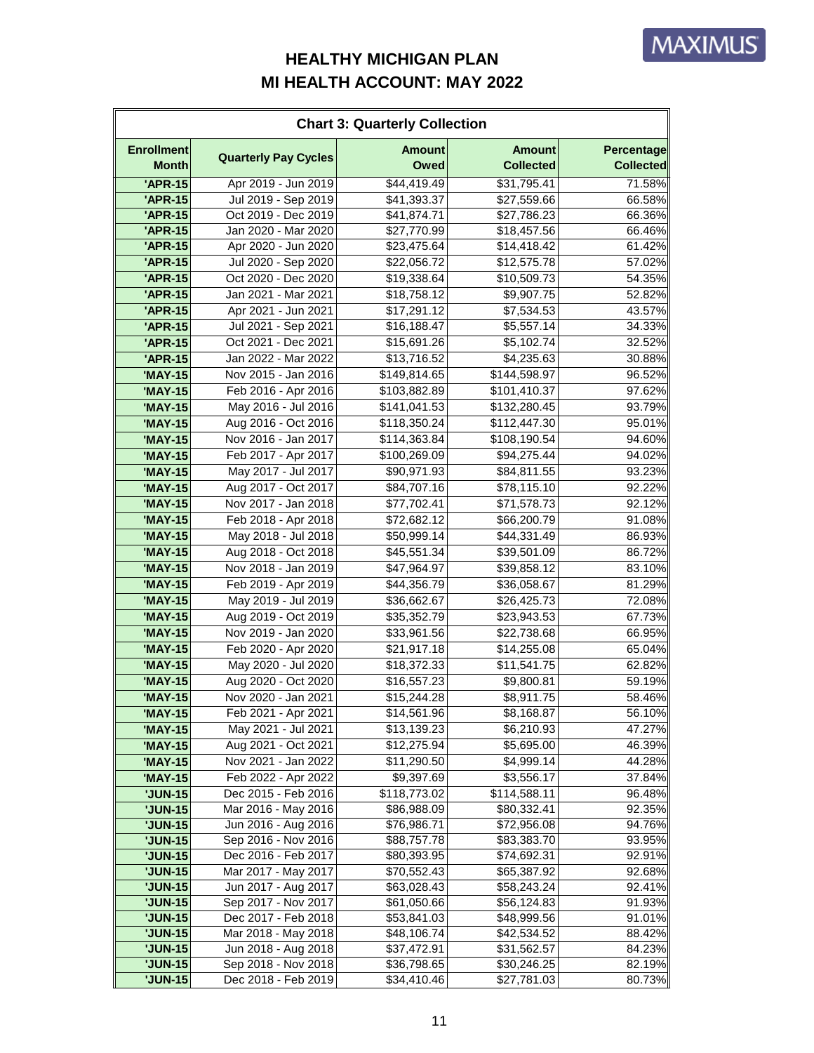# HEALTHY MICHIGAN PLAN
# MI HEALTH ACCOUNT: MAY 2022

| Chart 3: Quarterly Collection | | | | |
|---|---|---|---|---|
| Enrollment Month | Quarterly Pay Cycles | Amount Owed | Amount Collected | Percentage Collected |
| 'APR-15 | Apr 2019 - Jun 2019 | $44,419.49 | $31,795.41 | 71.58% |
| 'APR-15 | Jul 2019 - Sep 2019 | $41,393.37 | $27,559.66 | 66.58% |
| 'APR-15 | Oct 2019 - Dec 2019 | $41,874.71 | $27,786.23 | 66.36% |
| 'APR-15 | Jan 2020 - Mar 2020 | $27,770.99 | $18,457.56 | 66.46% |
| 'APR-15 | Apr 2020 - Jun 2020 | $23,475.64 | $14,418.42 | 61.42% |
| 'APR-15 | Jul 2020 - Sep 2020 | $22,056.72 | $12,575.78 | 57.02% |
| 'APR-15 | Oct 2020 - Dec 2020 | $19,338.64 | $10,509.73 | 54.35% |
| 'APR-15 | Jan 2021 - Mar 2021 | $18,758.12 | $9,907.75 | 52.82% |
| 'APR-15 | Apr 2021 - Jun 2021 | $17,291.12 | $7,534.53 | 43.57% |
| 'APR-15 | Jul 2021 - Sep 2021 | $16,188.47 | $5,557.14 | 34.33% |
| 'APR-15 | Oct 2021 - Dec 2021 | $15,691.26 | $5,102.74 | 32.52% |
| 'APR-15 | Jan 2022 - Mar 2022 | $13,716.52 | $4,235.63 | 30.88% |
| 'MAY-15 | Nov 2015 - Jan 2016 | $149,814.65 | $144,598.97 | 96.52% |
| 'MAY-15 | Feb 2016 - Apr 2016 | $103,882.89 | $101,410.37 | 97.62% |
| 'MAY-15 | May 2016 - Jul 2016 | $141,041.53 | $132,280.45 | 93.79% |
| 'MAY-15 | Aug 2016 - Oct 2016 | $118,350.24 | $112,447.30 | 95.01% |
| 'MAY-15 | Nov 2016 - Jan 2017 | $114,363.84 | $108,190.54 | 94.60% |
| 'MAY-15 | Feb 2017 - Apr 2017 | $100,269.09 | $94,275.44 | 94.02% |
| 'MAY-15 | May 2017 - Jul 2017 | $90,971.93 | $84,811.55 | 93.23% |
| 'MAY-15 | Aug 2017 - Oct 2017 | $84,707.16 | $78,115.10 | 92.22% |
| 'MAY-15 | Nov 2017 - Jan 2018 | $77,702.41 | $71,578.73 | 92.12% |
| 'MAY-15 | Feb 2018 - Apr 2018 | $72,682.12 | $66,200.79 | 91.08% |
| 'MAY-15 | May 2018 - Jul 2018 | $50,999.14 | $44,331.49 | 86.93% |
| 'MAY-15 | Aug 2018 - Oct 2018 | $45,551.34 | $39,501.09 | 86.72% |
| 'MAY-15 | Nov 2018 - Jan 2019 | $47,964.97 | $39,858.12 | 83.10% |
| 'MAY-15 | Feb 2019 - Apr 2019 | $44,356.79 | $36,058.67 | 81.29% |
| 'MAY-15 | May 2019 - Jul 2019 | $36,662.67 | $26,425.73 | 72.08% |
| 'MAY-15 | Aug 2019 - Oct 2019 | $35,352.79 | $23,943.53 | 67.73% |
| 'MAY-15 | Nov 2019 - Jan 2020 | $33,961.56 | $22,738.68 | 66.95% |
| 'MAY-15 | Feb 2020 - Apr 2020 | $21,917.18 | $14,255.08 | 65.04% |
| 'MAY-15 | May 2020 - Jul 2020 | $18,372.33 | $11,541.75 | 62.82% |
| 'MAY-15 | Aug 2020 - Oct 2020 | $16,557.23 | $9,800.81 | 59.19% |
| 'MAY-15 | Nov 2020 - Jan 2021 | $15,244.28 | $8,911.75 | 58.46% |
| 'MAY-15 | Feb 2021 - Apr 2021 | $14,561.96 | $8,168.87 | 56.10% |
| 'MAY-15 | May 2021 - Jul 2021 | $13,139.23 | $6,210.93 | 47.27% |
| 'MAY-15 | Aug 2021 - Oct 2021 | $12,275.94 | $5,695.00 | 46.39% |
| 'MAY-15 | Nov 2021 - Jan 2022 | $11,290.50 | $4,999.14 | 44.28% |
| 'MAY-15 | Feb 2022 - Apr 2022 | $9,397.69 | $3,556.17 | 37.84% |
| 'JUN-15 | Dec 2015 - Feb 2016 | $118,773.02 | $114,588.11 | 96.48% |
| 'JUN-15 | Mar 2016 - May 2016 | $86,988.09 | $80,332.41 | 92.35% |
| 'JUN-15 | Jun 2016 - Aug 2016 | $76,986.71 | $72,956.08 | 94.76% |
| 'JUN-15 | Sep 2016 - Nov 2016 | $88,757.78 | $83,383.70 | 93.95% |
| 'JUN-15 | Dec 2016 - Feb 2017 | $80,393.95 | $74,692.31 | 92.91% |
| 'JUN-15 | Mar 2017 - May 2017 | $70,552.43 | $65,387.92 | 92.68% |
| 'JUN-15 | Jun 2017 - Aug 2017 | $63,028.43 | $58,243.24 | 92.41% |
| 'JUN-15 | Sep 2017 - Nov 2017 | $61,050.66 | $56,124.83 | 91.93% |
| 'JUN-15 | Dec 2017 - Feb 2018 | $53,841.03 | $48,999.56 | 91.01% |
| 'JUN-15 | Mar 2018 - May 2018 | $48,106.74 | $42,534.52 | 88.42% |
| 'JUN-15 | Jun 2018 - Aug 2018 | $37,472.91 | $31,562.57 | 84.23% |
| 'JUN-15 | Sep 2018 - Nov 2018 | $36,798.65 | $30,246.25 | 82.19% |
| 'JUN-15 | Dec 2018 - Feb 2019 | $34,410.46 | $27,781.03 | 80.73% |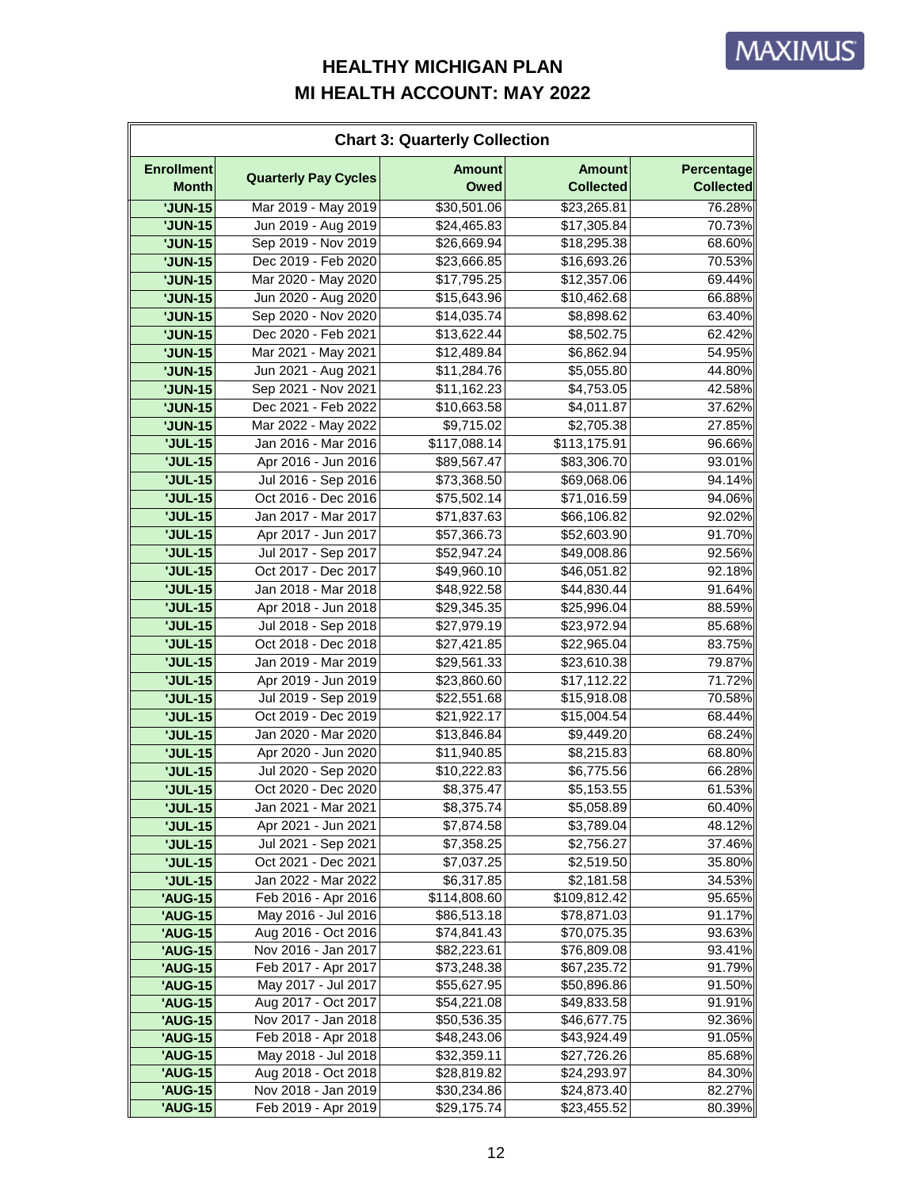# HEALTHY MICHIGAN PLAN
# MI HEALTH ACCOUNT: MAY 2022

**Chart 3: Quarterly Collection**

| Enrollment Month | Quarterly Pay Cycles | Amount Owed | Amount Collected | Percentage Collected |
|---|---|---|---|---|
| 'JUN-15 | Mar 2019 - May 2019 | $30,501.06 | $23,265.81 | 76.28% |
| 'JUN-15 | Jun 2019 - Aug 2019 | $24,465.83 | $17,305.84 | 70.73% |
| 'JUN-15 | Sep 2019 - Nov 2019 | $26,669.94 | $18,295.38 | 68.60% |
| 'JUN-15 | Dec 2019 - Feb 2020 | $23,666.85 | $16,693.26 | 70.53% |
| 'JUN-15 | Mar 2020 - May 2020 | $17,795.25 | $12,357.06 | 69.44% |
| 'JUN-15 | Jun 2020 - Aug 2020 | $15,643.96 | $10,462.68 | 66.88% |
| 'JUN-15 | Sep 2020 - Nov 2020 | $14,035.74 | $8,898.62 | 63.40% |
| 'JUN-15 | Dec 2020 - Feb 2021 | $13,622.44 | $8,502.75 | 62.42% |
| 'JUN-15 | Mar 2021 - May 2021 | $12,489.84 | $6,862.94 | 54.95% |
| 'JUN-15 | Jun 2021 - Aug 2021 | $11,284.76 | $5,055.80 | 44.80% |
| 'JUN-15 | Sep 2021 - Nov 2021 | $11,162.23 | $4,753.05 | 42.58% |
| 'JUN-15 | Dec 2021 - Feb 2022 | $10,663.58 | $4,011.87 | 37.62% |
| 'JUN-15 | Mar 2022 - May 2022 | $9,715.02 | $2,705.38 | 27.85% |
| 'JUL-15 | Jan 2016 - Mar 2016 | $117,088.14 | $113,175.91 | 96.66% |
| 'JUL-15 | Apr 2016 - Jun 2016 | $89,567.47 | $83,306.70 | 93.01% |
| 'JUL-15 | Jul 2016 - Sep 2016 | $73,368.50 | $69,068.06 | 94.14% |
| 'JUL-15 | Oct 2016 - Dec 2016 | $75,502.14 | $71,016.59 | 94.06% |
| 'JUL-15 | Jan 2017 - Mar 2017 | $71,837.63 | $66,106.82 | 92.02% |
| 'JUL-15 | Apr 2017 - Jun 2017 | $57,366.73 | $52,603.90 | 91.70% |
| 'JUL-15 | Jul 2017 - Sep 2017 | $52,947.24 | $49,008.86 | 92.56% |
| 'JUL-15 | Oct 2017 - Dec 2017 | $49,960.10 | $46,051.82 | 92.18% |
| 'JUL-15 | Jan 2018 - Mar 2018 | $48,922.58 | $44,830.44 | 91.64% |
| 'JUL-15 | Apr 2018 - Jun 2018 | $29,345.35 | $25,996.04 | 88.59% |
| 'JUL-15 | Jul 2018 - Sep 2018 | $27,979.19 | $23,972.94 | 85.68% |
| 'JUL-15 | Oct 2018 - Dec 2018 | $27,421.85 | $22,965.04 | 83.75% |
| 'JUL-15 | Jan 2019 - Mar 2019 | $29,561.33 | $23,610.38 | 79.87% |
| 'JUL-15 | Apr 2019 - Jun 2019 | $23,860.60 | $17,112.22 | 71.72% |
| 'JUL-15 | Jul 2019 - Sep 2019 | $22,551.68 | $15,918.08 | 70.58% |
| 'JUL-15 | Oct 2019 - Dec 2019 | $21,922.17 | $15,004.54 | 68.44% |
| 'JUL-15 | Jan 2020 - Mar 2020 | $13,846.84 | $9,449.20 | 68.24% |
| 'JUL-15 | Apr 2020 - Jun 2020 | $11,940.85 | $8,215.83 | 68.80% |
| 'JUL-15 | Jul 2020 - Sep 2020 | $10,222.83 | $6,775.56 | 66.28% |
| 'JUL-15 | Oct 2020 - Dec 2020 | $8,375.47 | $5,153.55 | 61.53% |
| 'JUL-15 | Jan 2021 - Mar 2021 | $8,375.74 | $5,058.89 | 60.40% |
| 'JUL-15 | Apr 2021 - Jun 2021 | $7,874.58 | $3,789.04 | 48.12% |
| 'JUL-15 | Jul 2021 - Sep 2021 | $7,358.25 | $2,756.27 | 37.46% |
| 'JUL-15 | Oct 2021 - Dec 2021 | $7,037.25 | $2,519.50 | 35.80% |
| 'JUL-15 | Jan 2022 - Mar 2022 | $6,317.85 | $2,181.58 | 34.53% |
| 'AUG-15 | Feb 2016 - Apr 2016 | $114,808.60 | $109,812.42 | 95.65% |
| 'AUG-15 | May 2016 - Jul 2016 | $86,513.18 | $78,871.03 | 91.17% |
| 'AUG-15 | Aug 2016 - Oct 2016 | $74,841.43 | $70,075.35 | 93.63% |
| 'AUG-15 | Nov 2016 - Jan 2017 | $82,223.61 | $76,809.08 | 93.41% |
| 'AUG-15 | Feb 2017 - Apr 2017 | $73,248.38 | $67,235.72 | 91.79% |
| 'AUG-15 | May 2017 - Jul 2017 | $55,627.95 | $50,896.86 | 91.50% |
| 'AUG-15 | Aug 2017 - Oct 2017 | $54,221.08 | $49,833.58 | 91.91% |
| 'AUG-15 | Nov 2017 - Jan 2018 | $50,536.35 | $46,677.75 | 92.36% |
| 'AUG-15 | Feb 2018 - Apr 2018 | $48,243.06 | $43,924.49 | 91.05% |
| 'AUG-15 | May 2018 - Jul 2018 | $32,359.11 | $27,726.26 | 85.68% |
| 'AUG-15 | Aug 2018 - Oct 2018 | $28,819.82 | $24,293.97 | 84.30% |
| 'AUG-15 | Nov 2018 - Jan 2019 | $30,234.86 | $24,873.40 | 82.27% |
| 'AUG-15 | Feb 2019 - Apr 2019 | $29,175.74 | $23,455.52 | 80.39% |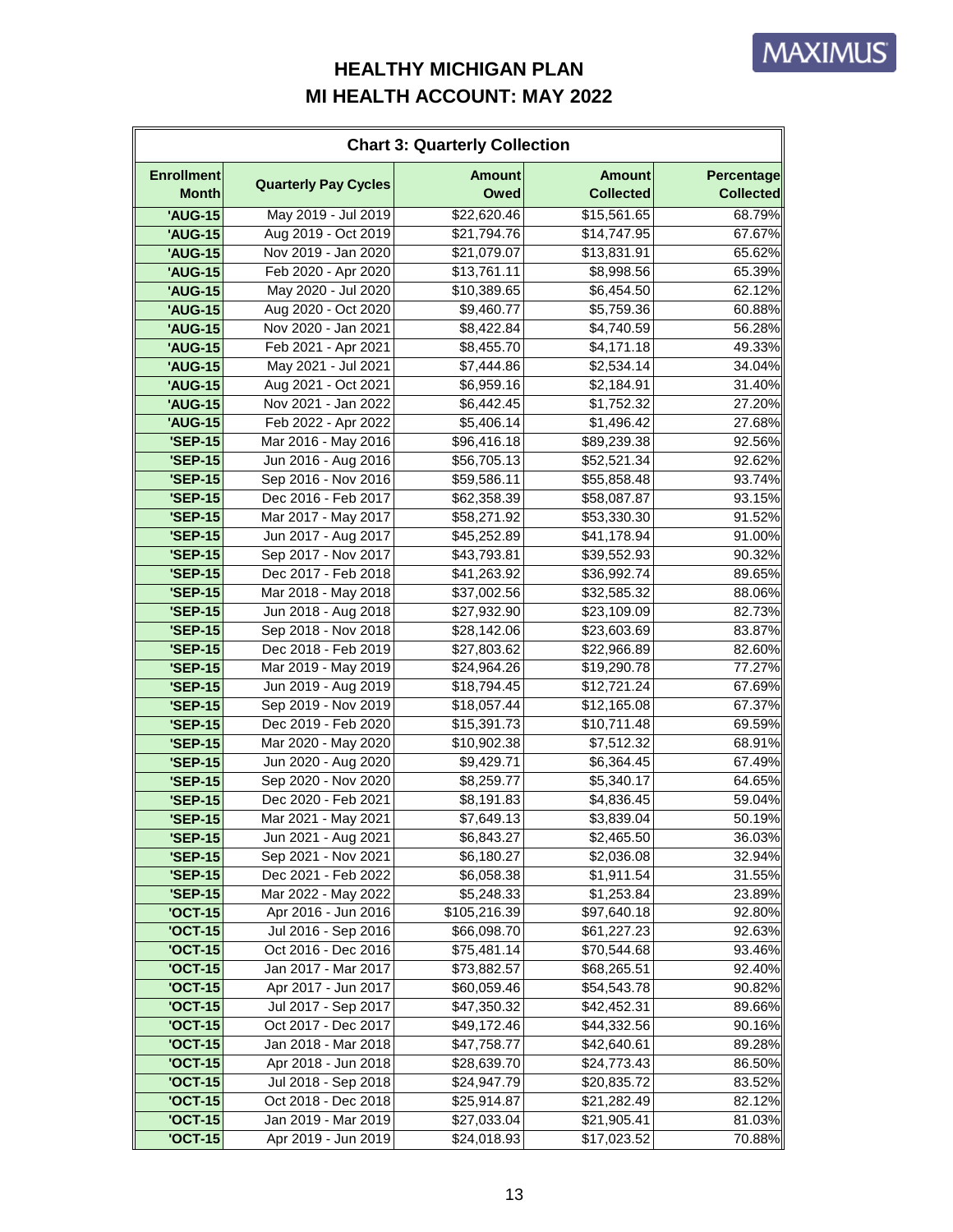# HEALTHY MICHIGAN PLAN
# MI HEALTH ACCOUNT: MAY 2022

**Chart 3: Quarterly Collection**

| Enrollment Month | Quarterly Pay Cycles | Amount Owed | Amount Collected | Percentage Collected |
|---|---|---|---|---|
| 'AUG-15 | May 2019 - Jul 2019 | $22,620.46 | $15,561.65 | 68.79% |
| 'AUG-15 | Aug 2019 - Oct 2019 | $21,794.76 | $14,747.95 | 67.67% |
| 'AUG-15 | Nov 2019 - Jan 2020 | $21,079.07 | $13,831.91 | 65.62% |
| 'AUG-15 | Feb 2020 - Apr 2020 | $13,761.11 | $8,998.56 | 65.39% |
| 'AUG-15 | May 2020 - Jul 2020 | $10,389.65 | $6,454.50 | 62.12% |
| 'AUG-15 | Aug 2020 - Oct 2020 | $9,460.77 | $5,759.36 | 60.88% |
| 'AUG-15 | Nov 2020 - Jan 2021 | $8,422.84 | $4,740.59 | 56.28% |
| 'AUG-15 | Feb 2021 - Apr 2021 | $8,455.70 | $4,171.18 | 49.33% |
| 'AUG-15 | May 2021 - Jul 2021 | $7,444.86 | $2,534.14 | 34.04% |
| 'AUG-15 | Aug 2021 - Oct 2021 | $6,959.16 | $2,184.91 | 31.40% |
| 'AUG-15 | Nov 2021 - Jan 2022 | $6,442.45 | $1,752.32 | 27.20% |
| 'AUG-15 | Feb 2022 - Apr 2022 | $5,406.14 | $1,496.42 | 27.68% |
| 'SEP-15 | Mar 2016 - May 2016 | $96,416.18 | $89,239.38 | 92.56% |
| 'SEP-15 | Jun 2016 - Aug 2016 | $56,705.13 | $52,521.34 | 92.62% |
| 'SEP-15 | Sep 2016 - Nov 2016 | $59,586.11 | $55,858.48 | 93.74% |
| 'SEP-15 | Dec 2016 - Feb 2017 | $62,358.39 | $58,087.87 | 93.15% |
| 'SEP-15 | Mar 2017 - May 2017 | $58,271.92 | $53,330.30 | 91.52% |
| 'SEP-15 | Jun 2017 - Aug 2017 | $45,252.89 | $41,178.94 | 91.00% |
| 'SEP-15 | Sep 2017 - Nov 2017 | $43,793.81 | $39,552.93 | 90.32% |
| 'SEP-15 | Dec 2017 - Feb 2018 | $41,263.92 | $36,992.74 | 89.65% |
| 'SEP-15 | Mar 2018 - May 2018 | $37,002.56 | $32,585.32 | 88.06% |
| 'SEP-15 | Jun 2018 - Aug 2018 | $27,932.90 | $23,109.09 | 82.73% |
| 'SEP-15 | Sep 2018 - Nov 2018 | $28,142.06 | $23,603.69 | 83.87% |
| 'SEP-15 | Dec 2018 - Feb 2019 | $27,803.62 | $22,966.89 | 82.60% |
| 'SEP-15 | Mar 2019 - May 2019 | $24,964.26 | $19,290.78 | 77.27% |
| 'SEP-15 | Jun 2019 - Aug 2019 | $18,794.45 | $12,721.24 | 67.69% |
| 'SEP-15 | Sep 2019 - Nov 2019 | $18,057.44 | $12,165.08 | 67.37% |
| 'SEP-15 | Dec 2019 - Feb 2020 | $15,391.73 | $10,711.48 | 69.59% |
| 'SEP-15 | Mar 2020 - May 2020 | $10,902.38 | $7,512.32 | 68.91% |
| 'SEP-15 | Jun 2020 - Aug 2020 | $9,429.71 | $6,364.45 | 67.49% |
| 'SEP-15 | Sep 2020 - Nov 2020 | $8,259.77 | $5,340.17 | 64.65% |
| 'SEP-15 | Dec 2020 - Feb 2021 | $8,191.83 | $4,836.45 | 59.04% |
| 'SEP-15 | Mar 2021 - May 2021 | $7,649.13 | $3,839.04 | 50.19% |
| 'SEP-15 | Jun 2021 - Aug 2021 | $6,843.27 | $2,465.50 | 36.03% |
| 'SEP-15 | Sep 2021 - Nov 2021 | $6,180.27 | $2,036.08 | 32.94% |
| 'SEP-15 | Dec 2021 - Feb 2022 | $6,058.38 | $1,911.54 | 31.55% |
| 'SEP-15 | Mar 2022 - May 2022 | $5,248.33 | $1,253.84 | 23.89% |
| 'OCT-15 | Apr 2016 - Jun 2016 | $105,216.39 | $97,640.18 | 92.80% |
| 'OCT-15 | Jul 2016 - Sep 2016 | $66,098.70 | $61,227.23 | 92.63% |
| 'OCT-15 | Oct 2016 - Dec 2016 | $75,481.14 | $70,544.68 | 93.46% |
| 'OCT-15 | Jan 2017 - Mar 2017 | $73,882.57 | $68,265.51 | 92.40% |
| 'OCT-15 | Apr 2017 - Jun 2017 | $60,059.46 | $54,543.78 | 90.82% |
| 'OCT-15 | Jul 2017 - Sep 2017 | $47,350.32 | $42,452.31 | 89.66% |
| 'OCT-15 | Oct 2017 - Dec 2017 | $49,172.46 | $44,332.56 | 90.16% |
| 'OCT-15 | Jan 2018 - Mar 2018 | $47,758.77 | $42,640.61 | 89.28% |
| 'OCT-15 | Apr 2018 - Jun 2018 | $28,639.70 | $24,773.43 | 86.50% |
| 'OCT-15 | Jul 2018 - Sep 2018 | $24,947.79 | $20,835.72 | 83.52% |
| 'OCT-15 | Oct 2018 - Dec 2018 | $25,914.87 | $21,282.49 | 82.12% |
| 'OCT-15 | Jan 2019 - Mar 2019 | $27,033.04 | $21,905.41 | 81.03% |
| 'OCT-15 | Apr 2019 - Jun 2019 | $24,018.93 | $17,023.52 | 70.88% |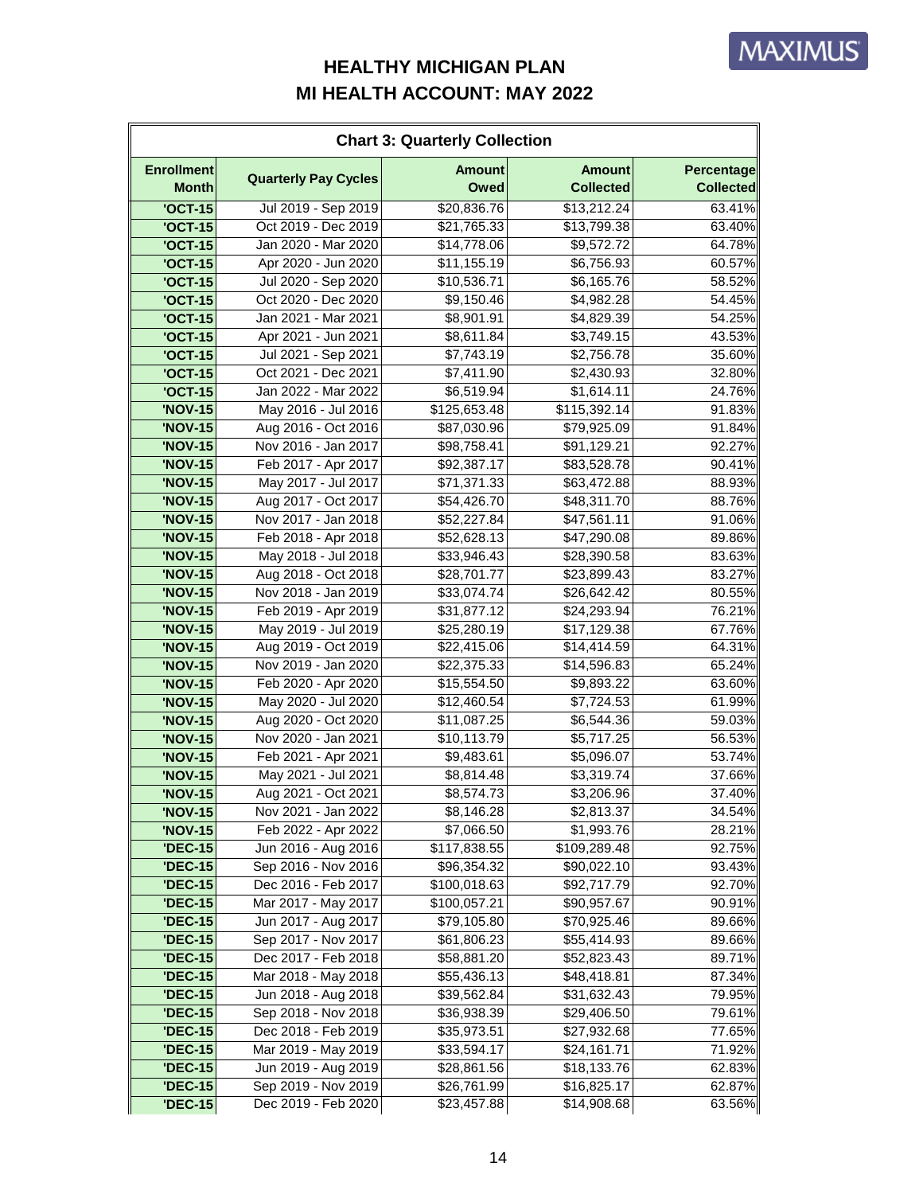# HEALTHY MICHIGAN PLAN
# MI HEALTH ACCOUNT: MAY 2022

**Chart 3: Quarterly Collection**

| Enrollment Month | Quarterly Pay Cycles | Amount Owed | Amount Collected | Percentage Collected |
|---|---|---|---|---|
| 'OCT-15 | Jul 2019 - Sep 2019 | $20,836.76 | $13,212.24 | 63.41% |
| 'OCT-15 | Oct 2019 - Dec 2019 | $21,765.33 | $13,799.38 | 63.40% |
| 'OCT-15 | Jan 2020 - Mar 2020 | $14,778.06 | $9,572.72 | 64.78% |
| 'OCT-15 | Apr 2020 - Jun 2020 | $11,155.19 | $6,756.93 | 60.57% |
| 'OCT-15 | Jul 2020 - Sep 2020 | $10,536.71 | $6,165.76 | 58.52% |
| 'OCT-15 | Oct 2020 - Dec 2020 | $9,150.46 | $4,982.28 | 54.45% |
| 'OCT-15 | Jan 2021 - Mar 2021 | $8,901.91 | $4,829.39 | 54.25% |
| 'OCT-15 | Apr 2021 - Jun 2021 | $8,611.84 | $3,749.15 | 43.53% |
| 'OCT-15 | Jul 2021 - Sep 2021 | $7,743.19 | $2,756.78 | 35.60% |
| 'OCT-15 | Oct 2021 - Dec 2021 | $7,411.90 | $2,430.93 | 32.80% |
| 'OCT-15 | Jan 2022 - Mar 2022 | $6,519.94 | $1,614.11 | 24.76% |
| 'NOV-15 | May 2016 - Jul 2016 | $125,653.48 | $115,392.14 | 91.83% |
| 'NOV-15 | Aug 2016 - Oct 2016 | $87,030.96 | $79,925.09 | 91.84% |
| 'NOV-15 | Nov 2016 - Jan 2017 | $98,758.41 | $91,129.21 | 92.27% |
| 'NOV-15 | Feb 2017 - Apr 2017 | $92,387.17 | $83,528.78 | 90.41% |
| 'NOV-15 | May 2017 - Jul 2017 | $71,371.33 | $63,472.88 | 88.93% |
| 'NOV-15 | Aug 2017 - Oct 2017 | $54,426.70 | $48,311.70 | 88.76% |
| 'NOV-15 | Nov 2017 - Jan 2018 | $52,227.84 | $47,561.11 | 91.06% |
| 'NOV-15 | Feb 2018 - Apr 2018 | $52,628.13 | $47,290.08 | 89.86% |
| 'NOV-15 | May 2018 - Jul 2018 | $33,946.43 | $28,390.58 | 83.63% |
| 'NOV-15 | Aug 2018 - Oct 2018 | $28,701.77 | $23,899.43 | 83.27% |
| 'NOV-15 | Nov 2018 - Jan 2019 | $33,074.74 | $26,642.42 | 80.55% |
| 'NOV-15 | Feb 2019 - Apr 2019 | $31,877.12 | $24,293.94 | 76.21% |
| 'NOV-15 | May 2019 - Jul 2019 | $25,280.19 | $17,129.38 | 67.76% |
| 'NOV-15 | Aug 2019 - Oct 2019 | $22,415.06 | $14,414.59 | 64.31% |
| 'NOV-15 | Nov 2019 - Jan 2020 | $22,375.33 | $14,596.83 | 65.24% |
| 'NOV-15 | Feb 2020 - Apr 2020 | $15,554.50 | $9,893.22 | 63.60% |
| 'NOV-15 | May 2020 - Jul 2020 | $12,460.54 | $7,724.53 | 61.99% |
| 'NOV-15 | Aug 2020 - Oct 2020 | $11,087.25 | $6,544.36 | 59.03% |
| 'NOV-15 | Nov 2020 - Jan 2021 | $10,113.79 | $5,717.25 | 56.53% |
| 'NOV-15 | Feb 2021 - Apr 2021 | $9,483.61 | $5,096.07 | 53.74% |
| 'NOV-15 | May 2021 - Jul 2021 | $8,814.48 | $3,319.74 | 37.66% |
| 'NOV-15 | Aug 2021 - Oct 2021 | $8,574.73 | $3,206.96 | 37.40% |
| 'NOV-15 | Nov 2021 - Jan 2022 | $8,146.28 | $2,813.37 | 34.54% |
| 'NOV-15 | Feb 2022 - Apr 2022 | $7,066.50 | $1,993.76 | 28.21% |
| 'DEC-15 | Jun 2016 - Aug 2016 | $117,838.55 | $109,289.48 | 92.75% |
| 'DEC-15 | Sep 2016 - Nov 2016 | $96,354.32 | $90,022.10 | 93.43% |
| 'DEC-15 | Dec 2016 - Feb 2017 | $100,018.63 | $92,717.79 | 92.70% |
| 'DEC-15 | Mar 2017 - May 2017 | $100,057.21 | $90,957.67 | 90.91% |
| 'DEC-15 | Jun 2017 - Aug 2017 | $79,105.80 | $70,925.46 | 89.66% |
| 'DEC-15 | Sep 2017 - Nov 2017 | $61,806.23 | $55,414.93 | 89.66% |
| 'DEC-15 | Dec 2017 - Feb 2018 | $58,881.20 | $52,823.43 | 89.71% |
| 'DEC-15 | Mar 2018 - May 2018 | $55,436.13 | $48,418.81 | 87.34% |
| 'DEC-15 | Jun 2018 - Aug 2018 | $39,562.84 | $31,632.43 | 79.95% |
| 'DEC-15 | Sep 2018 - Nov 2018 | $36,938.39 | $29,406.50 | 79.61% |
| 'DEC-15 | Dec 2018 - Feb 2019 | $35,973.51 | $27,932.68 | 77.65% |
| 'DEC-15 | Mar 2019 - May 2019 | $33,594.17 | $24,161.71 | 71.92% |
| 'DEC-15 | Jun 2019 - Aug 2019 | $28,861.56 | $18,133.76 | 62.83% |
| 'DEC-15 | Sep 2019 - Nov 2019 | $26,761.99 | $16,825.17 | 62.87% |
| 'DEC-15 | Dec 2019 - Feb 2020 | $23,457.88 | $14,908.68 | 63.56% |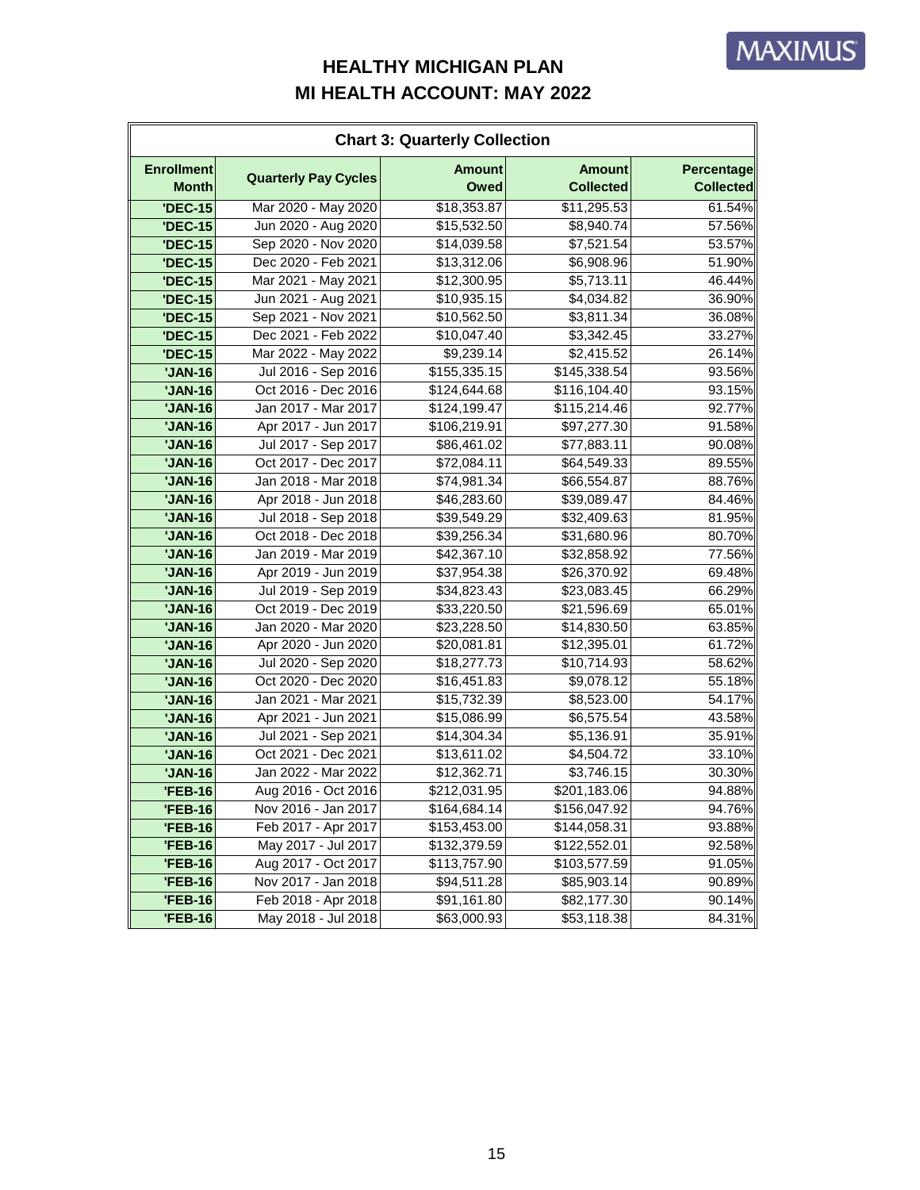# HEALTHY MICHIGAN PLAN
# MI HEALTH ACCOUNT: MAY 2022

**Chart 3: Quarterly Collection**

| Enrollment Month | Quarterly Pay Cycles | Amount Owed | Amount Collected | Percentage Collected |
|---|---|---|---|---|
| 'DEC-15 | Mar 2020 - May 2020 | $18,353.87 | $11,295.53 | 61.54% |
| 'DEC-15 | Jun 2020 - Aug 2020 | $15,532.50 | $8,940.74 | 57.56% |
| 'DEC-15 | Sep 2020 - Nov 2020 | $14,039.58 | $7,521.54 | 53.57% |
| 'DEC-15 | Dec 2020 - Feb 2021 | $13,312.06 | $6,908.96 | 51.90% |
| 'DEC-15 | Mar 2021 - May 2021 | $12,300.95 | $5,713.11 | 46.44% |
| 'DEC-15 | Jun 2021 - Aug 2021 | $10,935.15 | $4,034.82 | 36.90% |
| 'DEC-15 | Sep 2021 - Nov 2021 | $10,562.50 | $3,811.34 | 36.08% |
| 'DEC-15 | Dec 2021 - Feb 2022 | $10,047.40 | $3,342.45 | 33.27% |
| 'DEC-15 | Mar 2022 - May 2022 | $9,239.14 | $2,415.52 | 26.14% |
| 'JAN-16 | Jul 2016 - Sep 2016 | $155,335.15 | $145,338.54 | 93.56% |
| 'JAN-16 | Oct 2016 - Dec 2016 | $124,644.68 | $116,104.40 | 93.15% |
| 'JAN-16 | Jan 2017 - Mar 2017 | $124,199.47 | $115,214.46 | 92.77% |
| 'JAN-16 | Apr 2017 - Jun 2017 | $106,219.91 | $97,277.30 | 91.58% |
| 'JAN-16 | Jul 2017 - Sep 2017 | $86,461.02 | $77,883.11 | 90.08% |
| 'JAN-16 | Oct 2017 - Dec 2017 | $72,084.11 | $64,549.33 | 89.55% |
| 'JAN-16 | Jan 2018 - Mar 2018 | $74,981.34 | $66,554.87 | 88.76% |
| 'JAN-16 | Apr 2018 - Jun 2018 | $46,283.60 | $39,089.47 | 84.46% |
| 'JAN-16 | Jul 2018 - Sep 2018 | $39,549.29 | $32,409.63 | 81.95% |
| 'JAN-16 | Oct 2018 - Dec 2018 | $39,256.34 | $31,680.96 | 80.70% |
| 'JAN-16 | Jan 2019 - Mar 2019 | $42,367.10 | $32,858.92 | 77.56% |
| 'JAN-16 | Apr 2019 - Jun 2019 | $37,954.38 | $26,370.92 | 69.48% |
| 'JAN-16 | Jul 2019 - Sep 2019 | $34,823.43 | $23,083.45 | 66.29% |
| 'JAN-16 | Oct 2019 - Dec 2019 | $33,220.50 | $21,596.69 | 65.01% |
| 'JAN-16 | Jan 2020 - Mar 2020 | $23,228.50 | $14,830.50 | 63.85% |
| 'JAN-16 | Apr 2020 - Jun 2020 | $20,081.81 | $12,395.01 | 61.72% |
| 'JAN-16 | Jul 2020 - Sep 2020 | $18,277.73 | $10,714.93 | 58.62% |
| 'JAN-16 | Oct 2020 - Dec 2020 | $16,451.83 | $9,078.12 | 55.18% |
| 'JAN-16 | Jan 2021 - Mar 2021 | $15,732.39 | $8,523.00 | 54.17% |
| 'JAN-16 | Apr 2021 - Jun 2021 | $15,086.99 | $6,575.54 | 43.58% |
| 'JAN-16 | Jul 2021 - Sep 2021 | $14,304.34 | $5,136.91 | 35.91% |
| 'JAN-16 | Oct 2021 - Dec 2021 | $13,611.02 | $4,504.72 | 33.10% |
| 'JAN-16 | Jan 2022 - Mar 2022 | $12,362.71 | $3,746.15 | 30.30% |
| 'FEB-16 | Aug 2016 - Oct 2016 | $212,031.95 | $201,183.06 | 94.88% |
| 'FEB-16 | Nov 2016 - Jan 2017 | $164,684.14 | $156,047.92 | 94.76% |
| 'FEB-16 | Feb 2017 - Apr 2017 | $153,453.00 | $144,058.31 | 93.88% |
| 'FEB-16 | May 2017 - Jul 2017 | $132,379.59 | $122,552.01 | 92.58% |
| 'FEB-16 | Aug 2017 - Oct 2017 | $113,757.90 | $103,577.59 | 91.05% |
| 'FEB-16 | Nov 2017 - Jan 2018 | $94,511.28 | $85,903.14 | 90.89% |
| 'FEB-16 | Feb 2018 - Apr 2018 | $91,161.80 | $82,177.30 | 90.14% |
| 'FEB-16 | May 2018 - Jul 2018 | $63,000.93 | $53,118.38 | 84.31% |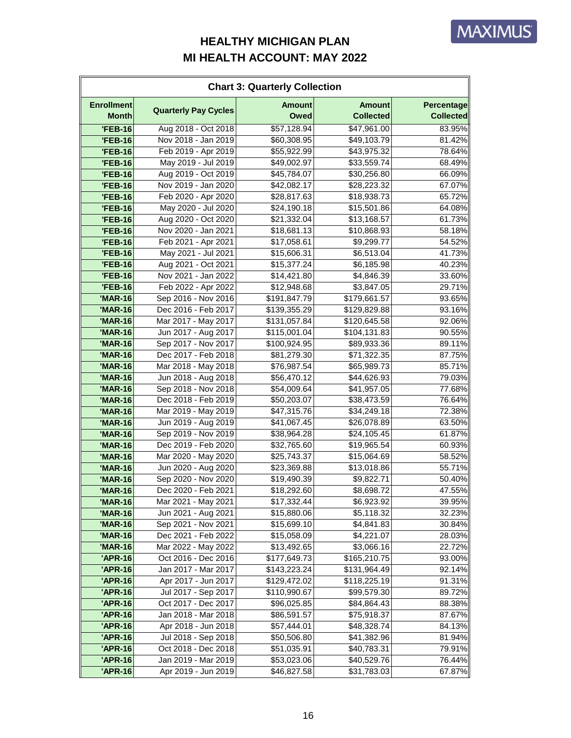# HEALTHY MICHIGAN PLAN
# MI HEALTH ACCOUNT: MAY 2022

**Chart 3: Quarterly Collection**

| Enrollment Month | Quarterly Pay Cycles | Amount Owed | Amount Collected | Percentage Collected |
|---|---|---|---|---|
| 'FEB-16 | Aug 2018 - Oct 2018 | $57,128.94 | $47,961.00 | 83.95% |
| 'FEB-16 | Nov 2018 - Jan 2019 | $60,308.95 | $49,103.79 | 81.42% |
| 'FEB-16 | Feb 2019 - Apr 2019 | $55,922.99 | $43,975.32 | 78.64% |
| 'FEB-16 | May 2019 - Jul 2019 | $49,002.97 | $33,559.74 | 68.49% |
| 'FEB-16 | Aug 2019 - Oct 2019 | $45,784.07 | $30,256.80 | 66.09% |
| 'FEB-16 | Nov 2019 - Jan 2020 | $42,082.17 | $28,223.32 | 67.07% |
| 'FEB-16 | Feb 2020 - Apr 2020 | $28,817.63 | $18,938.73 | 65.72% |
| 'FEB-16 | May 2020 - Jul 2020 | $24,190.18 | $15,501.86 | 64.08% |
| 'FEB-16 | Aug 2020 - Oct 2020 | $21,332.04 | $13,168.57 | 61.73% |
| 'FEB-16 | Nov 2020 - Jan 2021 | $18,681.13 | $10,868.93 | 58.18% |
| 'FEB-16 | Feb 2021 - Apr 2021 | $17,058.61 | $9,299.77 | 54.52% |
| 'FEB-16 | May 2021 - Jul 2021 | $15,606.31 | $6,513.04 | 41.73% |
| 'FEB-16 | Aug 2021 - Oct 2021 | $15,377.24 | $6,185.98 | 40.23% |
| 'FEB-16 | Nov 2021 - Jan 2022 | $14,421.80 | $4,846.39 | 33.60% |
| 'FEB-16 | Feb 2022 - Apr 2022 | $12,948.68 | $3,847.05 | 29.71% |
| 'MAR-16 | Sep 2016 - Nov 2016 | $191,847.79 | $179,661.57 | 93.65% |
| 'MAR-16 | Dec 2016 - Feb 2017 | $139,355.29 | $129,829.88 | 93.16% |
| 'MAR-16 | Mar 2017 - May 2017 | $131,057.84 | $120,645.58 | 92.06% |
| 'MAR-16 | Jun 2017 - Aug 2017 | $115,001.04 | $104,131.83 | 90.55% |
| 'MAR-16 | Sep 2017 - Nov 2017 | $100,924.95 | $89,933.36 | 89.11% |
| 'MAR-16 | Dec 2017 - Feb 2018 | $81,279.30 | $71,322.35 | 87.75% |
| 'MAR-16 | Mar 2018 - May 2018 | $76,987.54 | $65,989.73 | 85.71% |
| 'MAR-16 | Jun 2018 - Aug 2018 | $56,470.12 | $44,626.93 | 79.03% |
| 'MAR-16 | Sep 2018 - Nov 2018 | $54,009.64 | $41,957.05 | 77.68% |
| 'MAR-16 | Dec 2018 - Feb 2019 | $50,203.07 | $38,473.59 | 76.64% |
| 'MAR-16 | Mar 2019 - May 2019 | $47,315.76 | $34,249.18 | 72.38% |
| 'MAR-16 | Jun 2019 - Aug 2019 | $41,067.45 | $26,078.89 | 63.50% |
| 'MAR-16 | Sep 2019 - Nov 2019 | $38,964.28 | $24,105.45 | 61.87% |
| 'MAR-16 | Dec 2019 - Feb 2020 | $32,765.60 | $19,965.54 | 60.93% |
| 'MAR-16 | Mar 2020 - May 2020 | $25,743.37 | $15,064.69 | 58.52% |
| 'MAR-16 | Jun 2020 - Aug 2020 | $23,369.88 | $13,018.86 | 55.71% |
| 'MAR-16 | Sep 2020 - Nov 2020 | $19,490.39 | $9,822.71 | 50.40% |
| 'MAR-16 | Dec 2020 - Feb 2021 | $18,292.60 | $8,698.72 | 47.55% |
| 'MAR-16 | Mar 2021 - May 2021 | $17,332.44 | $6,923.92 | 39.95% |
| 'MAR-16 | Jun 2021 - Aug 2021 | $15,880.06 | $5,118.32 | 32.23% |
| 'MAR-16 | Sep 2021 - Nov 2021 | $15,699.10 | $4,841.83 | 30.84% |
| 'MAR-16 | Dec 2021 - Feb 2022 | $15,058.09 | $4,221.07 | 28.03% |
| 'MAR-16 | Mar 2022 - May 2022 | $13,492.65 | $3,066.16 | 22.72% |
| 'APR-16 | Oct 2016 - Dec 2016 | $177,649.73 | $165,210.75 | 93.00% |
| 'APR-16 | Jan 2017 - Mar 2017 | $143,223.24 | $131,964.49 | 92.14% |
| 'APR-16 | Apr 2017 - Jun 2017 | $129,472.02 | $118,225.19 | 91.31% |
| 'APR-16 | Jul 2017 - Sep 2017 | $110,990.67 | $99,579.30 | 89.72% |
| 'APR-16 | Oct 2017 - Dec 2017 | $96,025.85 | $84,864.43 | 88.38% |
| 'APR-16 | Jan 2018 - Mar 2018 | $86,591.57 | $75,918.37 | 87.67% |
| 'APR-16 | Apr 2018 - Jun 2018 | $57,444.01 | $48,328.74 | 84.13% |
| 'APR-16 | Jul 2018 - Sep 2018 | $50,506.80 | $41,382.96 | 81.94% |
| 'APR-16 | Oct 2018 - Dec 2018 | $51,035.91 | $40,783.31 | 79.91% |
| 'APR-16 | Jan 2019 - Mar 2019 | $53,023.06 | $40,529.76 | 76.44% |
| 'APR-16 | Apr 2019 - Jun 2019 | $46,827.58 | $31,783.03 | 67.87% |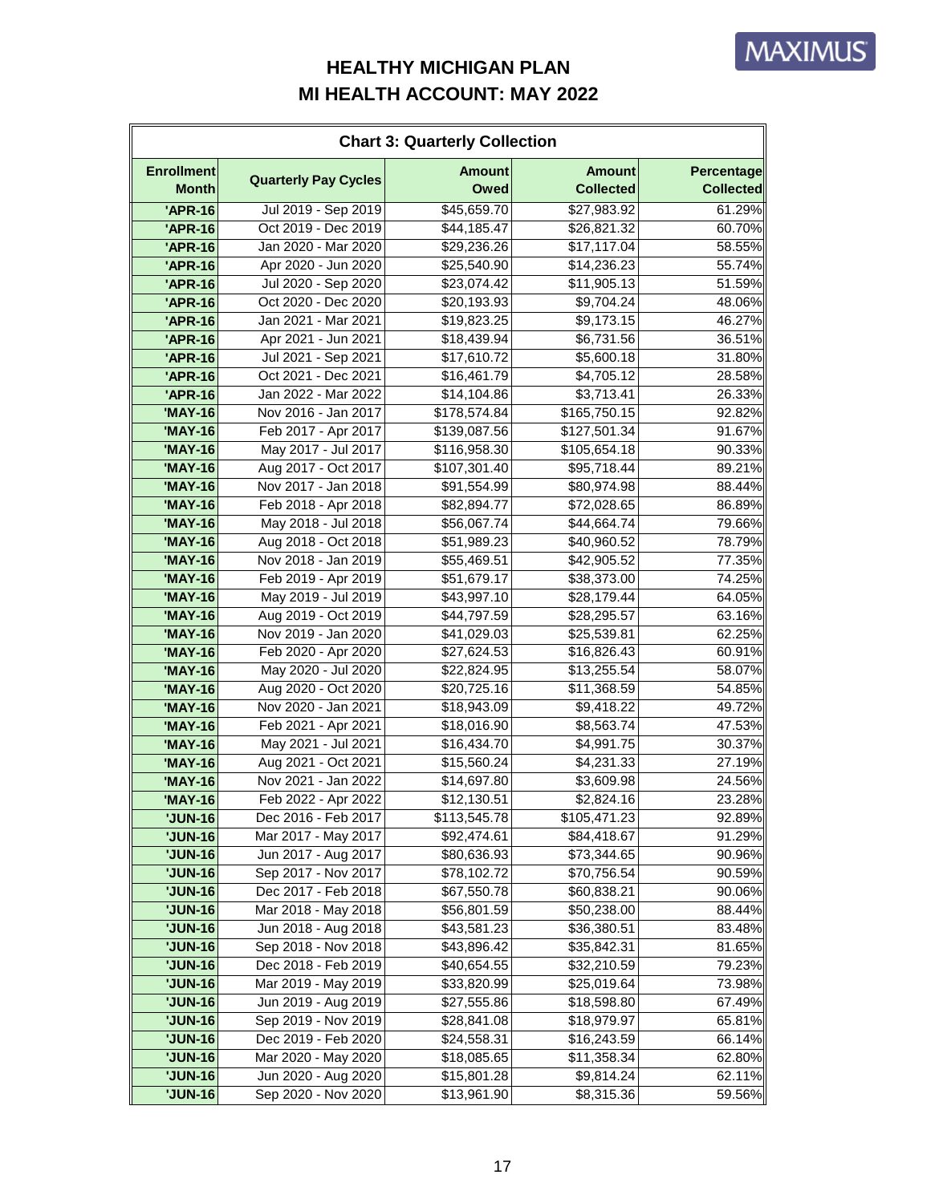# HEALTHY MICHIGAN PLAN
# MI HEALTH ACCOUNT: MAY 2022

**Chart 3: Quarterly Collection**

| Enrollment Month | Quarterly Pay Cycles | Amount Owed | Amount Collected | Percentage Collected |
|---|---|---|---|---|
| 'APR-16 | Jul 2019 - Sep 2019 | $45,659.70 | $27,983.92 | 61.29% |
| 'APR-16 | Oct 2019 - Dec 2019 | $44,185.47 | $26,821.32 | 60.70% |
| 'APR-16 | Jan 2020 - Mar 2020 | $29,236.26 | $17,117.04 | 58.55% |
| 'APR-16 | Apr 2020 - Jun 2020 | $25,540.90 | $14,236.23 | 55.74% |
| 'APR-16 | Jul 2020 - Sep 2020 | $23,074.42 | $11,905.13 | 51.59% |
| 'APR-16 | Oct 2020 - Dec 2020 | $20,193.93 | $9,704.24 | 48.06% |
| 'APR-16 | Jan 2021 - Mar 2021 | $19,823.25 | $9,173.15 | 46.27% |
| 'APR-16 | Apr 2021 - Jun 2021 | $18,439.94 | $6,731.56 | 36.51% |
| 'APR-16 | Jul 2021 - Sep 2021 | $17,610.72 | $5,600.18 | 31.80% |
| 'APR-16 | Oct 2021 - Dec 2021 | $16,461.79 | $4,705.12 | 28.58% |
| 'APR-16 | Jan 2022 - Mar 2022 | $14,104.86 | $3,713.41 | 26.33% |
| 'MAY-16 | Nov 2016 - Jan 2017 | $178,574.84 | $165,750.15 | 92.82% |
| 'MAY-16 | Feb 2017 - Apr 2017 | $139,087.56 | $127,501.34 | 91.67% |
| 'MAY-16 | May 2017 - Jul 2017 | $116,958.30 | $105,654.18 | 90.33% |
| 'MAY-16 | Aug 2017 - Oct 2017 | $107,301.40 | $95,718.44 | 89.21% |
| 'MAY-16 | Nov 2017 - Jan 2018 | $91,554.99 | $80,974.98 | 88.44% |
| 'MAY-16 | Feb 2018 - Apr 2018 | $82,894.77 | $72,028.65 | 86.89% |
| 'MAY-16 | May 2018 - Jul 2018 | $56,067.74 | $44,664.74 | 79.66% |
| 'MAY-16 | Aug 2018 - Oct 2018 | $51,989.23 | $40,960.52 | 78.79% |
| 'MAY-16 | Nov 2018 - Jan 2019 | $55,469.51 | $42,905.52 | 77.35% |
| 'MAY-16 | Feb 2019 - Apr 2019 | $51,679.17 | $38,373.00 | 74.25% |
| 'MAY-16 | May 2019 - Jul 2019 | $43,997.10 | $28,179.44 | 64.05% |
| 'MAY-16 | Aug 2019 - Oct 2019 | $44,797.59 | $28,295.57 | 63.16% |
| 'MAY-16 | Nov 2019 - Jan 2020 | $41,029.03 | $25,539.81 | 62.25% |
| 'MAY-16 | Feb 2020 - Apr 2020 | $27,624.53 | $16,826.43 | 60.91% |
| 'MAY-16 | May 2020 - Jul 2020 | $22,824.95 | $13,255.54 | 58.07% |
| 'MAY-16 | Aug 2020 - Oct 2020 | $20,725.16 | $11,368.59 | 54.85% |
| 'MAY-16 | Nov 2020 - Jan 2021 | $18,943.09 | $9,418.22 | 49.72% |
| 'MAY-16 | Feb 2021 - Apr 2021 | $18,016.90 | $8,563.74 | 47.53% |
| 'MAY-16 | May 2021 - Jul 2021 | $16,434.70 | $4,991.75 | 30.37% |
| 'MAY-16 | Aug 2021 - Oct 2021 | $15,560.24 | $4,231.33 | 27.19% |
| 'MAY-16 | Nov 2021 - Jan 2022 | $14,697.80 | $3,609.98 | 24.56% |
| 'MAY-16 | Feb 2022 - Apr 2022 | $12,130.51 | $2,824.16 | 23.28% |
| 'JUN-16 | Dec 2016 - Feb 2017 | $113,545.78 | $105,471.23 | 92.89% |
| 'JUN-16 | Mar 2017 - May 2017 | $92,474.61 | $84,418.67 | 91.29% |
| 'JUN-16 | Jun 2017 - Aug 2017 | $80,636.93 | $73,344.65 | 90.96% |
| 'JUN-16 | Sep 2017 - Nov 2017 | $78,102.72 | $70,756.54 | 90.59% |
| 'JUN-16 | Dec 2017 - Feb 2018 | $67,550.78 | $60,838.21 | 90.06% |
| 'JUN-16 | Mar 2018 - May 2018 | $56,801.59 | $50,238.00 | 88.44% |
| 'JUN-16 | Jun 2018 - Aug 2018 | $43,581.23 | $36,380.51 | 83.48% |
| 'JUN-16 | Sep 2018 - Nov 2018 | $43,896.42 | $35,842.31 | 81.65% |
| 'JUN-16 | Dec 2018 - Feb 2019 | $40,654.55 | $32,210.59 | 79.23% |
| 'JUN-16 | Mar 2019 - May 2019 | $33,820.99 | $25,019.64 | 73.98% |
| 'JUN-16 | Jun 2019 - Aug 2019 | $27,555.86 | $18,598.80 | 67.49% |
| 'JUN-16 | Sep 2019 - Nov 2019 | $28,841.08 | $18,979.97 | 65.81% |
| 'JUN-16 | Dec 2019 - Feb 2020 | $24,558.31 | $16,243.59 | 66.14% |
| 'JUN-16 | Mar 2020 - May 2020 | $18,085.65 | $11,358.34 | 62.80% |
| 'JUN-16 | Jun 2020 - Aug 2020 | $15,801.28 | $9,814.24 | 62.11% |
| 'JUN-16 | Sep 2020 - Nov 2020 | $13,961.90 | $8,315.36 | 59.56% |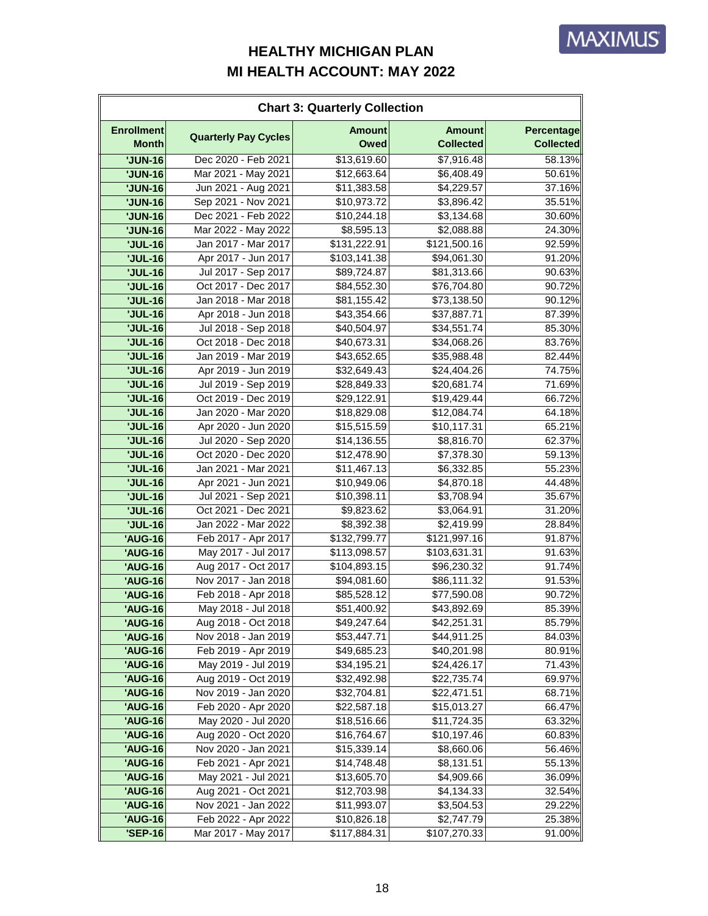# HEALTHY MICHIGAN PLAN
# MI HEALTH ACCOUNT: MAY 2022

**Chart 3: Quarterly Collection**

| Enrollment Month | Quarterly Pay Cycles | Amount Owed | Amount Collected | Percentage Collected |
|---|---|---|---|---|
| 'JUN-16 | Dec 2020 - Feb 2021 | $13,619.60 | $7,916.48 | 58.13% |
| 'JUN-16 | Mar 2021 - May 2021 | $12,663.64 | $6,408.49 | 50.61% |
| 'JUN-16 | Jun 2021 - Aug 2021 | $11,383.58 | $4,229.57 | 37.16% |
| 'JUN-16 | Sep 2021 - Nov 2021 | $10,973.72 | $3,896.42 | 35.51% |
| 'JUN-16 | Dec 2021 - Feb 2022 | $10,244.18 | $3,134.68 | 30.60% |
| 'JUN-16 | Mar 2022 - May 2022 | $8,595.13 | $2,088.88 | 24.30% |
| 'JUL-16 | Jan 2017 - Mar 2017 | $131,222.91 | $121,500.16 | 92.59% |
| 'JUL-16 | Apr 2017 - Jun 2017 | $103,141.38 | $94,061.30 | 91.20% |
| 'JUL-16 | Jul 2017 - Sep 2017 | $89,724.87 | $81,313.66 | 90.63% |
| 'JUL-16 | Oct 2017 - Dec 2017 | $84,552.30 | $76,704.80 | 90.72% |
| 'JUL-16 | Jan 2018 - Mar 2018 | $81,155.42 | $73,138.50 | 90.12% |
| 'JUL-16 | Apr 2018 - Jun 2018 | $43,354.66 | $37,887.71 | 87.39% |
| 'JUL-16 | Jul 2018 - Sep 2018 | $40,504.97 | $34,551.74 | 85.30% |
| 'JUL-16 | Oct 2018 - Dec 2018 | $40,673.31 | $34,068.26 | 83.76% |
| 'JUL-16 | Jan 2019 - Mar 2019 | $43,652.65 | $35,988.48 | 82.44% |
| 'JUL-16 | Apr 2019 - Jun 2019 | $32,649.43 | $24,404.26 | 74.75% |
| 'JUL-16 | Jul 2019 - Sep 2019 | $28,849.33 | $20,681.74 | 71.69% |
| 'JUL-16 | Oct 2019 - Dec 2019 | $29,122.91 | $19,429.44 | 66.72% |
| 'JUL-16 | Jan 2020 - Mar 2020 | $18,829.08 | $12,084.74 | 64.18% |
| 'JUL-16 | Apr 2020 - Jun 2020 | $15,515.59 | $10,117.31 | 65.21% |
| 'JUL-16 | Jul 2020 - Sep 2020 | $14,136.55 | $8,816.70 | 62.37% |
| 'JUL-16 | Oct 2020 - Dec 2020 | $12,478.90 | $7,378.30 | 59.13% |
| 'JUL-16 | Jan 2021 - Mar 2021 | $11,467.13 | $6,332.85 | 55.23% |
| 'JUL-16 | Apr 2021 - Jun 2021 | $10,949.06 | $4,870.18 | 44.48% |
| 'JUL-16 | Jul 2021 - Sep 2021 | $10,398.11 | $3,708.94 | 35.67% |
| 'JUL-16 | Oct 2021 - Dec 2021 | $9,823.62 | $3,064.91 | 31.20% |
| 'JUL-16 | Jan 2022 - Mar 2022 | $8,392.38 | $2,419.99 | 28.84% |
| 'AUG-16 | Feb 2017 - Apr 2017 | $132,799.77 | $121,997.16 | 91.87% |
| 'AUG-16 | May 2017 - Jul 2017 | $113,098.57 | $103,631.31 | 91.63% |
| 'AUG-16 | Aug 2017 - Oct 2017 | $104,893.15 | $96,230.32 | 91.74% |
| 'AUG-16 | Nov 2017 - Jan 2018 | $94,081.60 | $86,111.32 | 91.53% |
| 'AUG-16 | Feb 2018 - Apr 2018 | $85,528.12 | $77,590.08 | 90.72% |
| 'AUG-16 | May 2018 - Jul 2018 | $51,400.92 | $43,892.69 | 85.39% |
| 'AUG-16 | Aug 2018 - Oct 2018 | $49,247.64 | $42,251.31 | 85.79% |
| 'AUG-16 | Nov 2018 - Jan 2019 | $53,447.71 | $44,911.25 | 84.03% |
| 'AUG-16 | Feb 2019 - Apr 2019 | $49,685.23 | $40,201.98 | 80.91% |
| 'AUG-16 | May 2019 - Jul 2019 | $34,195.21 | $24,426.17 | 71.43% |
| 'AUG-16 | Aug 2019 - Oct 2019 | $32,492.98 | $22,735.74 | 69.97% |
| 'AUG-16 | Nov 2019 - Jan 2020 | $32,704.81 | $22,471.51 | 68.71% |
| 'AUG-16 | Feb 2020 - Apr 2020 | $22,587.18 | $15,013.27 | 66.47% |
| 'AUG-16 | May 2020 - Jul 2020 | $18,516.66 | $11,724.35 | 63.32% |
| 'AUG-16 | Aug 2020 - Oct 2020 | $16,764.67 | $10,197.46 | 60.83% |
| 'AUG-16 | Nov 2020 - Jan 2021 | $15,339.14 | $8,660.06 | 56.46% |
| 'AUG-16 | Feb 2021 - Apr 2021 | $14,748.48 | $8,131.51 | 55.13% |
| 'AUG-16 | May 2021 - Jul 2021 | $13,605.70 | $4,909.66 | 36.09% |
| 'AUG-16 | Aug 2021 - Oct 2021 | $12,703.98 | $4,134.33 | 32.54% |
| 'AUG-16 | Nov 2021 - Jan 2022 | $11,993.07 | $3,504.53 | 29.22% |
| 'AUG-16 | Feb 2022 - Apr 2022 | $10,826.18 | $2,747.79 | 25.38% |
| 'SEP-16 | Mar 2017 - May 2017 | $117,884.31 | $107,270.33 | 91.00% |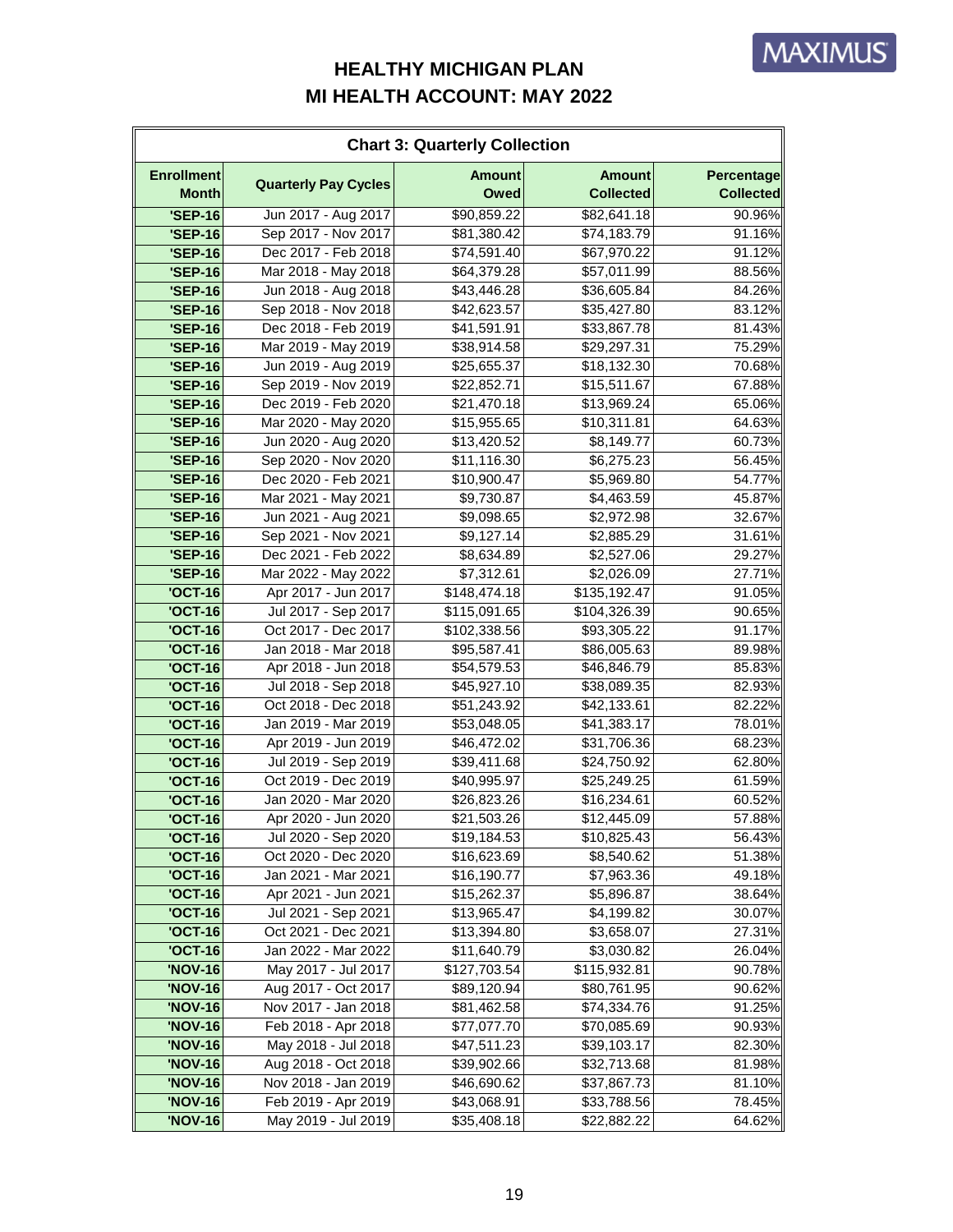# HEALTHY MICHIGAN PLAN
# MI HEALTH ACCOUNT: MAY 2022

**Chart 3: Quarterly Collection**

| Enrollment Month | Quarterly Pay Cycles | Amount Owed | Amount Collected | Percentage Collected |
|---|---|---|---|---|
| 'SEP-16 | Jun 2017 - Aug 2017 | $90,859.22 | $82,641.18 | 90.96% |
| 'SEP-16 | Sep 2017 - Nov 2017 | $81,380.42 | $74,183.79 | 91.16% |
| 'SEP-16 | Dec 2017 - Feb 2018 | $74,591.40 | $67,970.22 | 91.12% |
| 'SEP-16 | Mar 2018 - May 2018 | $64,379.28 | $57,011.99 | 88.56% |
| 'SEP-16 | Jun 2018 - Aug 2018 | $43,446.28 | $36,605.84 | 84.26% |
| 'SEP-16 | Sep 2018 - Nov 2018 | $42,623.57 | $35,427.80 | 83.12% |
| 'SEP-16 | Dec 2018 - Feb 2019 | $41,591.91 | $33,867.78 | 81.43% |
| 'SEP-16 | Mar 2019 - May 2019 | $38,914.58 | $29,297.31 | 75.29% |
| 'SEP-16 | Jun 2019 - Aug 2019 | $25,655.37 | $18,132.30 | 70.68% |
| 'SEP-16 | Sep 2019 - Nov 2019 | $22,852.71 | $15,511.67 | 67.88% |
| 'SEP-16 | Dec 2019 - Feb 2020 | $21,470.18 | $13,969.24 | 65.06% |
| 'SEP-16 | Mar 2020 - May 2020 | $15,955.65 | $10,311.81 | 64.63% |
| 'SEP-16 | Jun 2020 - Aug 2020 | $13,420.52 | $8,149.77 | 60.73% |
| 'SEP-16 | Sep 2020 - Nov 2020 | $11,116.30 | $6,275.23 | 56.45% |
| 'SEP-16 | Dec 2020 - Feb 2021 | $10,900.47 | $5,969.80 | 54.77% |
| 'SEP-16 | Mar 2021 - May 2021 | $9,730.87 | $4,463.59 | 45.87% |
| 'SEP-16 | Jun 2021 - Aug 2021 | $9,098.65 | $2,972.98 | 32.67% |
| 'SEP-16 | Sep 2021 - Nov 2021 | $9,127.14 | $2,885.29 | 31.61% |
| 'SEP-16 | Dec 2021 - Feb 2022 | $8,634.89 | $2,527.06 | 29.27% |
| 'SEP-16 | Mar 2022 - May 2022 | $7,312.61 | $2,026.09 | 27.71% |
| 'OCT-16 | Apr 2017 - Jun 2017 | $148,474.18 | $135,192.47 | 91.05% |
| 'OCT-16 | Jul 2017 - Sep 2017 | $115,091.65 | $104,326.39 | 90.65% |
| 'OCT-16 | Oct 2017 - Dec 2017 | $102,338.56 | $93,305.22 | 91.17% |
| 'OCT-16 | Jan 2018 - Mar 2018 | $95,587.41 | $86,005.63 | 89.98% |
| 'OCT-16 | Apr 2018 - Jun 2018 | $54,579.53 | $46,846.79 | 85.83% |
| 'OCT-16 | Jul 2018 - Sep 2018 | $45,927.10 | $38,089.35 | 82.93% |
| 'OCT-16 | Oct 2018 - Dec 2018 | $51,243.92 | $42,133.61 | 82.22% |
| 'OCT-16 | Jan 2019 - Mar 2019 | $53,048.05 | $41,383.17 | 78.01% |
| 'OCT-16 | Apr 2019 - Jun 2019 | $46,472.02 | $31,706.36 | 68.23% |
| 'OCT-16 | Jul 2019 - Sep 2019 | $39,411.68 | $24,750.92 | 62.80% |
| 'OCT-16 | Oct 2019 - Dec 2019 | $40,995.97 | $25,249.25 | 61.59% |
| 'OCT-16 | Jan 2020 - Mar 2020 | $26,823.26 | $16,234.61 | 60.52% |
| 'OCT-16 | Apr 2020 - Jun 2020 | $21,503.26 | $12,445.09 | 57.88% |
| 'OCT-16 | Jul 2020 - Sep 2020 | $19,184.53 | $10,825.43 | 56.43% |
| 'OCT-16 | Oct 2020 - Dec 2020 | $16,623.69 | $8,540.62 | 51.38% |
| 'OCT-16 | Jan 2021 - Mar 2021 | $16,190.77 | $7,963.36 | 49.18% |
| 'OCT-16 | Apr 2021 - Jun 2021 | $15,262.37 | $5,896.87 | 38.64% |
| 'OCT-16 | Jul 2021 - Sep 2021 | $13,965.47 | $4,199.82 | 30.07% |
| 'OCT-16 | Oct 2021 - Dec 2021 | $13,394.80 | $3,658.07 | 27.31% |
| 'OCT-16 | Jan 2022 - Mar 2022 | $11,640.79 | $3,030.82 | 26.04% |
| 'NOV-16 | May 2017 - Jul 2017 | $127,703.54 | $115,932.81 | 90.78% |
| 'NOV-16 | Aug 2017 - Oct 2017 | $89,120.94 | $80,761.95 | 90.62% |
| 'NOV-16 | Nov 2017 - Jan 2018 | $81,462.58 | $74,334.76 | 91.25% |
| 'NOV-16 | Feb 2018 - Apr 2018 | $77,077.70 | $70,085.69 | 90.93% |
| 'NOV-16 | May 2018 - Jul 2018 | $47,511.23 | $39,103.17 | 82.30% |
| 'NOV-16 | Aug 2018 - Oct 2018 | $39,902.66 | $32,713.68 | 81.98% |
| 'NOV-16 | Nov 2018 - Jan 2019 | $46,690.62 | $37,867.73 | 81.10% |
| 'NOV-16 | Feb 2019 - Apr 2019 | $43,068.91 | $33,788.56 | 78.45% |
| 'NOV-16 | May 2019 - Jul 2019 | $35,408.18 | $22,882.22 | 64.62% |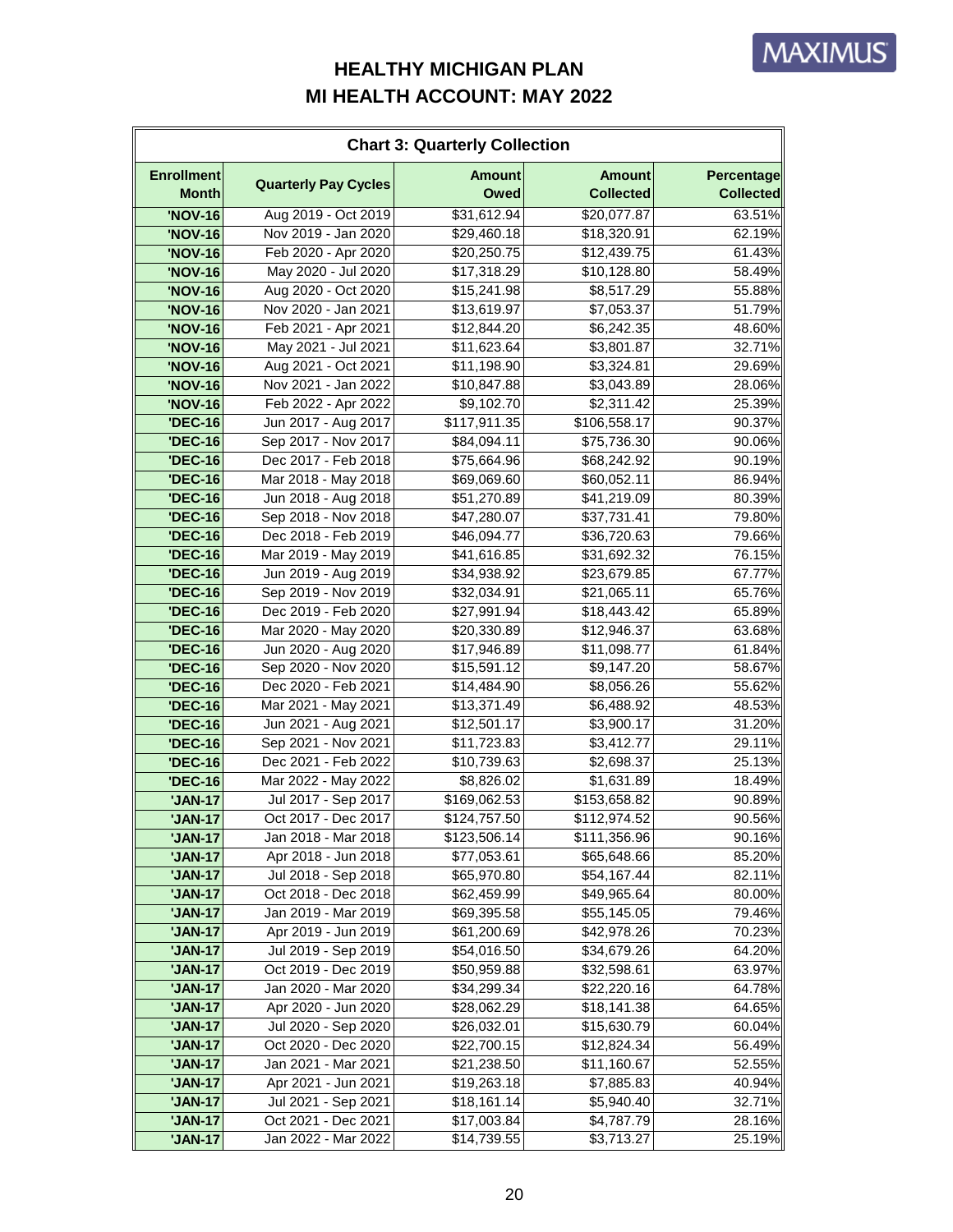# HEALTHY MICHIGAN PLAN
# MI HEALTH ACCOUNT: MAY 2022

**Chart 3: Quarterly Collection**

| Enrollment Month | Quarterly Pay Cycles | Amount Owed | Amount Collected | Percentage Collected |
|---|---|---|---|---|
| 'NOV-16 | Aug 2019 - Oct 2019 | $31,612.94 | $20,077.87 | 63.51% |
| 'NOV-16 | Nov 2019 - Jan 2020 | $29,460.18 | $18,320.91 | 62.19% |
| 'NOV-16 | Feb 2020 - Apr 2020 | $20,250.75 | $12,439.75 | 61.43% |
| 'NOV-16 | May 2020 - Jul 2020 | $17,318.29 | $10,128.80 | 58.49% |
| 'NOV-16 | Aug 2020 - Oct 2020 | $15,241.98 | $8,517.29 | 55.88% |
| 'NOV-16 | Nov 2020 - Jan 2021 | $13,619.97 | $7,053.37 | 51.79% |
| 'NOV-16 | Feb 2021 - Apr 2021 | $12,844.20 | $6,242.35 | 48.60% |
| 'NOV-16 | May 2021 - Jul 2021 | $11,623.64 | $3,801.87 | 32.71% |
| 'NOV-16 | Aug 2021 - Oct 2021 | $11,198.90 | $3,324.81 | 29.69% |
| 'NOV-16 | Nov 2021 - Jan 2022 | $10,847.88 | $3,043.89 | 28.06% |
| 'NOV-16 | Feb 2022 - Apr 2022 | $9,102.70 | $2,311.42 | 25.39% |
| 'DEC-16 | Jun 2017 - Aug 2017 | $117,911.35 | $106,558.17 | 90.37% |
| 'DEC-16 | Sep 2017 - Nov 2017 | $84,094.11 | $75,736.30 | 90.06% |
| 'DEC-16 | Dec 2017 - Feb 2018 | $75,664.96 | $68,242.92 | 90.19% |
| 'DEC-16 | Mar 2018 - May 2018 | $69,069.60 | $60,052.11 | 86.94% |
| 'DEC-16 | Jun 2018 - Aug 2018 | $51,270.89 | $41,219.09 | 80.39% |
| 'DEC-16 | Sep 2018 - Nov 2018 | $47,280.07 | $37,731.41 | 79.80% |
| 'DEC-16 | Dec 2018 - Feb 2019 | $46,094.77 | $36,720.63 | 79.66% |
| 'DEC-16 | Mar 2019 - May 2019 | $41,616.85 | $31,692.32 | 76.15% |
| 'DEC-16 | Jun 2019 - Aug 2019 | $34,938.92 | $23,679.85 | 67.77% |
| 'DEC-16 | Sep 2019 - Nov 2019 | $32,034.91 | $21,065.11 | 65.76% |
| 'DEC-16 | Dec 2019 - Feb 2020 | $27,991.94 | $18,443.42 | 65.89% |
| 'DEC-16 | Mar 2020 - May 2020 | $20,330.89 | $12,946.37 | 63.68% |
| 'DEC-16 | Jun 2020 - Aug 2020 | $17,946.89 | $11,098.77 | 61.84% |
| 'DEC-16 | Sep 2020 - Nov 2020 | $15,591.12 | $9,147.20 | 58.67% |
| 'DEC-16 | Dec 2020 - Feb 2021 | $14,484.90 | $8,056.26 | 55.62% |
| 'DEC-16 | Mar 2021 - May 2021 | $13,371.49 | $6,488.92 | 48.53% |
| 'DEC-16 | Jun 2021 - Aug 2021 | $12,501.17 | $3,900.17 | 31.20% |
| 'DEC-16 | Sep 2021 - Nov 2021 | $11,723.83 | $3,412.77 | 29.11% |
| 'DEC-16 | Dec 2021 - Feb 2022 | $10,739.63 | $2,698.37 | 25.13% |
| 'DEC-16 | Mar 2022 - May 2022 | $8,826.02 | $1,631.89 | 18.49% |
| 'JAN-17 | Jul 2017 - Sep 2017 | $169,062.53 | $153,658.82 | 90.89% |
| 'JAN-17 | Oct 2017 - Dec 2017 | $124,757.50 | $112,974.52 | 90.56% |
| 'JAN-17 | Jan 2018 - Mar 2018 | $123,506.14 | $111,356.96 | 90.16% |
| 'JAN-17 | Apr 2018 - Jun 2018 | $77,053.61 | $65,648.66 | 85.20% |
| 'JAN-17 | Jul 2018 - Sep 2018 | $65,970.80 | $54,167.44 | 82.11% |
| 'JAN-17 | Oct 2018 - Dec 2018 | $62,459.99 | $49,965.64 | 80.00% |
| 'JAN-17 | Jan 2019 - Mar 2019 | $69,395.58 | $55,145.05 | 79.46% |
| 'JAN-17 | Apr 2019 - Jun 2019 | $61,200.69 | $42,978.26 | 70.23% |
| 'JAN-17 | Jul 2019 - Sep 2019 | $54,016.50 | $34,679.26 | 64.20% |
| 'JAN-17 | Oct 2019 - Dec 2019 | $50,959.88 | $32,598.61 | 63.97% |
| 'JAN-17 | Jan 2020 - Mar 2020 | $34,299.34 | $22,220.16 | 64.78% |
| 'JAN-17 | Apr 2020 - Jun 2020 | $28,062.29 | $18,141.38 | 64.65% |
| 'JAN-17 | Jul 2020 - Sep 2020 | $26,032.01 | $15,630.79 | 60.04% |
| 'JAN-17 | Oct 2020 - Dec 2020 | $22,700.15 | $12,824.34 | 56.49% |
| 'JAN-17 | Jan 2021 - Mar 2021 | $21,238.50 | $11,160.67 | 52.55% |
| 'JAN-17 | Apr 2021 - Jun 2021 | $19,263.18 | $7,885.83 | 40.94% |
| 'JAN-17 | Jul 2021 - Sep 2021 | $18,161.14 | $5,940.40 | 32.71% |
| 'JAN-17 | Oct 2021 - Dec 2021 | $17,003.84 | $4,787.79 | 28.16% |
| 'JAN-17 | Jan 2022 - Mar 2022 | $14,739.55 | $3,713.27 | 25.19% |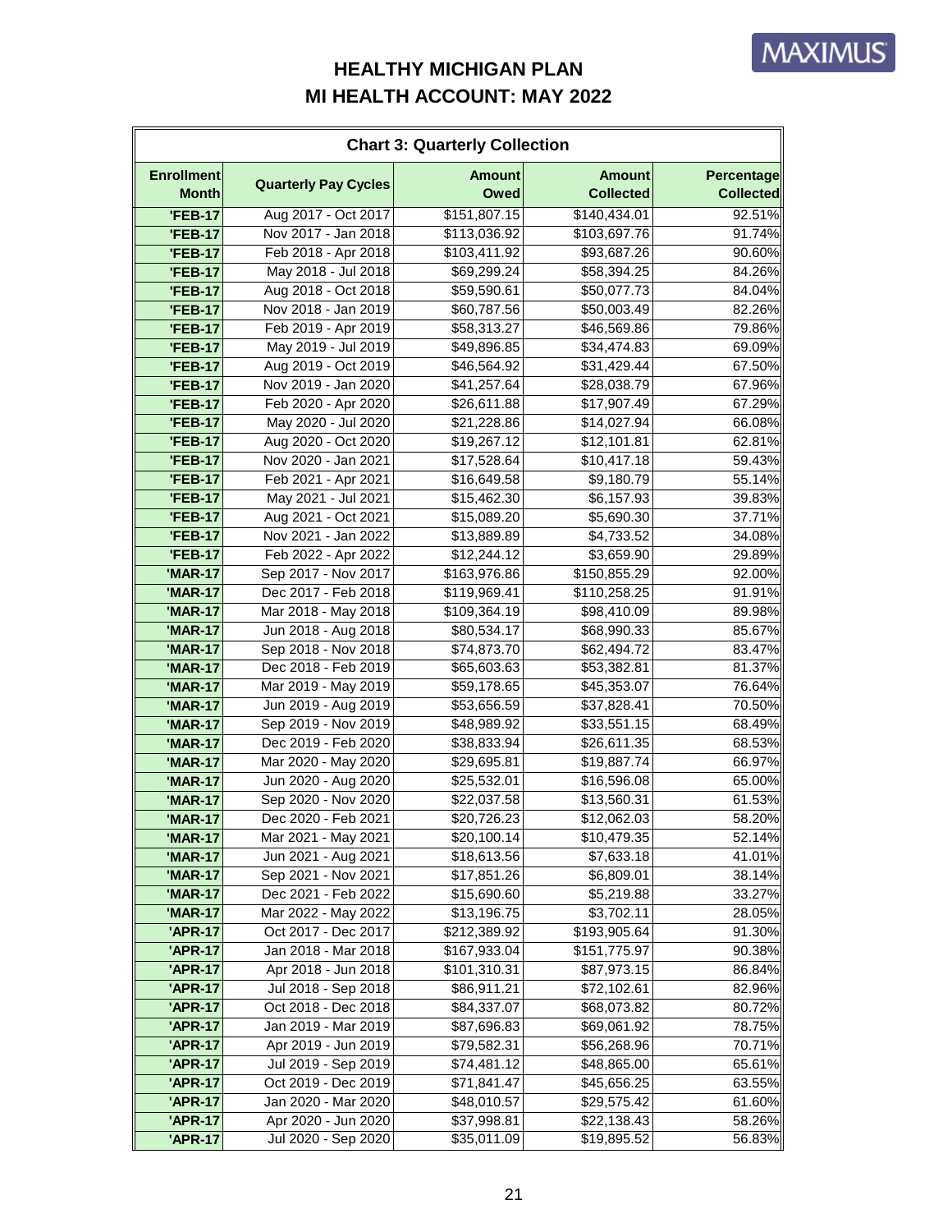# HEALTHY MICHIGAN PLAN
# MI HEALTH ACCOUNT: MAY 2022

**Chart 3: Quarterly Collection**

| Enrollment Month | Quarterly Pay Cycles | Amount Owed | Amount Collected | Percentage Collected |
|---|---|---|---|---|
| 'FEB-17 | Aug 2017 - Oct 2017 | $151,807.15 | $140,434.01 | 92.51% |
| 'FEB-17 | Nov 2017 - Jan 2018 | $113,036.92 | $103,697.76 | 91.74% |
| 'FEB-17 | Feb 2018 - Apr 2018 | $103,411.92 | $93,687.26 | 90.60% |
| 'FEB-17 | May 2018 - Jul 2018 | $69,299.24 | $58,394.25 | 84.26% |
| 'FEB-17 | Aug 2018 - Oct 2018 | $59,590.61 | $50,077.73 | 84.04% |
| 'FEB-17 | Nov 2018 - Jan 2019 | $60,787.56 | $50,003.49 | 82.26% |
| 'FEB-17 | Feb 2019 - Apr 2019 | $58,313.27 | $46,569.86 | 79.86% |
| 'FEB-17 | May 2019 - Jul 2019 | $49,896.85 | $34,474.83 | 69.09% |
| 'FEB-17 | Aug 2019 - Oct 2019 | $46,564.92 | $31,429.44 | 67.50% |
| 'FEB-17 | Nov 2019 - Jan 2020 | $41,257.64 | $28,038.79 | 67.96% |
| 'FEB-17 | Feb 2020 - Apr 2020 | $26,611.88 | $17,907.49 | 67.29% |
| 'FEB-17 | May 2020 - Jul 2020 | $21,228.86 | $14,027.94 | 66.08% |
| 'FEB-17 | Aug 2020 - Oct 2020 | $19,267.12 | $12,101.81 | 62.81% |
| 'FEB-17 | Nov 2020 - Jan 2021 | $17,528.64 | $10,417.18 | 59.43% |
| 'FEB-17 | Feb 2021 - Apr 2021 | $16,649.58 | $9,180.79 | 55.14% |
| 'FEB-17 | May 2021 - Jul 2021 | $15,462.30 | $6,157.93 | 39.83% |
| 'FEB-17 | Aug 2021 - Oct 2021 | $15,089.20 | $5,690.30 | 37.71% |
| 'FEB-17 | Nov 2021 - Jan 2022 | $13,889.89 | $4,733.52 | 34.08% |
| 'FEB-17 | Feb 2022 - Apr 2022 | $12,244.12 | $3,659.90 | 29.89% |
| 'MAR-17 | Sep 2017 - Nov 2017 | $163,976.86 | $150,855.29 | 92.00% |
| 'MAR-17 | Dec 2017 - Feb 2018 | $119,969.41 | $110,258.25 | 91.91% |
| 'MAR-17 | Mar 2018 - May 2018 | $109,364.19 | $98,410.09 | 89.98% |
| 'MAR-17 | Jun 2018 - Aug 2018 | $80,534.17 | $68,990.33 | 85.67% |
| 'MAR-17 | Sep 2018 - Nov 2018 | $74,873.70 | $62,494.72 | 83.47% |
| 'MAR-17 | Dec 2018 - Feb 2019 | $65,603.63 | $53,382.81 | 81.37% |
| 'MAR-17 | Mar 2019 - May 2019 | $59,178.65 | $45,353.07 | 76.64% |
| 'MAR-17 | Jun 2019 - Aug 2019 | $53,656.59 | $37,828.41 | 70.50% |
| 'MAR-17 | Sep 2019 - Nov 2019 | $48,989.92 | $33,551.15 | 68.49% |
| 'MAR-17 | Dec 2019 - Feb 2020 | $38,833.94 | $26,611.35 | 68.53% |
| 'MAR-17 | Mar 2020 - May 2020 | $29,695.81 | $19,887.74 | 66.97% |
| 'MAR-17 | Jun 2020 - Aug 2020 | $25,532.01 | $16,596.08 | 65.00% |
| 'MAR-17 | Sep 2020 - Nov 2020 | $22,037.58 | $13,560.31 | 61.53% |
| 'MAR-17 | Dec 2020 - Feb 2021 | $20,726.23 | $12,062.03 | 58.20% |
| 'MAR-17 | Mar 2021 - May 2021 | $20,100.14 | $10,479.35 | 52.14% |
| 'MAR-17 | Jun 2021 - Aug 2021 | $18,613.56 | $7,633.18 | 41.01% |
| 'MAR-17 | Sep 2021 - Nov 2021 | $17,851.26 | $6,809.01 | 38.14% |
| 'MAR-17 | Dec 2021 - Feb 2022 | $15,690.60 | $5,219.88 | 33.27% |
| 'MAR-17 | Mar 2022 - May 2022 | $13,196.75 | $3,702.11 | 28.05% |
| 'APR-17 | Oct 2017 - Dec 2017 | $212,389.92 | $193,905.64 | 91.30% |
| 'APR-17 | Jan 2018 - Mar 2018 | $167,933.04 | $151,775.97 | 90.38% |
| 'APR-17 | Apr 2018 - Jun 2018 | $101,310.31 | $87,973.15 | 86.84% |
| 'APR-17 | Jul 2018 - Sep 2018 | $86,911.21 | $72,102.61 | 82.96% |
| 'APR-17 | Oct 2018 - Dec 2018 | $84,337.07 | $68,073.82 | 80.72% |
| 'APR-17 | Jan 2019 - Mar 2019 | $87,696.83 | $69,061.92 | 78.75% |
| 'APR-17 | Apr 2019 - Jun 2019 | $79,582.31 | $56,268.96 | 70.71% |
| 'APR-17 | Jul 2019 - Sep 2019 | $74,481.12 | $48,865.00 | 65.61% |
| 'APR-17 | Oct 2019 - Dec 2019 | $71,841.47 | $45,656.25 | 63.55% |
| 'APR-17 | Jan 2020 - Mar 2020 | $48,010.57 | $29,575.42 | 61.60% |
| 'APR-17 | Apr 2020 - Jun 2020 | $37,998.81 | $22,138.43 | 58.26% |
| 'APR-17 | Jul 2020 - Sep 2020 | $35,011.09 | $19,895.52 | 56.83% |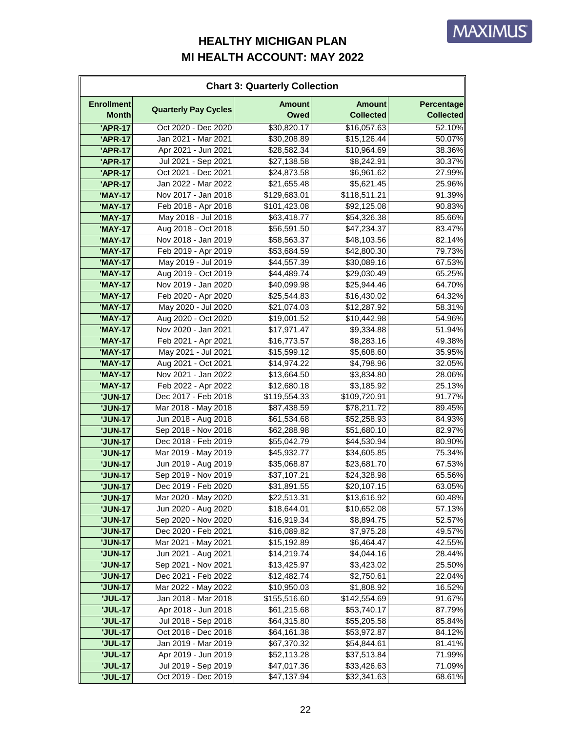# HEALTHY MICHIGAN PLAN
# MI HEALTH ACCOUNT: MAY 2022

**Chart 3: Quarterly Collection**

| Enrollment Month | Quarterly Pay Cycles | Amount Owed | Amount Collected | Percentage Collected |
|---|---|---|---|---|
| 'APR-17 | Oct 2020 - Dec 2020 | $30,820.17 | $16,057.63 | 52.10% |
| 'APR-17 | Jan 2021 - Mar 2021 | $30,208.89 | $15,126.44 | 50.07% |
| 'APR-17 | Apr 2021 - Jun 2021 | $28,582.34 | $10,964.69 | 38.36% |
| 'APR-17 | Jul 2021 - Sep 2021 | $27,138.58 | $8,242.91 | 30.37% |
| 'APR-17 | Oct 2021 - Dec 2021 | $24,873.58 | $6,961.62 | 27.99% |
| 'APR-17 | Jan 2022 - Mar 2022 | $21,655.48 | $5,621.45 | 25.96% |
| 'MAY-17 | Nov 2017 - Jan 2018 | $129,683.01 | $118,511.21 | 91.39% |
| 'MAY-17 | Feb 2018 - Apr 2018 | $101,423.08 | $92,125.08 | 90.83% |
| 'MAY-17 | May 2018 - Jul 2018 | $63,418.77 | $54,326.38 | 85.66% |
| 'MAY-17 | Aug 2018 - Oct 2018 | $56,591.50 | $47,234.37 | 83.47% |
| 'MAY-17 | Nov 2018 - Jan 2019 | $58,563.37 | $48,103.56 | 82.14% |
| 'MAY-17 | Feb 2019 - Apr 2019 | $53,684.59 | $42,800.30 | 79.73% |
| 'MAY-17 | May 2019 - Jul 2019 | $44,557.39 | $30,089.16 | 67.53% |
| 'MAY-17 | Aug 2019 - Oct 2019 | $44,489.74 | $29,030.49 | 65.25% |
| 'MAY-17 | Nov 2019 - Jan 2020 | $40,099.98 | $25,944.46 | 64.70% |
| 'MAY-17 | Feb 2020 - Apr 2020 | $25,544.83 | $16,430.02 | 64.32% |
| 'MAY-17 | May 2020 - Jul 2020 | $21,074.03 | $12,287.92 | 58.31% |
| 'MAY-17 | Aug 2020 - Oct 2020 | $19,001.52 | $10,442.98 | 54.96% |
| 'MAY-17 | Nov 2020 - Jan 2021 | $17,971.47 | $9,334.88 | 51.94% |
| 'MAY-17 | Feb 2021 - Apr 2021 | $16,773.57 | $8,283.16 | 49.38% |
| 'MAY-17 | May 2021 - Jul 2021 | $15,599.12 | $5,608.60 | 35.95% |
| 'MAY-17 | Aug 2021 - Oct 2021 | $14,974.22 | $4,798.96 | 32.05% |
| 'MAY-17 | Nov 2021 - Jan 2022 | $13,664.50 | $3,834.80 | 28.06% |
| 'MAY-17 | Feb 2022 - Apr 2022 | $12,680.18 | $3,185.92 | 25.13% |
| 'JUN-17 | Dec 2017 - Feb 2018 | $119,554.33 | $109,720.91 | 91.77% |
| 'JUN-17 | Mar 2018 - May 2018 | $87,438.59 | $78,211.72 | 89.45% |
| 'JUN-17 | Jun 2018 - Aug 2018 | $61,534.68 | $52,258.93 | 84.93% |
| 'JUN-17 | Sep 2018 - Nov 2018 | $62,288.98 | $51,680.10 | 82.97% |
| 'JUN-17 | Dec 2018 - Feb 2019 | $55,042.79 | $44,530.94 | 80.90% |
| 'JUN-17 | Mar 2019 - May 2019 | $45,932.77 | $34,605.85 | 75.34% |
| 'JUN-17 | Jun 2019 - Aug 2019 | $35,068.87 | $23,681.70 | 67.53% |
| 'JUN-17 | Sep 2019 - Nov 2019 | $37,107.21 | $24,328.98 | 65.56% |
| 'JUN-17 | Dec 2019 - Feb 2020 | $31,891.55 | $20,107.15 | 63.05% |
| 'JUN-17 | Mar 2020 - May 2020 | $22,513.31 | $13,616.92 | 60.48% |
| 'JUN-17 | Jun 2020 - Aug 2020 | $18,644.01 | $10,652.08 | 57.13% |
| 'JUN-17 | Sep 2020 - Nov 2020 | $16,919.34 | $8,894.75 | 52.57% |
| 'JUN-17 | Dec 2020 - Feb 2021 | $16,089.82 | $7,975.28 | 49.57% |
| 'JUN-17 | Mar 2021 - May 2021 | $15,192.89 | $6,464.47 | 42.55% |
| 'JUN-17 | Jun 2021 - Aug 2021 | $14,219.74 | $4,044.16 | 28.44% |
| 'JUN-17 | Sep 2021 - Nov 2021 | $13,425.97 | $3,423.02 | 25.50% |
| 'JUN-17 | Dec 2021 - Feb 2022 | $12,482.74 | $2,750.61 | 22.04% |
| 'JUN-17 | Mar 2022 - May 2022 | $10,950.03 | $1,808.92 | 16.52% |
| 'JUL-17 | Jan 2018 - Mar 2018 | $155,516.60 | $142,554.69 | 91.67% |
| 'JUL-17 | Apr 2018 - Jun 2018 | $61,215.68 | $53,740.17 | 87.79% |
| 'JUL-17 | Jul 2018 - Sep 2018 | $64,315.80 | $55,205.58 | 85.84% |
| 'JUL-17 | Oct 2018 - Dec 2018 | $64,161.38 | $53,972.87 | 84.12% |
| 'JUL-17 | Jan 2019 - Mar 2019 | $67,370.32 | $54,844.61 | 81.41% |
| 'JUL-17 | Apr 2019 - Jun 2019 | $52,113.28 | $37,513.84 | 71.99% |
| 'JUL-17 | Jul 2019 - Sep 2019 | $47,017.36 | $33,426.63 | 71.09% |
| 'JUL-17 | Oct 2019 - Dec 2019 | $47,137.94 | $32,341.63 | 68.61% |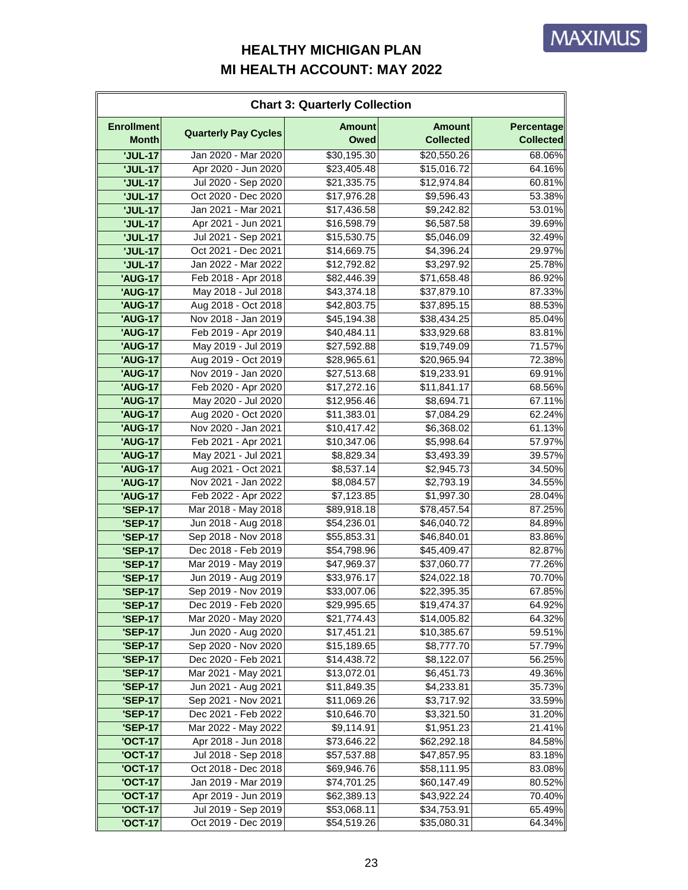# HEALTHY MICHIGAN PLAN

# MI HEALTH ACCOUNT: MAY 2022

| Chart 3: Quarterly Collection | | | | |
|---|---|---|---|---|
| Enrollment Month | Quarterly Pay Cycles | Amount Owed | Amount Collected | Percentage Collected |
| 'JUL-17 | Jan 2020 - Mar 2020 | $30,195.30 | $20,550.26 | 68.06% |
| 'JUL-17 | Apr 2020 - Jun 2020 | $23,405.48 | $15,016.72 | 64.16% |
| 'JUL-17 | Jul 2020 - Sep 2020 | $21,335.75 | $12,974.84 | 60.81% |
| 'JUL-17 | Oct 2020 - Dec 2020 | $17,976.28 | $9,596.43 | 53.38% |
| 'JUL-17 | Jan 2021 - Mar 2021 | $17,436.58 | $9,242.82 | 53.01% |
| 'JUL-17 | Apr 2021 - Jun 2021 | $16,598.79 | $6,587.58 | 39.69% |
| 'JUL-17 | Jul 2021 - Sep 2021 | $15,530.75 | $5,046.09 | 32.49% |
| 'JUL-17 | Oct 2021 - Dec 2021 | $14,669.75 | $4,396.24 | 29.97% |
| 'JUL-17 | Jan 2022 - Mar 2022 | $12,792.82 | $3,297.92 | 25.78% |
| 'AUG-17 | Feb 2018 - Apr 2018 | $82,446.39 | $71,658.48 | 86.92% |
| 'AUG-17 | May 2018 - Jul 2018 | $43,374.18 | $37,879.10 | 87.33% |
| 'AUG-17 | Aug 2018 - Oct 2018 | $42,803.75 | $37,895.15 | 88.53% |
| 'AUG-17 | Nov 2018 - Jan 2019 | $45,194.38 | $38,434.25 | 85.04% |
| 'AUG-17 | Feb 2019 - Apr 2019 | $40,484.11 | $33,929.68 | 83.81% |
| 'AUG-17 | May 2019 - Jul 2019 | $27,592.88 | $19,749.09 | 71.57% |
| 'AUG-17 | Aug 2019 - Oct 2019 | $28,965.61 | $20,965.94 | 72.38% |
| 'AUG-17 | Nov 2019 - Jan 2020 | $27,513.68 | $19,233.91 | 69.91% |
| 'AUG-17 | Feb 2020 - Apr 2020 | $17,272.16 | $11,841.17 | 68.56% |
| 'AUG-17 | May 2020 - Jul 2020 | $12,956.46 | $8,694.71 | 67.11% |
| 'AUG-17 | Aug 2020 - Oct 2020 | $11,383.01 | $7,084.29 | 62.24% |
| 'AUG-17 | Nov 2020 - Jan 2021 | $10,417.42 | $6,368.02 | 61.13% |
| 'AUG-17 | Feb 2021 - Apr 2021 | $10,347.06 | $5,998.64 | 57.97% |
| 'AUG-17 | May 2021 - Jul 2021 | $8,829.34 | $3,493.39 | 39.57% |
| 'AUG-17 | Aug 2021 - Oct 2021 | $8,537.14 | $2,945.73 | 34.50% |
| 'AUG-17 | Nov 2021 - Jan 2022 | $8,084.57 | $2,793.19 | 34.55% |
| 'AUG-17 | Feb 2022 - Apr 2022 | $7,123.85 | $1,997.30 | 28.04% |
| 'SEP-17 | Mar 2018 - May 2018 | $89,918.18 | $78,457.54 | 87.25% |
| 'SEP-17 | Jun 2018 - Aug 2018 | $54,236.01 | $46,040.72 | 84.89% |
| 'SEP-17 | Sep 2018 - Nov 2018 | $55,853.31 | $46,840.01 | 83.86% |
| 'SEP-17 | Dec 2018 - Feb 2019 | $54,798.96 | $45,409.47 | 82.87% |
| 'SEP-17 | Mar 2019 - May 2019 | $47,969.37 | $37,060.77 | 77.26% |
| 'SEP-17 | Jun 2019 - Aug 2019 | $33,976.17 | $24,022.18 | 70.70% |
| 'SEP-17 | Sep 2019 - Nov 2019 | $33,007.06 | $22,395.35 | 67.85% |
| 'SEP-17 | Dec 2019 - Feb 2020 | $29,995.65 | $19,474.37 | 64.92% |
| 'SEP-17 | Mar 2020 - May 2020 | $21,774.43 | $14,005.82 | 64.32% |
| 'SEP-17 | Jun 2020 - Aug 2020 | $17,451.21 | $10,385.67 | 59.51% |
| 'SEP-17 | Sep 2020 - Nov 2020 | $15,189.65 | $8,777.70 | 57.79% |
| 'SEP-17 | Dec 2020 - Feb 2021 | $14,438.72 | $8,122.07 | 56.25% |
| 'SEP-17 | Mar 2021 - May 2021 | $13,072.01 | $6,451.73 | 49.36% |
| 'SEP-17 | Jun 2021 - Aug 2021 | $11,849.35 | $4,233.81 | 35.73% |
| 'SEP-17 | Sep 2021 - Nov 2021 | $11,069.26 | $3,717.92 | 33.59% |
| 'SEP-17 | Dec 2021 - Feb 2022 | $10,646.70 | $3,321.50 | 31.20% |
| 'SEP-17 | Mar 2022 - May 2022 | $9,114.91 | $1,951.23 | 21.41% |
| 'OCT-17 | Apr 2018 - Jun 2018 | $73,646.22 | $62,292.18 | 84.58% |
| 'OCT-17 | Jul 2018 - Sep 2018 | $57,537.88 | $47,857.95 | 83.18% |
| 'OCT-17 | Oct 2018 - Dec 2018 | $69,946.76 | $58,111.95 | 83.08% |
| 'OCT-17 | Jan 2019 - Mar 2019 | $74,701.25 | $60,147.49 | 80.52% |
| 'OCT-17 | Apr 2019 - Jun 2019 | $62,389.13 | $43,922.24 | 70.40% |
| 'OCT-17 | Jul 2019 - Sep 2019 | $53,068.11 | $34,753.91 | 65.49% |
| 'OCT-17 | Oct 2019 - Dec 2019 | $54,519.26 | $35,080.31 | 64.34% |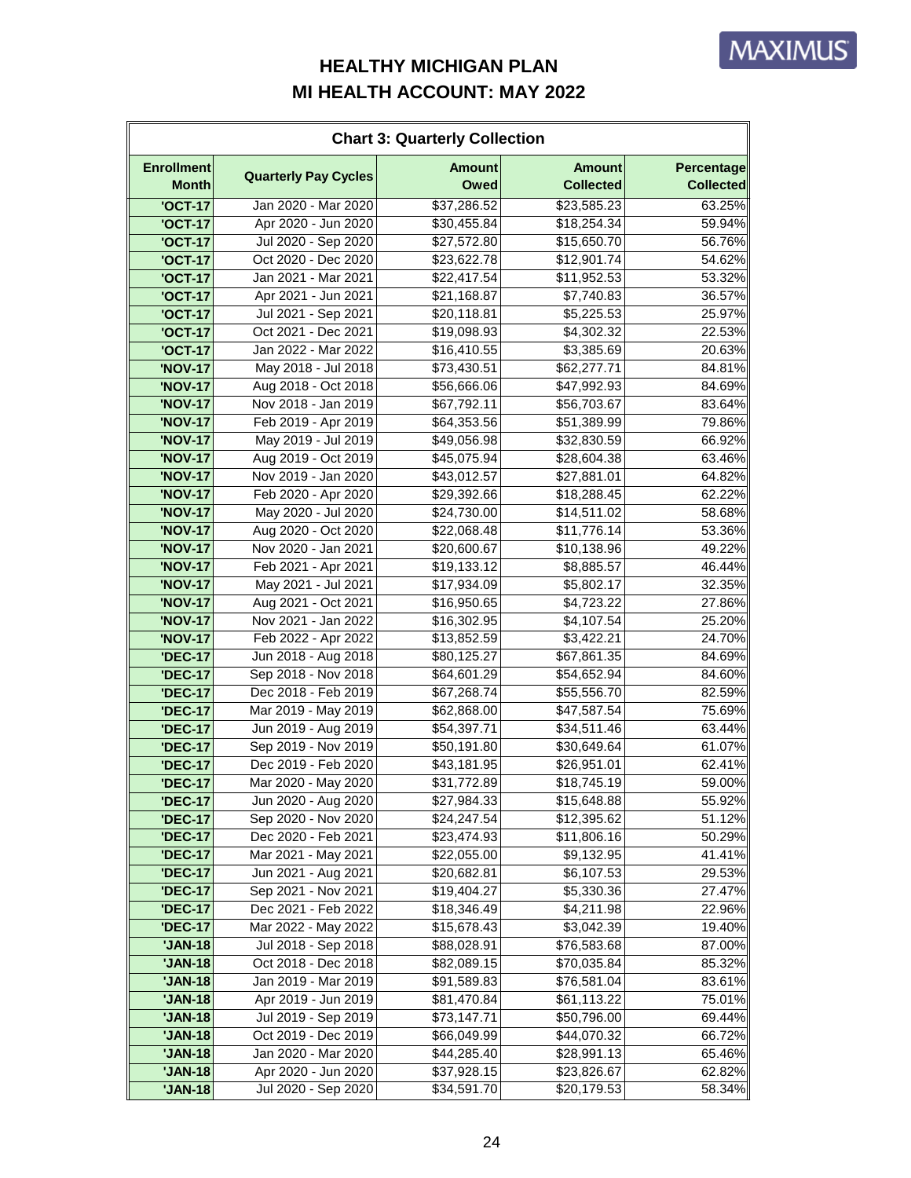# HEALTHY MICHIGAN PLAN
# MI HEALTH ACCOUNT: MAY 2022

| Chart 3: Quarterly Collection | | | | |
|---|---|---|---|---|
| **Enrollment Month** | **Quarterly Pay Cycles** | **Amount Owed** | **Amount Collected** | **Percentage Collected** |
| 'OCT-17 | Jan 2020 - Mar 2020 | $37,286.52 | $23,585.23 | 63.25% |
| 'OCT-17 | Apr 2020 - Jun 2020 | $30,455.84 | $18,254.34 | 59.94% |
| 'OCT-17 | Jul 2020 - Sep 2020 | $27,572.80 | $15,650.70 | 56.76% |
| 'OCT-17 | Oct 2020 - Dec 2020 | $23,622.78 | $12,901.74 | 54.62% |
| 'OCT-17 | Jan 2021 - Mar 2021 | $22,417.54 | $11,952.53 | 53.32% |
| 'OCT-17 | Apr 2021 - Jun 2021 | $21,168.87 | $7,740.83 | 36.57% |
| 'OCT-17 | Jul 2021 - Sep 2021 | $20,118.81 | $5,225.53 | 25.97% |
| 'OCT-17 | Oct 2021 - Dec 2021 | $19,098.93 | $4,302.32 | 22.53% |
| 'OCT-17 | Jan 2022 - Mar 2022 | $16,410.55 | $3,385.69 | 20.63% |
| 'NOV-17 | May 2018 - Jul 2018 | $73,430.51 | $62,277.71 | 84.81% |
| 'NOV-17 | Aug 2018 - Oct 2018 | $56,666.06 | $47,992.93 | 84.69% |
| 'NOV-17 | Nov 2018 - Jan 2019 | $67,792.11 | $56,703.67 | 83.64% |
| 'NOV-17 | Feb 2019 - Apr 2019 | $64,353.56 | $51,389.99 | 79.86% |
| 'NOV-17 | May 2019 - Jul 2019 | $49,056.98 | $32,830.59 | 66.92% |
| 'NOV-17 | Aug 2019 - Oct 2019 | $45,075.94 | $28,604.38 | 63.46% |
| 'NOV-17 | Nov 2019 - Jan 2020 | $43,012.57 | $27,881.01 | 64.82% |
| 'NOV-17 | Feb 2020 - Apr 2020 | $29,392.66 | $18,288.45 | 62.22% |
| 'NOV-17 | May 2020 - Jul 2020 | $24,730.00 | $14,511.02 | 58.68% |
| 'NOV-17 | Aug 2020 - Oct 2020 | $22,068.48 | $11,776.14 | 53.36% |
| 'NOV-17 | Nov 2020 - Jan 2021 | $20,600.67 | $10,138.96 | 49.22% |
| 'NOV-17 | Feb 2021 - Apr 2021 | $19,133.12 | $8,885.57 | 46.44% |
| 'NOV-17 | May 2021 - Jul 2021 | $17,934.09 | $5,802.17 | 32.35% |
| 'NOV-17 | Aug 2021 - Oct 2021 | $16,950.65 | $4,723.22 | 27.86% |
| 'NOV-17 | Nov 2021 - Jan 2022 | $16,302.95 | $4,107.54 | 25.20% |
| 'NOV-17 | Feb 2022 - Apr 2022 | $13,852.59 | $3,422.21 | 24.70% |
| 'DEC-17 | Jun 2018 - Aug 2018 | $80,125.27 | $67,861.35 | 84.69% |
| 'DEC-17 | Sep 2018 - Nov 2018 | $64,601.29 | $54,652.94 | 84.60% |
| 'DEC-17 | Dec 2018 - Feb 2019 | $67,268.74 | $55,556.70 | 82.59% |
| 'DEC-17 | Mar 2019 - May 2019 | $62,868.00 | $47,587.54 | 75.69% |
| 'DEC-17 | Jun 2019 - Aug 2019 | $54,397.71 | $34,511.46 | 63.44% |
| 'DEC-17 | Sep 2019 - Nov 2019 | $50,191.80 | $30,649.64 | 61.07% |
| 'DEC-17 | Dec 2019 - Feb 2020 | $43,181.95 | $26,951.01 | 62.41% |
| 'DEC-17 | Mar 2020 - May 2020 | $31,772.89 | $18,745.19 | 59.00% |
| 'DEC-17 | Jun 2020 - Aug 2020 | $27,984.33 | $15,648.88 | 55.92% |
| 'DEC-17 | Sep 2020 - Nov 2020 | $24,247.54 | $12,395.62 | 51.12% |
| 'DEC-17 | Dec 2020 - Feb 2021 | $23,474.93 | $11,806.16 | 50.29% |
| 'DEC-17 | Mar 2021 - May 2021 | $22,055.00 | $9,132.95 | 41.41% |
| 'DEC-17 | Jun 2021 - Aug 2021 | $20,682.81 | $6,107.53 | 29.53% |
| 'DEC-17 | Sep 2021 - Nov 2021 | $19,404.27 | $5,330.36 | 27.47% |
| 'DEC-17 | Dec 2021 - Feb 2022 | $18,346.49 | $4,211.98 | 22.96% |
| 'DEC-17 | Mar 2022 - May 2022 | $15,678.43 | $3,042.39 | 19.40% |
| 'JAN-18 | Jul 2018 - Sep 2018 | $88,028.91 | $76,583.68 | 87.00% |
| 'JAN-18 | Oct 2018 - Dec 2018 | $82,089.15 | $70,035.84 | 85.32% |
| 'JAN-18 | Jan 2019 - Mar 2019 | $91,589.83 | $76,581.04 | 83.61% |
| 'JAN-18 | Apr 2019 - Jun 2019 | $81,470.84 | $61,113.22 | 75.01% |
| 'JAN-18 | Jul 2019 - Sep 2019 | $73,147.71 | $50,796.00 | 69.44% |
| 'JAN-18 | Oct 2019 - Dec 2019 | $66,049.99 | $44,070.32 | 66.72% |
| 'JAN-18 | Jan 2020 - Mar 2020 | $44,285.40 | $28,991.13 | 65.46% |
| 'JAN-18 | Apr 2020 - Jun 2020 | $37,928.15 | $23,826.67 | 62.82% |
| 'JAN-18 | Jul 2020 - Sep 2020 | $34,591.70 | $20,179.53 | 58.34% |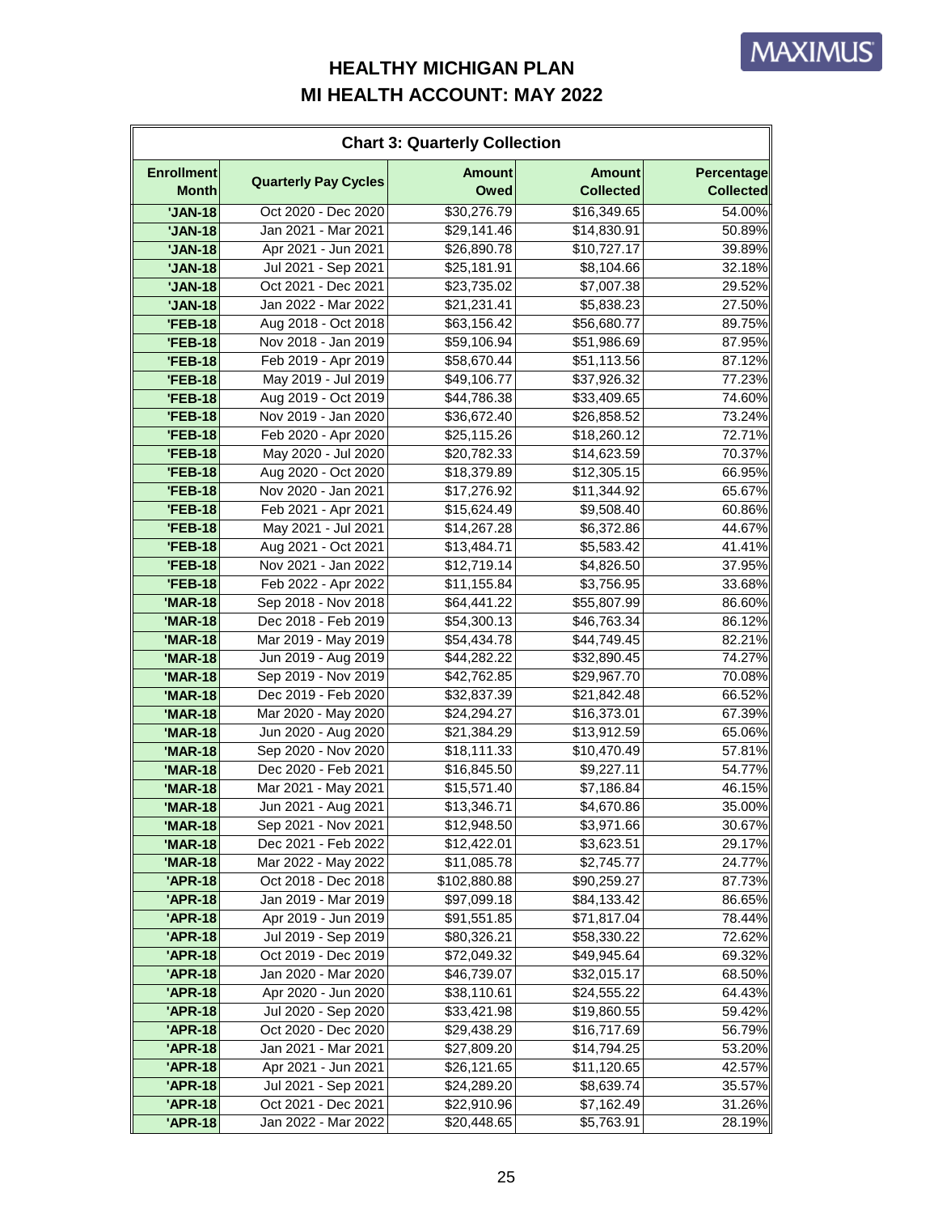# HEALTHY MICHIGAN PLAN
# MI HEALTH ACCOUNT: MAY 2022

| Chart 3: Quarterly Collection | | | | |
|---|---|---|---|---|
| **Enrollment Month** | **Quarterly Pay Cycles** | **Amount Owed** | **Amount Collected** | **Percentage Collected** |
| 'JAN-18 | Oct 2020 - Dec 2020 | $30,276.79 | $16,349.65 | 54.00% |
| 'JAN-18 | Jan 2021 - Mar 2021 | $29,141.46 | $14,830.91 | 50.89% |
| 'JAN-18 | Apr 2021 - Jun 2021 | $26,890.78 | $10,727.17 | 39.89% |
| 'JAN-18 | Jul 2021 - Sep 2021 | $25,181.91 | $8,104.66 | 32.18% |
| 'JAN-18 | Oct 2021 - Dec 2021 | $23,735.02 | $7,007.38 | 29.52% |
| 'JAN-18 | Jan 2022 - Mar 2022 | $21,231.41 | $5,838.23 | 27.50% |
| 'FEB-18 | Aug 2018 - Oct 2018 | $63,156.42 | $56,680.77 | 89.75% |
| 'FEB-18 | Nov 2018 - Jan 2019 | $59,106.94 | $51,986.69 | 87.95% |
| 'FEB-18 | Feb 2019 - Apr 2019 | $58,670.44 | $51,113.56 | 87.12% |
| 'FEB-18 | May 2019 - Jul 2019 | $49,106.77 | $37,926.32 | 77.23% |
| 'FEB-18 | Aug 2019 - Oct 2019 | $44,786.38 | $33,409.65 | 74.60% |
| 'FEB-18 | Nov 2019 - Jan 2020 | $36,672.40 | $26,858.52 | 73.24% |
| 'FEB-18 | Feb 2020 - Apr 2020 | $25,115.26 | $18,260.12 | 72.71% |
| 'FEB-18 | May 2020 - Jul 2020 | $20,782.33 | $14,623.59 | 70.37% |
| 'FEB-18 | Aug 2020 - Oct 2020 | $18,379.89 | $12,305.15 | 66.95% |
| 'FEB-18 | Nov 2020 - Jan 2021 | $17,276.92 | $11,344.92 | 65.67% |
| 'FEB-18 | Feb 2021 - Apr 2021 | $15,624.49 | $9,508.40 | 60.86% |
| 'FEB-18 | May 2021 - Jul 2021 | $14,267.28 | $6,372.86 | 44.67% |
| 'FEB-18 | Aug 2021 - Oct 2021 | $13,484.71 | $5,583.42 | 41.41% |
| 'FEB-18 | Nov 2021 - Jan 2022 | $12,719.14 | $4,826.50 | 37.95% |
| 'FEB-18 | Feb 2022 - Apr 2022 | $11,155.84 | $3,756.95 | 33.68% |
| 'MAR-18 | Sep 2018 - Nov 2018 | $64,441.22 | $55,807.99 | 86.60% |
| 'MAR-18 | Dec 2018 - Feb 2019 | $54,300.13 | $46,763.34 | 86.12% |
| 'MAR-18 | Mar 2019 - May 2019 | $54,434.78 | $44,749.45 | 82.21% |
| 'MAR-18 | Jun 2019 - Aug 2019 | $44,282.22 | $32,890.45 | 74.27% |
| 'MAR-18 | Sep 2019 - Nov 2019 | $42,762.85 | $29,967.70 | 70.08% |
| 'MAR-18 | Dec 2019 - Feb 2020 | $32,837.39 | $21,842.48 | 66.52% |
| 'MAR-18 | Mar 2020 - May 2020 | $24,294.27 | $16,373.01 | 67.39% |
| 'MAR-18 | Jun 2020 - Aug 2020 | $21,384.29 | $13,912.59 | 65.06% |
| 'MAR-18 | Sep 2020 - Nov 2020 | $18,111.33 | $10,470.49 | 57.81% |
| 'MAR-18 | Dec 2020 - Feb 2021 | $16,845.50 | $9,227.11 | 54.77% |
| 'MAR-18 | Mar 2021 - May 2021 | $15,571.40 | $7,186.84 | 46.15% |
| 'MAR-18 | Jun 2021 - Aug 2021 | $13,346.71 | $4,670.86 | 35.00% |
| 'MAR-18 | Sep 2021 - Nov 2021 | $12,948.50 | $3,971.66 | 30.67% |
| 'MAR-18 | Dec 2021 - Feb 2022 | $12,422.01 | $3,623.51 | 29.17% |
| 'MAR-18 | Mar 2022 - May 2022 | $11,085.78 | $2,745.77 | 24.77% |
| 'APR-18 | Oct 2018 - Dec 2018 | $102,880.88 | $90,259.27 | 87.73% |
| 'APR-18 | Jan 2019 - Mar 2019 | $97,099.18 | $84,133.42 | 86.65% |
| 'APR-18 | Apr 2019 - Jun 2019 | $91,551.85 | $71,817.04 | 78.44% |
| 'APR-18 | Jul 2019 - Sep 2019 | $80,326.21 | $58,330.22 | 72.62% |
| 'APR-18 | Oct 2019 - Dec 2019 | $72,049.32 | $49,945.64 | 69.32% |
| 'APR-18 | Jan 2020 - Mar 2020 | $46,739.07 | $32,015.17 | 68.50% |
| 'APR-18 | Apr 2020 - Jun 2020 | $38,110.61 | $24,555.22 | 64.43% |
| 'APR-18 | Jul 2020 - Sep 2020 | $33,421.98 | $19,860.55 | 59.42% |
| 'APR-18 | Oct 2020 - Dec 2020 | $29,438.29 | $16,717.69 | 56.79% |
| 'APR-18 | Jan 2021 - Mar 2021 | $27,809.20 | $14,794.25 | 53.20% |
| 'APR-18 | Apr 2021 - Jun 2021 | $26,121.65 | $11,120.65 | 42.57% |
| 'APR-18 | Jul 2021 - Sep 2021 | $24,289.20 | $8,639.74 | 35.57% |
| 'APR-18 | Oct 2021 - Dec 2021 | $22,910.96 | $7,162.49 | 31.26% |
| 'APR-18 | Jan 2022 - Mar 2022 | $20,448.65 | $5,763.91 | 28.19% |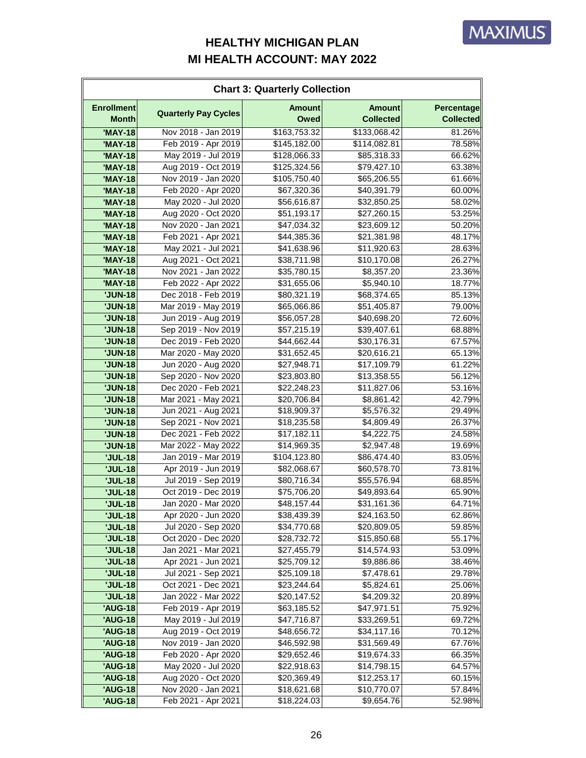# HEALTHY MICHIGAN PLAN

# MI HEALTH ACCOUNT: MAY 2022

| Chart 3: Quarterly Collection | | | | |
|---|---|---|---|---|
| Enrollment Month | Quarterly Pay Cycles | Amount Owed | Amount Collected | Percentage Collected |
| 'MAY-18 | Nov 2018 - Jan 2019 | $163,753.32 | $133,068.42 | 81.26% |
| 'MAY-18 | Feb 2019 - Apr 2019 | $145,182.00 | $114,082.81 | 78.58% |
| 'MAY-18 | May 2019 - Jul 2019 | $128,066.33 | $85,318.33 | 66.62% |
| 'MAY-18 | Aug 2019 - Oct 2019 | $125,324.56 | $79,427.10 | 63.38% |
| 'MAY-18 | Nov 2019 - Jan 2020 | $105,750.40 | $65,206.55 | 61.66% |
| 'MAY-18 | Feb 2020 - Apr 2020 | $67,320.36 | $40,391.79 | 60.00% |
| 'MAY-18 | May 2020 - Jul 2020 | $56,616.87 | $32,850.25 | 58.02% |
| 'MAY-18 | Aug 2020 - Oct 2020 | $51,193.17 | $27,260.15 | 53.25% |
| 'MAY-18 | Nov 2020 - Jan 2021 | $47,034.32 | $23,609.12 | 50.20% |
| 'MAY-18 | Feb 2021 - Apr 2021 | $44,385.36 | $21,381.98 | 48.17% |
| 'MAY-18 | May 2021 - Jul 2021 | $41,638.96 | $11,920.63 | 28.63% |
| 'MAY-18 | Aug 2021 - Oct 2021 | $38,711.98 | $10,170.08 | 26.27% |
| 'MAY-18 | Nov 2021 - Jan 2022 | $35,780.15 | $8,357.20 | 23.36% |
| 'MAY-18 | Feb 2022 - Apr 2022 | $31,655.06 | $5,940.10 | 18.77% |
| 'JUN-18 | Dec 2018 - Feb 2019 | $80,321.19 | $68,374.65 | 85.13% |
| 'JUN-18 | Mar 2019 - May 2019 | $65,066.86 | $51,405.87 | 79.00% |
| 'JUN-18 | Jun 2019 - Aug 2019 | $56,057.28 | $40,698.20 | 72.60% |
| 'JUN-18 | Sep 2019 - Nov 2019 | $57,215.19 | $39,407.61 | 68.88% |
| 'JUN-18 | Dec 2019 - Feb 2020 | $44,662.44 | $30,176.31 | 67.57% |
| 'JUN-18 | Mar 2020 - May 2020 | $31,652.45 | $20,616.21 | 65.13% |
| 'JUN-18 | Jun 2020 - Aug 2020 | $27,948.71 | $17,109.79 | 61.22% |
| 'JUN-18 | Sep 2020 - Nov 2020 | $23,803.80 | $13,358.55 | 56.12% |
| 'JUN-18 | Dec 2020 - Feb 2021 | $22,248.23 | $11,827.06 | 53.16% |
| 'JUN-18 | Mar 2021 - May 2021 | $20,706.84 | $8,861.42 | 42.79% |
| 'JUN-18 | Jun 2021 - Aug 2021 | $18,909.37 | $5,576.32 | 29.49% |
| 'JUN-18 | Sep 2021 - Nov 2021 | $18,235.58 | $4,809.49 | 26.37% |
| 'JUN-18 | Dec 2021 - Feb 2022 | $17,182.11 | $4,222.75 | 24.58% |
| 'JUN-18 | Mar 2022 - May 2022 | $14,969.35 | $2,947.48 | 19.69% |
| 'JUL-18 | Jan 2019 - Mar 2019 | $104,123.80 | $86,474.40 | 83.05% |
| 'JUL-18 | Apr 2019 - Jun 2019 | $82,068.67 | $60,578.70 | 73.81% |
| 'JUL-18 | Jul 2019 - Sep 2019 | $80,716.34 | $55,576.94 | 68.85% |
| 'JUL-18 | Oct 2019 - Dec 2019 | $75,706.20 | $49,893.64 | 65.90% |
| 'JUL-18 | Jan 2020 - Mar 2020 | $48,157.44 | $31,161.36 | 64.71% |
| 'JUL-18 | Apr 2020 - Jun 2020 | $38,439.39 | $24,163.50 | 62.86% |
| 'JUL-18 | Jul 2020 - Sep 2020 | $34,770.68 | $20,809.05 | 59.85% |
| 'JUL-18 | Oct 2020 - Dec 2020 | $28,732.72 | $15,850.68 | 55.17% |
| 'JUL-18 | Jan 2021 - Mar 2021 | $27,455.79 | $14,574.93 | 53.09% |
| 'JUL-18 | Apr 2021 - Jun 2021 | $25,709.12 | $9,886.86 | 38.46% |
| 'JUL-18 | Jul 2021 - Sep 2021 | $25,109.18 | $7,478.61 | 29.78% |
| 'JUL-18 | Oct 2021 - Dec 2021 | $23,244.64 | $5,824.61 | 25.06% |
| 'JUL-18 | Jan 2022 - Mar 2022 | $20,147.52 | $4,209.32 | 20.89% |
| 'AUG-18 | Feb 2019 - Apr 2019 | $63,185.52 | $47,971.51 | 75.92% |
| 'AUG-18 | May 2019 - Jul 2019 | $47,716.87 | $33,269.51 | 69.72% |
| 'AUG-18 | Aug 2019 - Oct 2019 | $48,656.72 | $34,117.16 | 70.12% |
| 'AUG-18 | Nov 2019 - Jan 2020 | $46,592.98 | $31,569.49 | 67.76% |
| 'AUG-18 | Feb 2020 - Apr 2020 | $29,652.46 | $19,674.33 | 66.35% |
| 'AUG-18 | May 2020 - Jul 2020 | $22,918.63 | $14,798.15 | 64.57% |
| 'AUG-18 | Aug 2020 - Oct 2020 | $20,369.49 | $12,253.17 | 60.15% |
| 'AUG-18 | Nov 2020 - Jan 2021 | $18,621.68 | $10,770.07 | 57.84% |
| 'AUG-18 | Feb 2021 - Apr 2021 | $18,224.03 | $9,654.76 | 52.98% |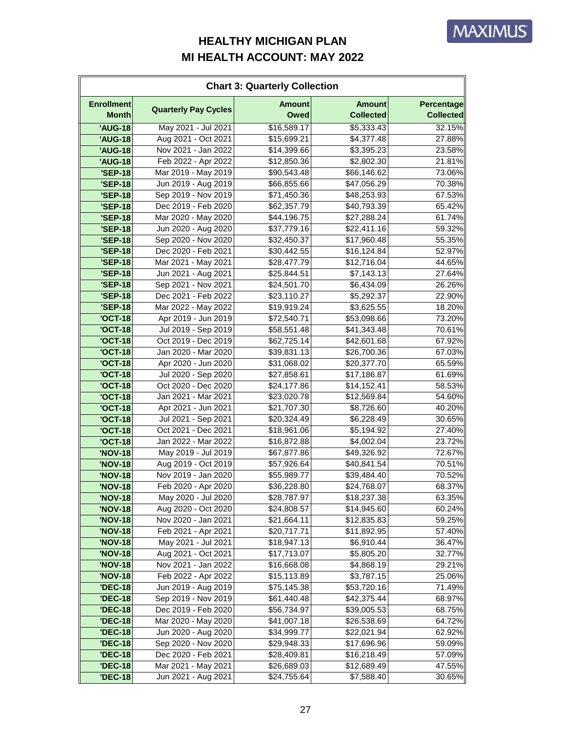# HEALTHY MICHIGAN PLAN
## MI HEALTH ACCOUNT: MAY 2022

**Chart 3: Quarterly Collection**

| Enrollment Month | Quarterly Pay Cycles | Amount Owed | Amount Collected | Percentage Collected |
|---|---|---|---|---|
| 'AUG-18 | May 2021 - Jul 2021 | $16,589.17 | $5,333.43 | 32.15% |
| 'AUG-18 | Aug 2021 - Oct 2021 | $15,699.21 | $4,377.48 | 27.88% |
| 'AUG-18 | Nov 2021 - Jan 2022 | $14,399.66 | $3,395.23 | 23.58% |
| 'AUG-18 | Feb 2022 - Apr 2022 | $12,850.36 | $2,802.30 | 21.81% |
| 'SEP-18 | Mar 2019 - May 2019 | $90,543.48 | $66,146.62 | 73.06% |
| 'SEP-18 | Jun 2019 - Aug 2019 | $66,855.66 | $47,056.29 | 70.38% |
| 'SEP-18 | Sep 2019 - Nov 2019 | $71,450.36 | $48,253.93 | 67.53% |
| 'SEP-18 | Dec 2019 - Feb 2020 | $62,357.79 | $40,793.39 | 65.42% |
| 'SEP-18 | Mar 2020 - May 2020 | $44,196.75 | $27,288.24 | 61.74% |
| 'SEP-18 | Jun 2020 - Aug 2020 | $37,779.16 | $22,411.16 | 59.32% |
| 'SEP-18 | Sep 2020 - Nov 2020 | $32,450.37 | $17,960.48 | 55.35% |
| 'SEP-18 | Dec 2020 - Feb 2021 | $30,442.55 | $16,124.84 | 52.97% |
| 'SEP-18 | Mar 2021 - May 2021 | $28,477.79 | $12,716.04 | 44.65% |
| 'SEP-18 | Jun 2021 - Aug 2021 | $25,844.51 | $7,143.13 | 27.64% |
| 'SEP-18 | Sep 2021 - Nov 2021 | $24,501.70 | $6,434.09 | 26.26% |
| 'SEP-18 | Dec 2021 - Feb 2022 | $23,110.27 | $5,292.37 | 22.90% |
| 'SEP-18 | Mar 2022 - May 2022 | $19,919.24 | $3,625.55 | 18.20% |
| 'OCT-18 | Apr 2019 - Jun 2019 | $72,540.71 | $53,098.66 | 73.20% |
| 'OCT-18 | Jul 2019 - Sep 2019 | $58,551.48 | $41,343.48 | 70.61% |
| 'OCT-18 | Oct 2019 - Dec 2019 | $62,725.14 | $42,601.68 | 67.92% |
| 'OCT-18 | Jan 2020 - Mar 2020 | $39,831.13 | $26,700.36 | 67.03% |
| 'OCT-18 | Apr 2020 - Jun 2020 | $31,068.02 | $20,377.70 | 65.59% |
| 'OCT-18 | Jul 2020 - Sep 2020 | $27,858.61 | $17,186.87 | 61.69% |
| 'OCT-18 | Oct 2020 - Dec 2020 | $24,177.86 | $14,152.41 | 58.53% |
| 'OCT-18 | Jan 2021 - Mar 2021 | $23,020.78 | $12,569.84 | 54.60% |
| 'OCT-18 | Apr 2021 - Jun 2021 | $21,707.30 | $8,726.60 | 40.20% |
| 'OCT-18 | Jul 2021 - Sep 2021 | $20,324.49 | $6,228.49 | 30.65% |
| 'OCT-18 | Oct 2021 - Dec 2021 | $18,961.06 | $5,194.92 | 27.40% |
| 'OCT-18 | Jan 2022 - Mar 2022 | $16,872.88 | $4,002.04 | 23.72% |
| 'NOV-18 | May 2019 - Jul 2019 | $67,877.86 | $49,326.92 | 72.67% |
| 'NOV-18 | Aug 2019 - Oct 2019 | $57,926.64 | $40,841.54 | 70.51% |
| 'NOV-18 | Nov 2019 - Jan 2020 | $55,989.77 | $39,484.40 | 70.52% |
| 'NOV-18 | Feb 2020 - Apr 2020 | $36,228.80 | $24,768.07 | 68.37% |
| 'NOV-18 | May 2020 - Jul 2020 | $28,787.97 | $18,237.38 | 63.35% |
| 'NOV-18 | Aug 2020 - Oct 2020 | $24,808.57 | $14,945.60 | 60.24% |
| 'NOV-18 | Nov 2020 - Jan 2021 | $21,664.11 | $12,835.83 | 59.25% |
| 'NOV-18 | Feb 2021 - Apr 2021 | $20,717.71 | $11,892.95 | 57.40% |
| 'NOV-18 | May 2021 - Jul 2021 | $18,947.13 | $6,910.44 | 36.47% |
| 'NOV-18 | Aug 2021 - Oct 2021 | $17,713.07 | $5,805.20 | 32.77% |
| 'NOV-18 | Nov 2021 - Jan 2022 | $16,668.08 | $4,868.19 | 29.21% |
| 'NOV-18 | Feb 2022 - Apr 2022 | $15,113.89 | $3,787.15 | 25.06% |
| 'DEC-18 | Jun 2019 - Aug 2019 | $75,145.38 | $53,720.16 | 71.49% |
| 'DEC-18 | Sep 2019 - Nov 2019 | $61,440.48 | $42,375.44 | 68.97% |
| 'DEC-18 | Dec 2019 - Feb 2020 | $56,734.97 | $39,005.53 | 68.75% |
| 'DEC-18 | Mar 2020 - May 2020 | $41,007.18 | $26,538.69 | 64.72% |
| 'DEC-18 | Jun 2020 - Aug 2020 | $34,999.77 | $22,021.94 | 62.92% |
| 'DEC-18 | Sep 2020 - Nov 2020 | $29,948.33 | $17,696.96 | 59.09% |
| 'DEC-18 | Dec 2020 - Feb 2021 | $28,409.81 | $16,218.49 | 57.09% |
| 'DEC-18 | Mar 2021 - May 2021 | $26,689.03 | $12,689.49 | 47.55% |
| 'DEC-18 | Jun 2021 - Aug 2021 | $24,755.64 | $7,588.40 | 30.65% |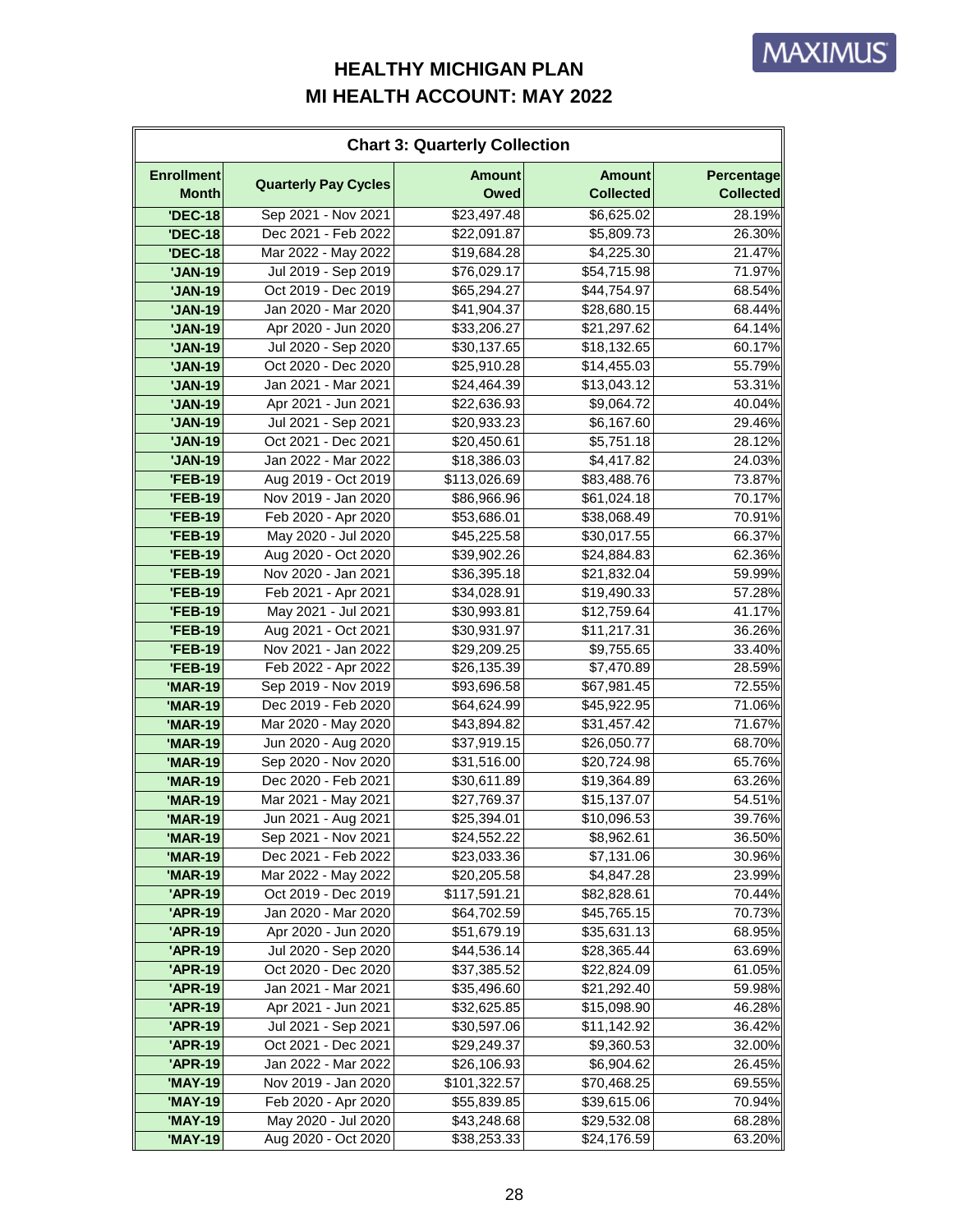# HEALTHY MICHIGAN PLAN
# MI HEALTH ACCOUNT: MAY 2022

| Chart 3: Quarterly Collection | | | | |
|---|---|---|---|---|
| **Enrollment Month** | **Quarterly Pay Cycles** | **Amount Owed** | **Amount Collected** | **Percentage Collected** |
| 'DEC-18 | Sep 2021 - Nov 2021 | $23,497.48 | $6,625.02 | 28.19% |
| 'DEC-18 | Dec 2021 - Feb 2022 | $22,091.87 | $5,809.73 | 26.30% |
| 'DEC-18 | Mar 2022 - May 2022 | $19,684.28 | $4,225.30 | 21.47% |
| 'JAN-19 | Jul 2019 - Sep 2019 | $76,029.17 | $54,715.98 | 71.97% |
| 'JAN-19 | Oct 2019 - Dec 2019 | $65,294.27 | $44,754.97 | 68.54% |
| 'JAN-19 | Jan 2020 - Mar 2020 | $41,904.37 | $28,680.15 | 68.44% |
| 'JAN-19 | Apr 2020 - Jun 2020 | $33,206.27 | $21,297.62 | 64.14% |
| 'JAN-19 | Jul 2020 - Sep 2020 | $30,137.65 | $18,132.65 | 60.17% |
| 'JAN-19 | Oct 2020 - Dec 2020 | $25,910.28 | $14,455.03 | 55.79% |
| 'JAN-19 | Jan 2021 - Mar 2021 | $24,464.39 | $13,043.12 | 53.31% |
| 'JAN-19 | Apr 2021 - Jun 2021 | $22,636.93 | $9,064.72 | 40.04% |
| 'JAN-19 | Jul 2021 - Sep 2021 | $20,933.23 | $6,167.60 | 29.46% |
| 'JAN-19 | Oct 2021 - Dec 2021 | $20,450.61 | $5,751.18 | 28.12% |
| 'JAN-19 | Jan 2022 - Mar 2022 | $18,386.03 | $4,417.82 | 24.03% |
| 'FEB-19 | Aug 2019 - Oct 2019 | $113,026.69 | $83,488.76 | 73.87% |
| 'FEB-19 | Nov 2019 - Jan 2020 | $86,966.96 | $61,024.18 | 70.17% |
| 'FEB-19 | Feb 2020 - Apr 2020 | $53,686.01 | $38,068.49 | 70.91% |
| 'FEB-19 | May 2020 - Jul 2020 | $45,225.58 | $30,017.55 | 66.37% |
| 'FEB-19 | Aug 2020 - Oct 2020 | $39,902.26 | $24,884.83 | 62.36% |
| 'FEB-19 | Nov 2020 - Jan 2021 | $36,395.18 | $21,832.04 | 59.99% |
| 'FEB-19 | Feb 2021 - Apr 2021 | $34,028.91 | $19,490.33 | 57.28% |
| 'FEB-19 | May 2021 - Jul 2021 | $30,993.81 | $12,759.64 | 41.17% |
| 'FEB-19 | Aug 2021 - Oct 2021 | $30,931.97 | $11,217.31 | 36.26% |
| 'FEB-19 | Nov 2021 - Jan 2022 | $29,209.25 | $9,755.65 | 33.40% |
| 'FEB-19 | Feb 2022 - Apr 2022 | $26,135.39 | $7,470.89 | 28.59% |
| 'MAR-19 | Sep 2019 - Nov 2019 | $93,696.58 | $67,981.45 | 72.55% |
| 'MAR-19 | Dec 2019 - Feb 2020 | $64,624.99 | $45,922.95 | 71.06% |
| 'MAR-19 | Mar 2020 - May 2020 | $43,894.82 | $31,457.42 | 71.67% |
| 'MAR-19 | Jun 2020 - Aug 2020 | $37,919.15 | $26,050.77 | 68.70% |
| 'MAR-19 | Sep 2020 - Nov 2020 | $31,516.00 | $20,724.98 | 65.76% |
| 'MAR-19 | Dec 2020 - Feb 2021 | $30,611.89 | $19,364.89 | 63.26% |
| 'MAR-19 | Mar 2021 - May 2021 | $27,769.37 | $15,137.07 | 54.51% |
| 'MAR-19 | Jun 2021 - Aug 2021 | $25,394.01 | $10,096.53 | 39.76% |
| 'MAR-19 | Sep 2021 - Nov 2021 | $24,552.22 | $8,962.61 | 36.50% |
| 'MAR-19 | Dec 2021 - Feb 2022 | $23,033.36 | $7,131.06 | 30.96% |
| 'MAR-19 | Mar 2022 - May 2022 | $20,205.58 | $4,847.28 | 23.99% |
| 'APR-19 | Oct 2019 - Dec 2019 | $117,591.21 | $82,828.61 | 70.44% |
| 'APR-19 | Jan 2020 - Mar 2020 | $64,702.59 | $45,765.15 | 70.73% |
| 'APR-19 | Apr 2020 - Jun 2020 | $51,679.19 | $35,631.13 | 68.95% |
| 'APR-19 | Jul 2020 - Sep 2020 | $44,536.14 | $28,365.44 | 63.69% |
| 'APR-19 | Oct 2020 - Dec 2020 | $37,385.52 | $22,824.09 | 61.05% |
| 'APR-19 | Jan 2021 - Mar 2021 | $35,496.60 | $21,292.40 | 59.98% |
| 'APR-19 | Apr 2021 - Jun 2021 | $32,625.85 | $15,098.90 | 46.28% |
| 'APR-19 | Jul 2021 - Sep 2021 | $30,597.06 | $11,142.92 | 36.42% |
| 'APR-19 | Oct 2021 - Dec 2021 | $29,249.37 | $9,360.53 | 32.00% |
| 'APR-19 | Jan 2022 - Mar 2022 | $26,106.93 | $6,904.62 | 26.45% |
| 'MAY-19 | Nov 2019 - Jan 2020 | $101,322.57 | $70,468.25 | 69.55% |
| 'MAY-19 | Feb 2020 - Apr 2020 | $55,839.85 | $39,615.06 | 70.94% |
| 'MAY-19 | May 2020 - Jul 2020 | $43,248.68 | $29,532.08 | 68.28% |
| 'MAY-19 | Aug 2020 - Oct 2020 | $38,253.33 | $24,176.59 | 63.20% |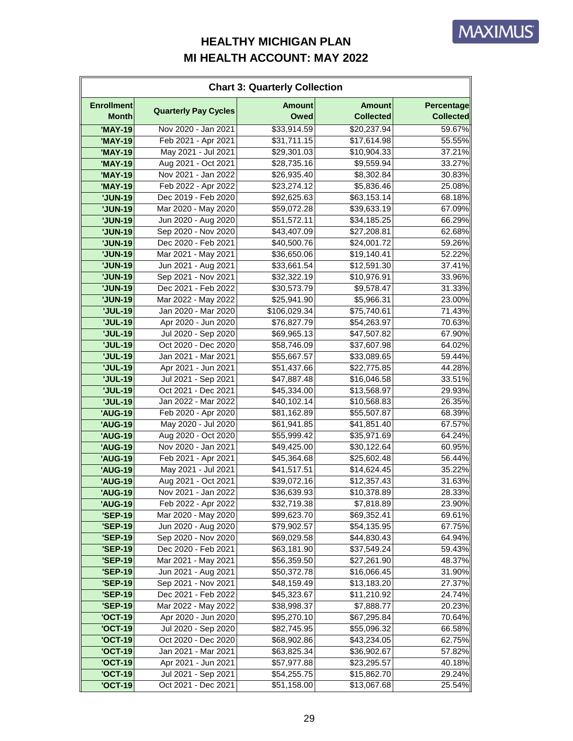# HEALTHY MICHIGAN PLAN
# MI HEALTH ACCOUNT: MAY 2022

**Chart 3: Quarterly Collection**

| Enrollment Month | Quarterly Pay Cycles | Amount Owed | Amount Collected | Percentage Collected |
|---|---|---|---|---|
| 'MAY-19 | Nov 2020 - Jan 2021 | $33,914.59 | $20,237.94 | 59.67% |
| 'MAY-19 | Feb 2021 - Apr 2021 | $31,711.15 | $17,614.98 | 55.55% |
| 'MAY-19 | May 2021 - Jul 2021 | $29,301.03 | $10,904.33 | 37.21% |
| 'MAY-19 | Aug 2021 - Oct 2021 | $28,735.16 | $9,559.94 | 33.27% |
| 'MAY-19 | Nov 2021 - Jan 2022 | $26,935.40 | $8,302.84 | 30.83% |
| 'MAY-19 | Feb 2022 - Apr 2022 | $23,274.12 | $5,836.46 | 25.08% |
| 'JUN-19 | Dec 2019 - Feb 2020 | $92,625.63 | $63,153.14 | 68.18% |
| 'JUN-19 | Mar 2020 - May 2020 | $59,072.28 | $39,633.19 | 67.09% |
| 'JUN-19 | Jun 2020 - Aug 2020 | $51,572.11 | $34,185.25 | 66.29% |
| 'JUN-19 | Sep 2020 - Nov 2020 | $43,407.09 | $27,208.81 | 62.68% |
| 'JUN-19 | Dec 2020 - Feb 2021 | $40,500.76 | $24,001.72 | 59.26% |
| 'JUN-19 | Mar 2021 - May 2021 | $36,650.06 | $19,140.41 | 52.22% |
| 'JUN-19 | Jun 2021 - Aug 2021 | $33,661.54 | $12,591.30 | 37.41% |
| 'JUN-19 | Sep 2021 - Nov 2021 | $32,322.19 | $10,976.91 | 33.96% |
| 'JUN-19 | Dec 2021 - Feb 2022 | $30,573.79 | $9,578.47 | 31.33% |
| 'JUN-19 | Mar 2022 - May 2022 | $25,941.90 | $5,966.31 | 23.00% |
| 'JUL-19 | Jan 2020 - Mar 2020 | $106,029.34 | $75,740.61 | 71.43% |
| 'JUL-19 | Apr 2020 - Jun 2020 | $76,827.79 | $54,263.97 | 70.63% |
| 'JUL-19 | Jul 2020 - Sep 2020 | $69,965.13 | $47,507.82 | 67.90% |
| 'JUL-19 | Oct 2020 - Dec 2020 | $58,746.09 | $37,607.98 | 64.02% |
| 'JUL-19 | Jan 2021 - Mar 2021 | $55,667.57 | $33,089.65 | 59.44% |
| 'JUL-19 | Apr 2021 - Jun 2021 | $51,437.66 | $22,775.85 | 44.28% |
| 'JUL-19 | Jul 2021 - Sep 2021 | $47,887.48 | $16,046.58 | 33.51% |
| 'JUL-19 | Oct 2021 - Dec 2021 | $45,334.00 | $13,568.97 | 29.93% |
| 'JUL-19 | Jan 2022 - Mar 2022 | $40,102.14 | $10,568.83 | 26.35% |
| 'AUG-19 | Feb 2020 - Apr 2020 | $81,162.89 | $55,507.87 | 68.39% |
| 'AUG-19 | May 2020 - Jul 2020 | $61,941.85 | $41,851.40 | 67.57% |
| 'AUG-19 | Aug 2020 - Oct 2020 | $55,999.42 | $35,971.69 | 64.24% |
| 'AUG-19 | Nov 2020 - Jan 2021 | $49,425.00 | $30,122.64 | 60.95% |
| 'AUG-19 | Feb 2021 - Apr 2021 | $45,364.68 | $25,602.48 | 56.44% |
| 'AUG-19 | May 2021 - Jul 2021 | $41,517.51 | $14,624.45 | 35.22% |
| 'AUG-19 | Aug 2021 - Oct 2021 | $39,072.16 | $12,357.43 | 31.63% |
| 'AUG-19 | Nov 2021 - Jan 2022 | $36,639.93 | $10,378.89 | 28.33% |
| 'AUG-19 | Feb 2022 - Apr 2022 | $32,719.38 | $7,818.89 | 23.90% |
| 'SEP-19 | Mar 2020 - May 2020 | $99,623.70 | $69,352.41 | 69.61% |
| 'SEP-19 | Jun 2020 - Aug 2020 | $79,902.57 | $54,135.95 | 67.75% |
| 'SEP-19 | Sep 2020 - Nov 2020 | $69,029.58 | $44,830.43 | 64.94% |
| 'SEP-19 | Dec 2020 - Feb 2021 | $63,181.90 | $37,549.24 | 59.43% |
| 'SEP-19 | Mar 2021 - May 2021 | $56,359.50 | $27,261.90 | 48.37% |
| 'SEP-19 | Jun 2021 - Aug 2021 | $50,372.78 | $16,066.45 | 31.90% |
| 'SEP-19 | Sep 2021 - Nov 2021 | $48,159.49 | $13,183.20 | 27.37% |
| 'SEP-19 | Dec 2021 - Feb 2022 | $45,323.67 | $11,210.92 | 24.74% |
| 'SEP-19 | Mar 2022 - May 2022 | $38,998.37 | $7,888.77 | 20.23% |
| 'OCT-19 | Apr 2020 - Jun 2020 | $95,270.10 | $67,295.84 | 70.64% |
| 'OCT-19 | Jul 2020 - Sep 2020 | $82,745.95 | $55,096.32 | 66.58% |
| 'OCT-19 | Oct 2020 - Dec 2020 | $68,902.86 | $43,234.05 | 62.75% |
| 'OCT-19 | Jan 2021 - Mar 2021 | $63,825.34 | $36,902.67 | 57.82% |
| 'OCT-19 | Apr 2021 - Jun 2021 | $57,977.88 | $23,295.57 | 40.18% |
| 'OCT-19 | Jul 2021 - Sep 2021 | $54,255.75 | $15,862.70 | 29.24% |
| 'OCT-19 | Oct 2021 - Dec 2021 | $51,158.00 | $13,067.68 | 25.54% |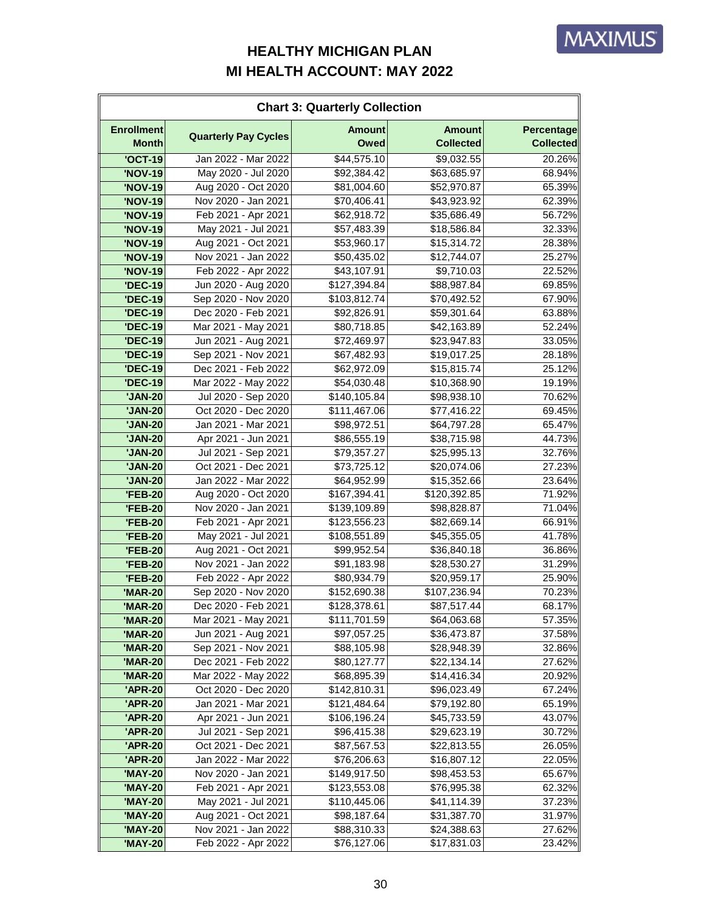# HEALTHY MICHIGAN PLAN

# MI HEALTH ACCOUNT: MAY 2022

| Chart 3: Quarterly Collection | | | | |
|---|---|---|---|---|
| **Enrollment Month** | **Quarterly Pay Cycles** | **Amount Owed** | **Amount Collected** | **Percentage Collected** |
| 'OCT-19 | Jan 2022 - Mar 2022 | $44,575.10 | $9,032.55 | 20.26% |
| 'NOV-19 | May 2020 - Jul 2020 | $92,384.42 | $63,685.97 | 68.94% |
| 'NOV-19 | Aug 2020 - Oct 2020 | $81,004.60 | $52,970.87 | 65.39% |
| 'NOV-19 | Nov 2020 - Jan 2021 | $70,406.41 | $43,923.92 | 62.39% |
| 'NOV-19 | Feb 2021 - Apr 2021 | $62,918.72 | $35,686.49 | 56.72% |
| 'NOV-19 | May 2021 - Jul 2021 | $57,483.39 | $18,586.84 | 32.33% |
| 'NOV-19 | Aug 2021 - Oct 2021 | $53,960.17 | $15,314.72 | 28.38% |
| 'NOV-19 | Nov 2021 - Jan 2022 | $50,435.02 | $12,744.07 | 25.27% |
| 'NOV-19 | Feb 2022 - Apr 2022 | $43,107.91 | $9,710.03 | 22.52% |
| 'DEC-19 | Jun 2020 - Aug 2020 | $127,394.84 | $88,987.84 | 69.85% |
| 'DEC-19 | Sep 2020 - Nov 2020 | $103,812.74 | $70,492.52 | 67.90% |
| 'DEC-19 | Dec 2020 - Feb 2021 | $92,826.91 | $59,301.64 | 63.88% |
| 'DEC-19 | Mar 2021 - May 2021 | $80,718.85 | $42,163.89 | 52.24% |
| 'DEC-19 | Jun 2021 - Aug 2021 | $72,469.97 | $23,947.83 | 33.05% |
| 'DEC-19 | Sep 2021 - Nov 2021 | $67,482.93 | $19,017.25 | 28.18% |
| 'DEC-19 | Dec 2021 - Feb 2022 | $62,972.09 | $15,815.74 | 25.12% |
| 'DEC-19 | Mar 2022 - May 2022 | $54,030.48 | $10,368.90 | 19.19% |
| 'JAN-20 | Jul 2020 - Sep 2020 | $140,105.84 | $98,938.10 | 70.62% |
| 'JAN-20 | Oct 2020 - Dec 2020 | $111,467.06 | $77,416.22 | 69.45% |
| 'JAN-20 | Jan 2021 - Mar 2021 | $98,972.51 | $64,797.28 | 65.47% |
| 'JAN-20 | Apr 2021 - Jun 2021 | $86,555.19 | $38,715.98 | 44.73% |
| 'JAN-20 | Jul 2021 - Sep 2021 | $79,357.27 | $25,995.13 | 32.76% |
| 'JAN-20 | Oct 2021 - Dec 2021 | $73,725.12 | $20,074.06 | 27.23% |
| 'JAN-20 | Jan 2022 - Mar 2022 | $64,952.99 | $15,352.66 | 23.64% |
| 'FEB-20 | Aug 2020 - Oct 2020 | $167,394.41 | $120,392.85 | 71.92% |
| 'FEB-20 | Nov 2020 - Jan 2021 | $139,109.89 | $98,828.87 | 71.04% |
| 'FEB-20 | Feb 2021 - Apr 2021 | $123,556.23 | $82,669.14 | 66.91% |
| 'FEB-20 | May 2021 - Jul 2021 | $108,551.89 | $45,355.05 | 41.78% |
| 'FEB-20 | Aug 2021 - Oct 2021 | $99,952.54 | $36,840.18 | 36.86% |
| 'FEB-20 | Nov 2021 - Jan 2022 | $91,183.98 | $28,530.27 | 31.29% |
| 'FEB-20 | Feb 2022 - Apr 2022 | $80,934.79 | $20,959.17 | 25.90% |
| 'MAR-20 | Sep 2020 - Nov 2020 | $152,690.38 | $107,236.94 | 70.23% |
| 'MAR-20 | Dec 2020 - Feb 2021 | $128,378.61 | $87,517.44 | 68.17% |
| 'MAR-20 | Mar 2021 - May 2021 | $111,701.59 | $64,063.68 | 57.35% |
| 'MAR-20 | Jun 2021 - Aug 2021 | $97,057.25 | $36,473.87 | 37.58% |
| 'MAR-20 | Sep 2021 - Nov 2021 | $88,105.98 | $28,948.39 | 32.86% |
| 'MAR-20 | Dec 2021 - Feb 2022 | $80,127.77 | $22,134.14 | 27.62% |
| 'MAR-20 | Mar 2022 - May 2022 | $68,895.39 | $14,416.34 | 20.92% |
| 'APR-20 | Oct 2020 - Dec 2020 | $142,810.31 | $96,023.49 | 67.24% |
| 'APR-20 | Jan 2021 - Mar 2021 | $121,484.64 | $79,192.80 | 65.19% |
| 'APR-20 | Apr 2021 - Jun 2021 | $106,196.24 | $45,733.59 | 43.07% |
| 'APR-20 | Jul 2021 - Sep 2021 | $96,415.38 | $29,623.19 | 30.72% |
| 'APR-20 | Oct 2021 - Dec 2021 | $87,567.53 | $22,813.55 | 26.05% |
| 'APR-20 | Jan 2022 - Mar 2022 | $76,206.63 | $16,807.12 | 22.05% |
| 'MAY-20 | Nov 2020 - Jan 2021 | $149,917.50 | $98,453.53 | 65.67% |
| 'MAY-20 | Feb 2021 - Apr 2021 | $123,553.08 | $76,995.38 | 62.32% |
| 'MAY-20 | May 2021 - Jul 2021 | $110,445.06 | $41,114.39 | 37.23% |
| 'MAY-20 | Aug 2021 - Oct 2021 | $98,187.64 | $31,387.70 | 31.97% |
| 'MAY-20 | Nov 2021 - Jan 2022 | $88,310.33 | $24,388.63 | 27.62% |
| 'MAY-20 | Feb 2022 - Apr 2022 | $76,127.06 | $17,831.03 | 23.42% |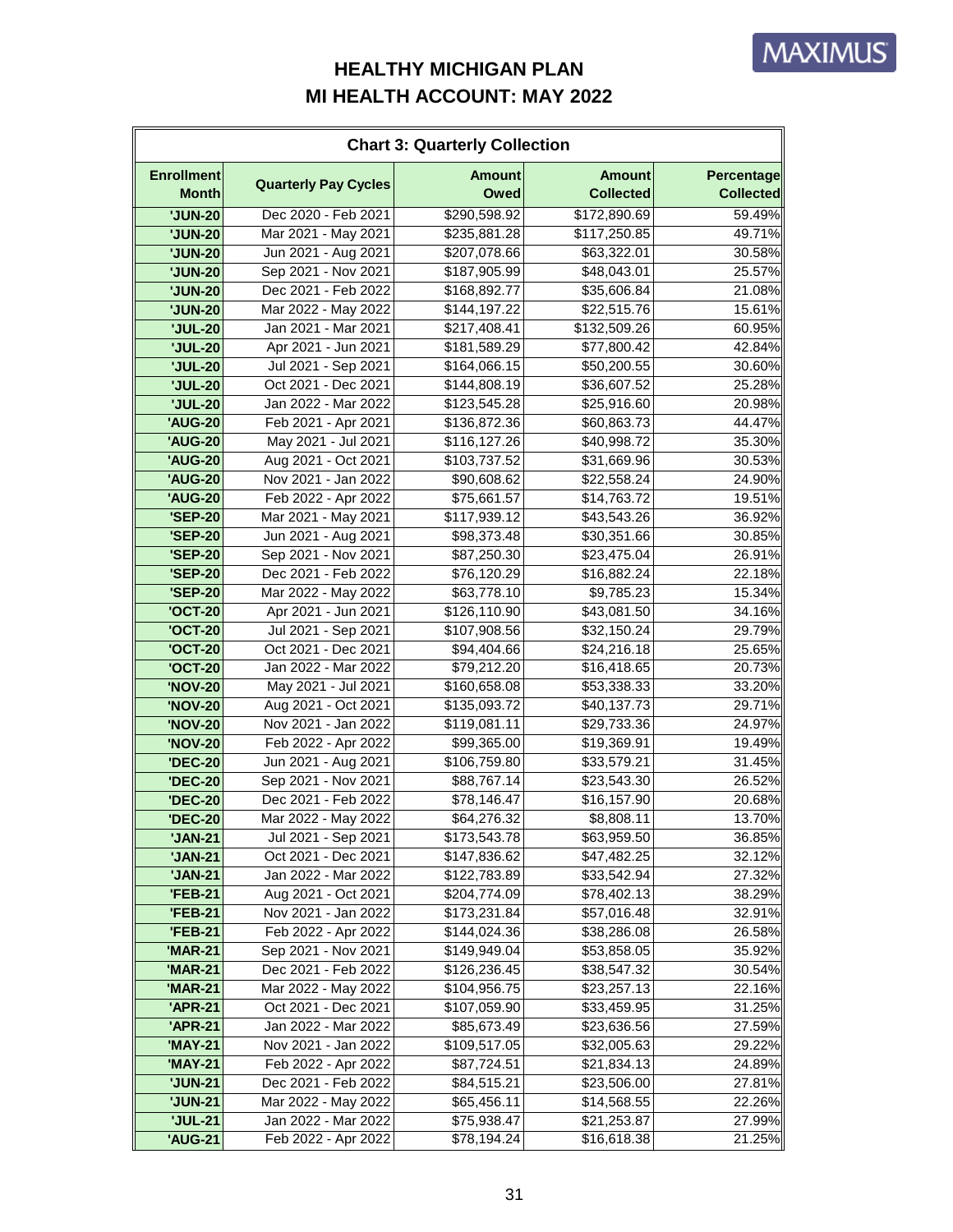# HEALTHY MICHIGAN PLAN
# MI HEALTH ACCOUNT: MAY 2022

| Chart 3: Quarterly Collection | | | | |
|---|---|---|---|---|
| Enrollment Month | Quarterly Pay Cycles | Amount Owed | Amount Collected | Percentage Collected |
| 'JUN-20 | Dec 2020 - Feb 2021 | $290,598.92 | $172,890.69 | 59.49% |
| 'JUN-20 | Mar 2021 - May 2021 | $235,881.28 | $117,250.85 | 49.71% |
| 'JUN-20 | Jun 2021 - Aug 2021 | $207,078.66 | $63,322.01 | 30.58% |
| 'JUN-20 | Sep 2021 - Nov 2021 | $187,905.99 | $48,043.01 | 25.57% |
| 'JUN-20 | Dec 2021 - Feb 2022 | $168,892.77 | $35,606.84 | 21.08% |
| 'JUN-20 | Mar 2022 - May 2022 | $144,197.22 | $22,515.76 | 15.61% |
| 'JUL-20 | Jan 2021 - Mar 2021 | $217,408.41 | $132,509.26 | 60.95% |
| 'JUL-20 | Apr 2021 - Jun 2021 | $181,589.29 | $77,800.42 | 42.84% |
| 'JUL-20 | Jul 2021 - Sep 2021 | $164,066.15 | $50,200.55 | 30.60% |
| 'JUL-20 | Oct 2021 - Dec 2021 | $144,808.19 | $36,607.52 | 25.28% |
| 'JUL-20 | Jan 2022 - Mar 2022 | $123,545.28 | $25,916.60 | 20.98% |
| 'AUG-20 | Feb 2021 - Apr 2021 | $136,872.36 | $60,863.73 | 44.47% |
| 'AUG-20 | May 2021 - Jul 2021 | $116,127.26 | $40,998.72 | 35.30% |
| 'AUG-20 | Aug 2021 - Oct 2021 | $103,737.52 | $31,669.96 | 30.53% |
| 'AUG-20 | Nov 2021 - Jan 2022 | $90,608.62 | $22,558.24 | 24.90% |
| 'AUG-20 | Feb 2022 - Apr 2022 | $75,661.57 | $14,763.72 | 19.51% |
| 'SEP-20 | Mar 2021 - May 2021 | $117,939.12 | $43,543.26 | 36.92% |
| 'SEP-20 | Jun 2021 - Aug 2021 | $98,373.48 | $30,351.66 | 30.85% |
| 'SEP-20 | Sep 2021 - Nov 2021 | $87,250.30 | $23,475.04 | 26.91% |
| 'SEP-20 | Dec 2021 - Feb 2022 | $76,120.29 | $16,882.24 | 22.18% |
| 'SEP-20 | Mar 2022 - May 2022 | $63,778.10 | $9,785.23 | 15.34% |
| 'OCT-20 | Apr 2021 - Jun 2021 | $126,110.90 | $43,081.50 | 34.16% |
| 'OCT-20 | Jul 2021 - Sep 2021 | $107,908.56 | $32,150.24 | 29.79% |
| 'OCT-20 | Oct 2021 - Dec 2021 | $94,404.66 | $24,216.18 | 25.65% |
| 'OCT-20 | Jan 2022 - Mar 2022 | $79,212.20 | $16,418.65 | 20.73% |
| 'NOV-20 | May 2021 - Jul 2021 | $160,658.08 | $53,338.33 | 33.20% |
| 'NOV-20 | Aug 2021 - Oct 2021 | $135,093.72 | $40,137.73 | 29.71% |
| 'NOV-20 | Nov 2021 - Jan 2022 | $119,081.11 | $29,733.36 | 24.97% |
| 'NOV-20 | Feb 2022 - Apr 2022 | $99,365.00 | $19,369.91 | 19.49% |
| 'DEC-20 | Jun 2021 - Aug 2021 | $106,759.80 | $33,579.21 | 31.45% |
| 'DEC-20 | Sep 2021 - Nov 2021 | $88,767.14 | $23,543.30 | 26.52% |
| 'DEC-20 | Dec 2021 - Feb 2022 | $78,146.47 | $16,157.90 | 20.68% |
| 'DEC-20 | Mar 2022 - May 2022 | $64,276.32 | $8,808.11 | 13.70% |
| 'JAN-21 | Jul 2021 - Sep 2021 | $173,543.78 | $63,959.50 | 36.85% |
| 'JAN-21 | Oct 2021 - Dec 2021 | $147,836.62 | $47,482.25 | 32.12% |
| 'JAN-21 | Jan 2022 - Mar 2022 | $122,783.89 | $33,542.94 | 27.32% |
| 'FEB-21 | Aug 2021 - Oct 2021 | $204,774.09 | $78,402.13 | 38.29% |
| 'FEB-21 | Nov 2021 - Jan 2022 | $173,231.84 | $57,016.48 | 32.91% |
| 'FEB-21 | Feb 2022 - Apr 2022 | $144,024.36 | $38,286.08 | 26.58% |
| 'MAR-21 | Sep 2021 - Nov 2021 | $149,949.04 | $53,858.05 | 35.92% |
| 'MAR-21 | Dec 2021 - Feb 2022 | $126,236.45 | $38,547.32 | 30.54% |
| 'MAR-21 | Mar 2022 - May 2022 | $104,956.75 | $23,257.13 | 22.16% |
| 'APR-21 | Oct 2021 - Dec 2021 | $107,059.90 | $33,459.95 | 31.25% |
| 'APR-21 | Jan 2022 - Mar 2022 | $85,673.49 | $23,636.56 | 27.59% |
| 'MAY-21 | Nov 2021 - Jan 2022 | $109,517.05 | $32,005.63 | 29.22% |
| 'MAY-21 | Feb 2022 - Apr 2022 | $87,724.51 | $21,834.13 | 24.89% |
| 'JUN-21 | Dec 2021 - Feb 2022 | $84,515.21 | $23,506.00 | 27.81% |
| 'JUN-21 | Mar 2022 - May 2022 | $65,456.11 | $14,568.55 | 22.26% |
| 'JUL-21 | Jan 2022 - Mar 2022 | $75,938.47 | $21,253.87 | 27.99% |
| 'AUG-21 | Feb 2022 - Apr 2022 | $78,194.24 | $16,618.38 | 21.25% |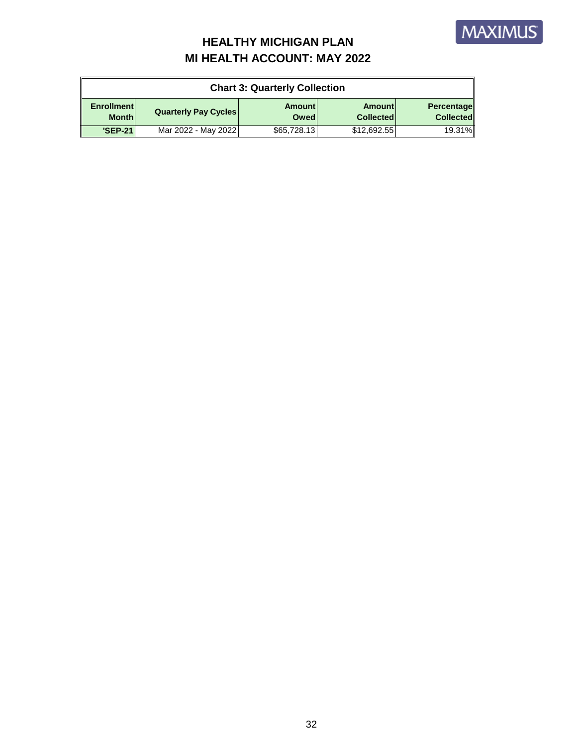# HEALTHY MICHIGAN PLAN

## MI HEALTH ACCOUNT: MAY 2022

**Chart 3: Quarterly Collection**

| Enrollment Month | Quarterly Pay Cycles | Amount Owed | Amount Collected | Percentage Collected |
|---|---|---|---|---|
| **'SEP-21** | Mar 2022 - May 2022 | $65,728.13 | $12,692.55 | 19.31% |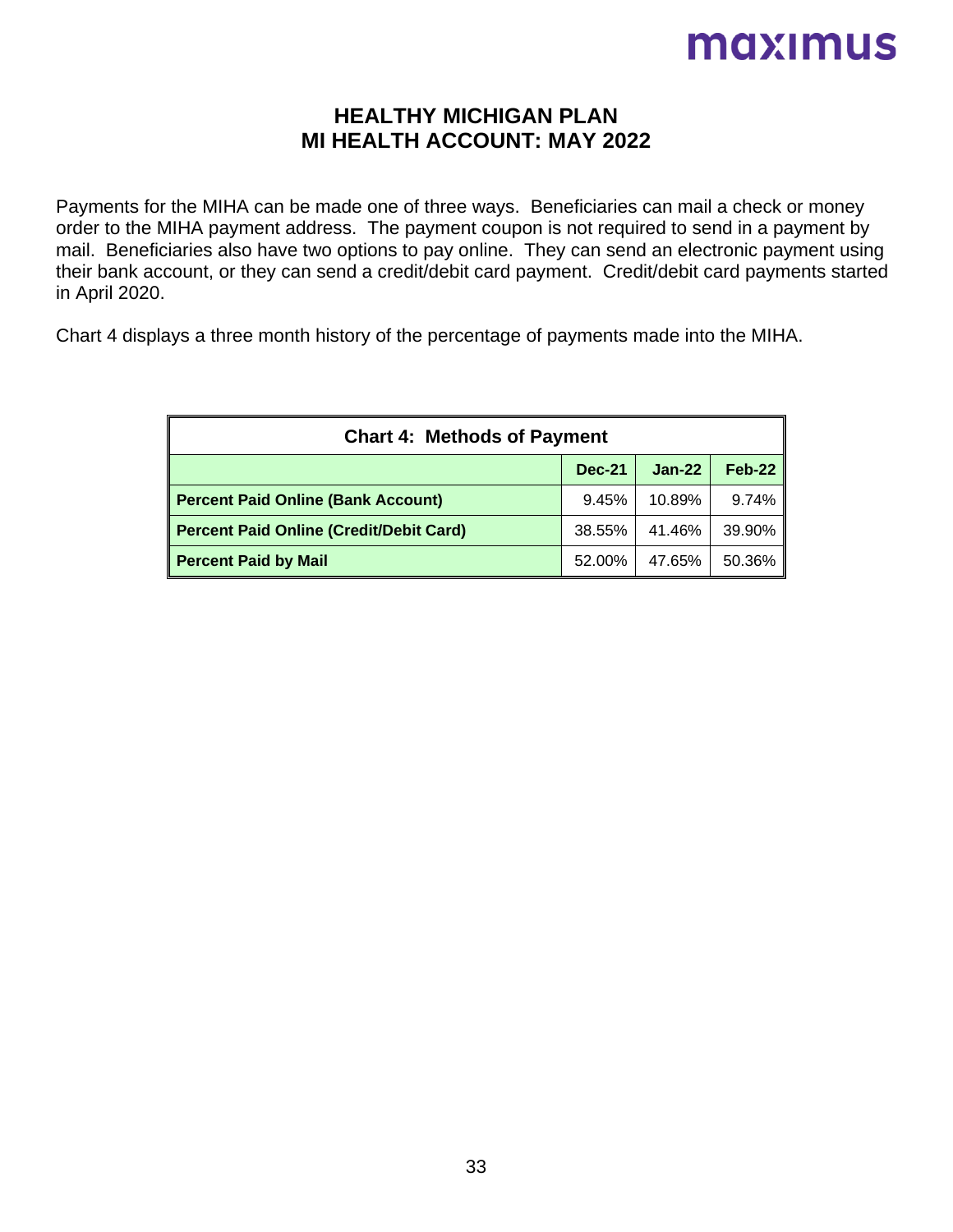# HEALTHY MICHIGAN PLAN
# MI HEALTH ACCOUNT: MAY 2022

Payments for the MIHA can be made one of three ways. Beneficiaries can mail a check or money order to the MIHA payment address. The payment coupon is not required to send in a payment by mail. Beneficiaries also have two options to pay online. They can send an electronic payment using their bank account, or they can send a credit/debit card payment. Credit/debit card payments started in April 2020.

Chart 4 displays a three month history of the percentage of payments made into the MIHA.

**Chart 4: Methods of Payment**

| | Dec-21 | Jan-22 | Feb-22 |
|---|---|---|---|
| **Percent Paid Online (Bank Account)** | 9.45% | 10.89% | 9.74% |
| **Percent Paid Online (Credit/Debit Card)** | 38.55% | 41.46% | 39.90% |
| **Percent Paid by Mail** | 52.00% | 47.65% | 50.36% |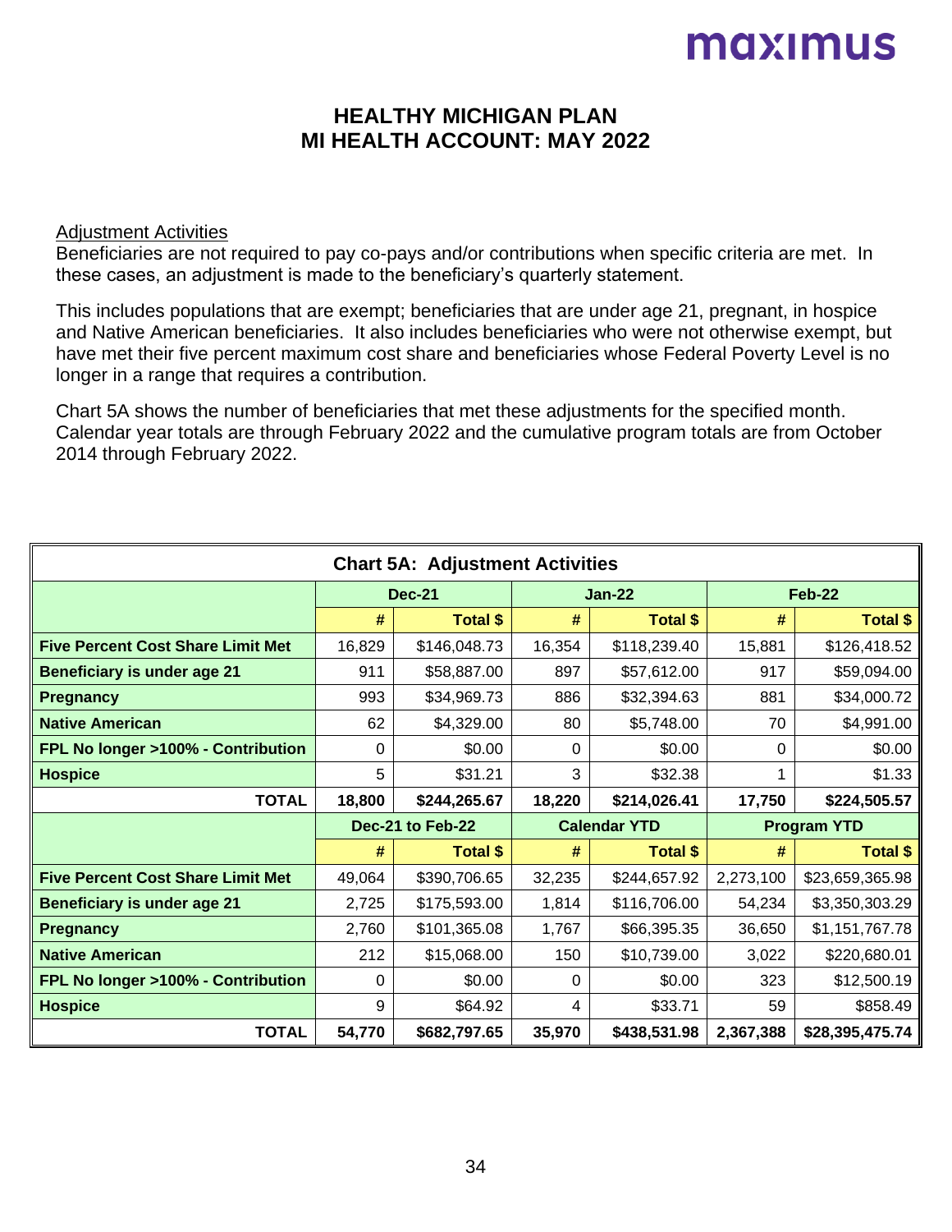# HEALTHY MICHIGAN PLAN
# MI HEALTH ACCOUNT: MAY 2022

Adjustment Activities

Beneficiaries are not required to pay co-pays and/or contributions when specific criteria are met. In these cases, an adjustment is made to the beneficiary's quarterly statement.

This includes populations that are exempt; beneficiaries that are under age 21, pregnant, in hospice and Native American beneficiaries. It also includes beneficiaries who were not otherwise exempt, but have met their five percent maximum cost share and beneficiaries whose Federal Poverty Level is no longer in a range that requires a contribution.

Chart 5A shows the number of beneficiaries that met these adjustments for the specified month. Calendar year totals are through February 2022 and the cumulative program totals are from October 2014 through February 2022.

**Chart 5A: Adjustment Activities**

| | Dec-21 | | Jan-22 | | Feb-22 | |
|---|---|---|---|---|---|---|
| | # | Total $ | # | Total $ | # | Total $ |
| **Five Percent Cost Share Limit Met** | 16,829 | $146,048.73 | 16,354 | $118,239.40 | 15,881 | $126,418.52 |
| **Beneficiary is under age 21** | 911 | $58,887.00 | 897 | $57,612.00 | 917 | $59,094.00 |
| **Pregnancy** | 993 | $34,969.73 | 886 | $32,394.63 | 881 | $34,000.72 |
| **Native American** | 62 | $4,329.00 | 80 | $5,748.00 | 70 | $4,991.00 |
| **FPL No longer >100% - Contribution** | 0 | $0.00 | 0 | $0.00 | 0 | $0.00 |
| **Hospice** | 5 | $31.21 | 3 | $32.38 | 1 | $1.33 |
| **TOTAL** | **18,800** | **$244,265.67** | **18,220** | **$214,026.41** | **17,750** | **$224,505.57** |
| | **Dec-21 to Feb-22** | | **Calendar YTD** | | **Program YTD** | |
| | # | Total $ | # | Total $ | # | Total $ |
| **Five Percent Cost Share Limit Met** | 49,064 | $390,706.65 | 32,235 | $244,657.92 | 2,273,100 | $23,659,365.98 |
| **Beneficiary is under age 21** | 2,725 | $175,593.00 | 1,814 | $116,706.00 | 54,234 | $3,350,303.29 |
| **Pregnancy** | 2,760 | $101,365.08 | 1,767 | $66,395.35 | 36,650 | $1,151,767.78 |
| **Native American** | 212 | $15,068.00 | 150 | $10,739.00 | 3,022 | $220,680.01 |
| **FPL No longer >100% - Contribution** | 0 | $0.00 | 0 | $0.00 | 323 | $12,500.19 |
| **Hospice** | 9 | $64.92 | 4 | $33.71 | 59 | $858.49 |
| **TOTAL** | **54,770** | **$682,797.65** | **35,970** | **$438,531.98** | **2,367,388** | **$28,395,475.74** |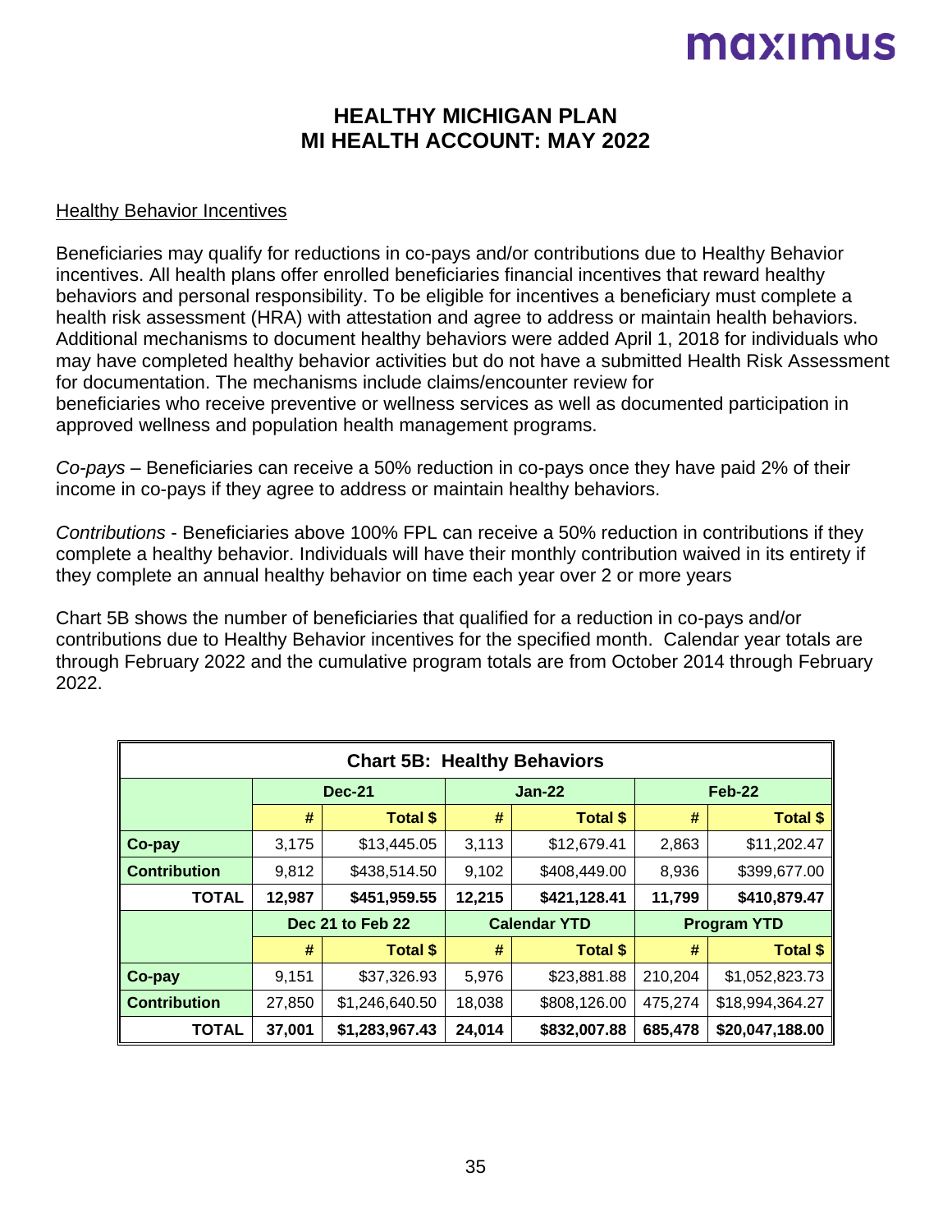# HEALTHY MICHIGAN PLAN
# MI HEALTH ACCOUNT: MAY 2022

## Healthy Behavior Incentives

Beneficiaries may qualify for reductions in co-pays and/or contributions due to Healthy Behavior incentives. All health plans offer enrolled beneficiaries financial incentives that reward healthy behaviors and personal responsibility. To be eligible for incentives a beneficiary must complete a health risk assessment (HRA) with attestation and agree to address or maintain health behaviors. Additional mechanisms to document healthy behaviors were added April 1, 2018 for individuals who may have completed healthy behavior activities but do not have a submitted Health Risk Assessment for documentation. The mechanisms include claims/encounter review for beneficiaries who receive preventive or wellness services as well as documented participation in approved wellness and population health management programs.

*Co-pays* – Beneficiaries can receive a 50% reduction in co-pays once they have paid 2% of their income in co-pays if they agree to address or maintain healthy behaviors.

*Contributions* - Beneficiaries above 100% FPL can receive a 50% reduction in contributions if they complete a healthy behavior. Individuals will have their monthly contribution waived in its entirety if they complete an annual healthy behavior on time each year over 2 or more years

Chart 5B shows the number of beneficiaries that qualified for a reduction in co-pays and/or contributions due to Healthy Behavior incentives for the specified month. Calendar year totals are through February 2022 and the cumulative program totals are from October 2014 through February 2022.

**Chart 5B: Healthy Behaviors**

| | Dec-21 | | Jan-22 | | Feb-22 | |
|---|---|---|---|---|---|---|
| | # | Total $ | # | Total $ | # | Total $ |
| **Co-pay** | 3,175 | $13,445.05 | 3,113 | $12,679.41 | 2,863 | $11,202.47 |
| **Contribution** | 9,812 | $438,514.50 | 9,102 | $408,449.00 | 8,936 | $399,677.00 |
| **TOTAL** | **12,987** | **$451,959.55** | **12,215** | **$421,128.41** | **11,799** | **$410,879.47** |
| | **Dec 21 to Feb 22** | | **Calendar YTD** | | **Program YTD** | |
| | # | Total $ | # | Total $ | # | Total $ |
| **Co-pay** | 9,151 | $37,326.93 | 5,976 | $23,881.88 | 210,204 | $1,052,823.73 |
| **Contribution** | 27,850 | $1,246,640.50 | 18,038 | $808,126.00 | 475,274 | $18,994,364.27 |
| **TOTAL** | **37,001** | **$1,283,967.43** | **24,014** | **$832,007.88** | **685,478** | **$20,047,188.00** |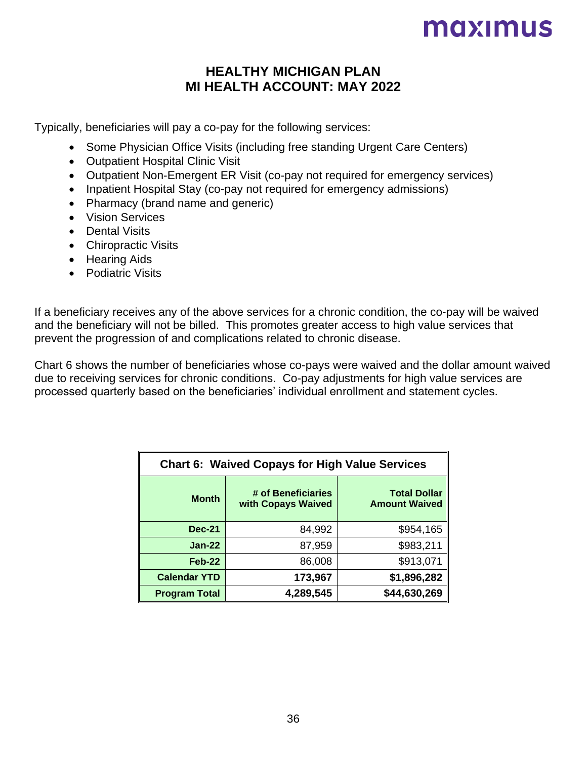# HEALTHY MICHIGAN PLAN
# MI HEALTH ACCOUNT: MAY 2022

Typically, beneficiaries will pay a co-pay for the following services:

- Some Physician Office Visits (including free standing Urgent Care Centers)
- Outpatient Hospital Clinic Visit
- Outpatient Non-Emergent ER Visit (co-pay not required for emergency services)
- Inpatient Hospital Stay (co-pay not required for emergency admissions)
- Pharmacy (brand name and generic)
- Vision Services
- Dental Visits
- Chiropractic Visits
- Hearing Aids
- Podiatric Visits

If a beneficiary receives any of the above services for a chronic condition, the co-pay will be waived and the beneficiary will not be billed. This promotes greater access to high value services that prevent the progression of and complications related to chronic disease.

Chart 6 shows the number of beneficiaries whose co-pays were waived and the dollar amount waived due to receiving services for chronic conditions. Co-pay adjustments for high value services are processed quarterly based on the beneficiaries' individual enrollment and statement cycles.

**Chart 6: Waived Copays for High Value Services**

| Month | # of Beneficiaries with Copays Waived | Total Dollar Amount Waived |
|---:|---:|---:|
| **Dec-21** | 84,992 | $954,165 |
| **Jan-22** | 87,959 | $983,211 |
| **Feb-22** | 86,008 | $913,071 |
| **Calendar YTD** | **173,967** | **$1,896,282** |
| **Program Total** | **4,289,545** | **$44,630,269** |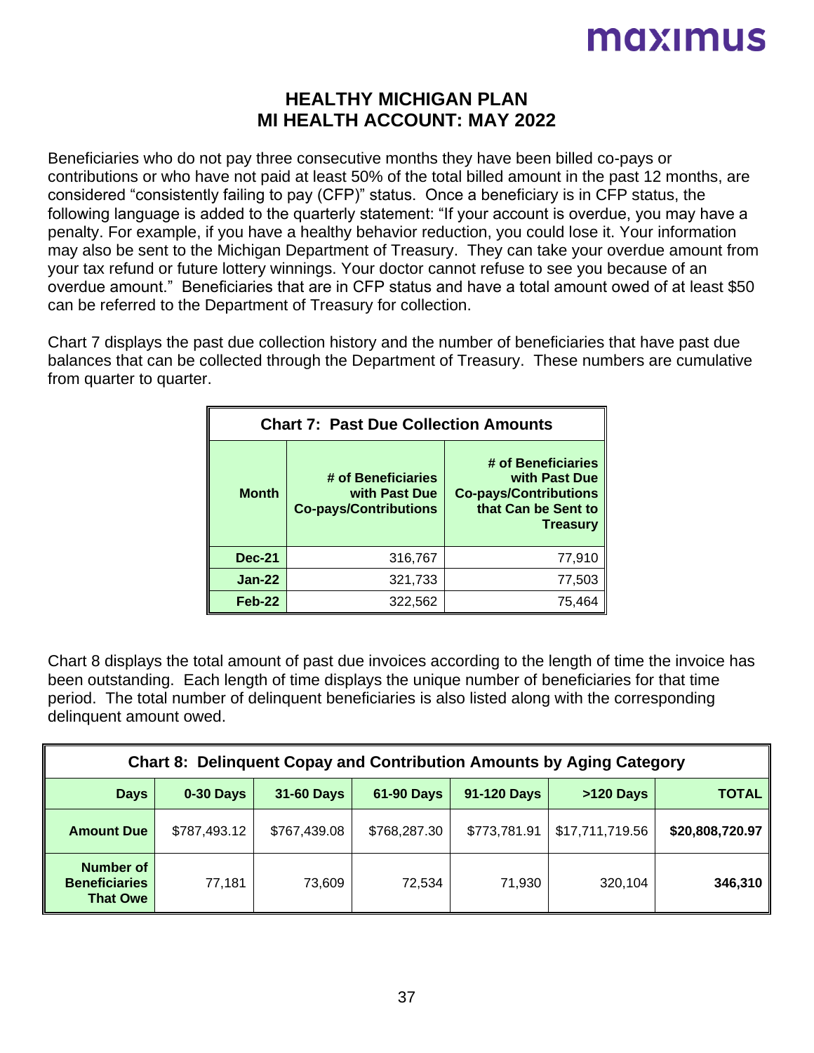# HEALTHY MICHIGAN PLAN
# MI HEALTH ACCOUNT: MAY 2022

Beneficiaries who do not pay three consecutive months they have been billed co-pays or contributions or who have not paid at least 50% of the total billed amount in the past 12 months, are considered "consistently failing to pay (CFP)" status. Once a beneficiary is in CFP status, the following language is added to the quarterly statement: "If your account is overdue, you may have a penalty. For example, if you have a healthy behavior reduction, you could lose it. Your information may also be sent to the Michigan Department of Treasury. They can take your overdue amount from your tax refund or future lottery winnings. Your doctor cannot refuse to see you because of an overdue amount." Beneficiaries that are in CFP status and have a total amount owed of at least $50 can be referred to the Department of Treasury for collection.

Chart 7 displays the past due collection history and the number of beneficiaries that have past due balances that can be collected through the Department of Treasury. These numbers are cumulative from quarter to quarter.

**Chart 7: Past Due Collection Amounts**

| Month | # of Beneficiaries with Past Due Co-pays/Contributions | # of Beneficiaries with Past Due Co-pays/Contributions that Can be Sent to Treasury |
|---|---|---|
| Dec-21 | 316,767 | 77,910 |
| Jan-22 | 321,733 | 77,503 |
| Feb-22 | 322,562 | 75,464 |

Chart 8 displays the total amount of past due invoices according to the length of time the invoice has been outstanding. Each length of time displays the unique number of beneficiaries for that time period. The total number of delinquent beneficiaries is also listed along with the corresponding delinquent amount owed.

**Chart 8: Delinquent Copay and Contribution Amounts by Aging Category**

| Days | 0-30 Days | 31-60 Days | 61-90 Days | 91-120 Days | >120 Days | TOTAL |
|---|---|---|---|---|---|---|
| Amount Due | $787,493.12 | $767,439.08 | $768,287.30 | $773,781.91 | $17,711,719.56 | **$20,808,720.97** |
| Number of Beneficiaries That Owe | 77,181 | 73,609 | 72,534 | 71,930 | 320,104 | **346,310** |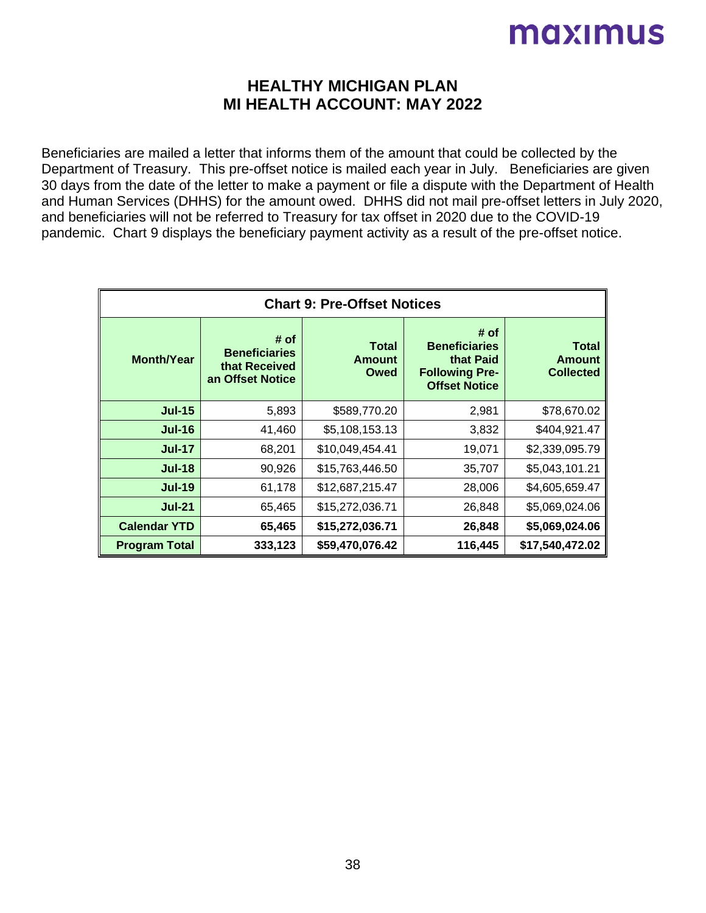# HEALTHY MICHIGAN PLAN
# MI HEALTH ACCOUNT: MAY 2022

Beneficiaries are mailed a letter that informs them of the amount that could be collected by the Department of Treasury. This pre-offset notice is mailed each year in July. Beneficiaries are given 30 days from the date of the letter to make a payment or file a dispute with the Department of Health and Human Services (DHHS) for the amount owed. DHHS did not mail pre-offset letters in July 2020, and beneficiaries will not be referred to Treasury for tax offset in 2020 due to the COVID-19 pandemic. Chart 9 displays the beneficiary payment activity as a result of the pre-offset notice.

**Chart 9: Pre-Offset Notices**

| Month/Year | # of Beneficiaries that Received an Offset Notice | Total Amount Owed | # of Beneficiaries that Paid Following Pre-Offset Notice | Total Amount Collected |
|---|---|---|---|---|
| **Jul-15** | 5,893 | $589,770.20 | 2,981 | $78,670.02 |
| **Jul-16** | 41,460 | $5,108,153.13 | 3,832 | $404,921.47 |
| **Jul-17** | 68,201 | $10,049,454.41 | 19,071 | $2,339,095.79 |
| **Jul-18** | 90,926 | $15,763,446.50 | 35,707 | $5,043,101.21 |
| **Jul-19** | 61,178 | $12,687,215.47 | 28,006 | $4,605,659.47 |
| **Jul-21** | 65,465 | $15,272,036.71 | 26,848 | $5,069,024.06 |
| **Calendar YTD** | **65,465** | **$15,272,036.71** | **26,848** | **$5,069,024.06** |
| **Program Total** | **333,123** | **$59,470,076.42** | **116,445** | **$17,540,472.02** |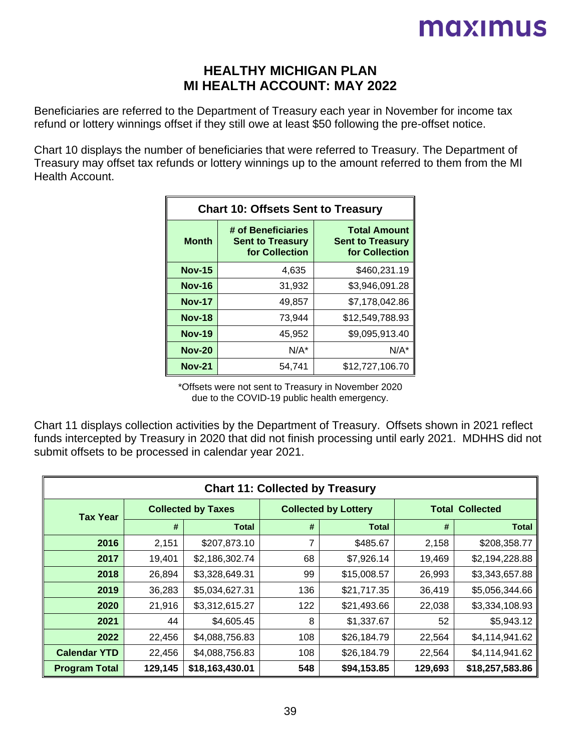# HEALTHY MICHIGAN PLAN
# MI HEALTH ACCOUNT: MAY 2022

Beneficiaries are referred to the Department of Treasury each year in November for income tax refund or lottery winnings offset if they still owe at least $50 following the pre-offset notice.

Chart 10 displays the number of beneficiaries that were referred to Treasury. The Department of Treasury may offset tax refunds or lottery winnings up to the amount referred to them from the MI Health Account.

**Chart 10: Offsets Sent to Treasury**

| Month | # of Beneficiaries Sent to Treasury for Collection | Total Amount Sent to Treasury for Collection |
|---|---|---|
| Nov-15 | 4,635 | $460,231.19 |
| Nov-16 | 31,932 | $3,946,091.28 |
| Nov-17 | 49,857 | $7,178,042.86 |
| Nov-18 | 73,944 | $12,549,788.93 |
| Nov-19 | 45,952 | $9,095,913.40 |
| Nov-20 | N/A* | N/A* |
| Nov-21 | 54,741 | $12,727,106.70 |

*Offsets were not sent to Treasury in November 2020 due to the COVID-19 public health emergency.

Chart 11 displays collection activities by the Department of Treasury. Offsets shown in 2021 reflect funds intercepted by Treasury in 2020 that did not finish processing until early 2021. MDHHS did not submit offsets to be processed in calendar year 2021.

**Chart 11: Collected by Treasury**

| Tax Year | Collected by Taxes | | Collected by Lottery | | Total Collected | |
|---|---|---|---|---|---|---|
| | # | Total | # | Total | # | Total |
| 2016 | 2,151 | $207,873.10 | 7 | $485.67 | 2,158 | $208,358.77 |
| 2017 | 19,401 | $2,186,302.74 | 68 | $7,926.14 | 19,469 | $2,194,228.88 |
| 2018 | 26,894 | $3,328,649.31 | 99 | $15,008.57 | 26,993 | $3,343,657.88 |
| 2019 | 36,283 | $5,034,627.31 | 136 | $21,717.35 | 36,419 | $5,056,344.66 |
| 2020 | 21,916 | $3,312,615.27 | 122 | $21,493.66 | 22,038 | $3,334,108.93 |
| 2021 | 44 | $4,605.45 | 8 | $1,337.67 | 52 | $5,943.12 |
| 2022 | 22,456 | $4,088,756.83 | 108 | $26,184.79 | 22,564 | $4,114,941.62 |
| **Calendar YTD** | 22,456 | $4,088,756.83 | 108 | $26,184.79 | 22,564 | $4,114,941.62 |
| **Program Total** | **129,145** | **$18,163,430.01** | **548** | **$94,153.85** | **129,693** | **$18,257,583.86** |